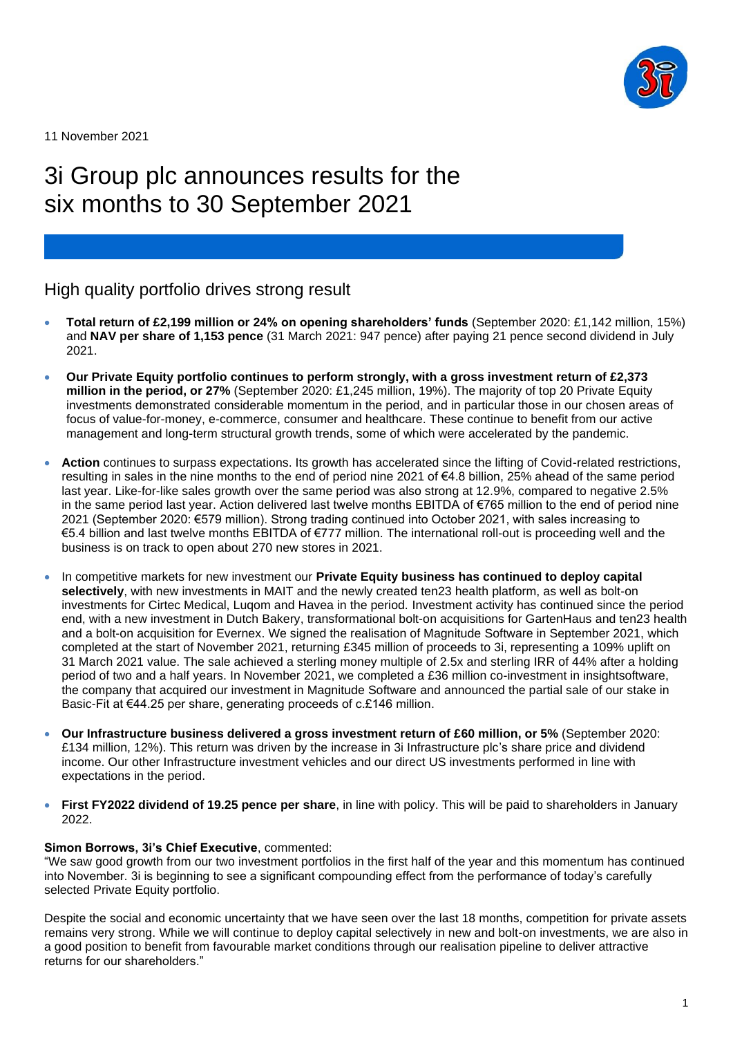11 November 2021

# 3i Group plc announces results for the six months to 30 September 2021

## High quality portfolio drives strong result

- **Total return of £2,199 million or 24% on opening shareholders' funds** (September 2020: £1,142 million, 15%) and **NAV per share of 1,153 pence** (31 March 2021: 947 pence) after paying 21 pence second dividend in July 2021.
- **Our Private Equity portfolio continues to perform strongly, with a gross investment return of £2,373 million in the period, or 27%** (September 2020: £1,245 million, 19%). The majority of top 20 Private Equity investments demonstrated considerable momentum in the period, and in particular those in our chosen areas of focus of value-for-money, e-commerce, consumer and healthcare. These continue to benefit from our active management and long-term structural growth trends, some of which were accelerated by the pandemic.
- **Action** continues to surpass expectations. Its growth has accelerated since the lifting of Covid-related restrictions, resulting in sales in the nine months to the end of period nine 2021 of €4.8 billion, 25% ahead of the same period last year. Like-for-like sales growth over the same period was also strong at 12.9%, compared to negative 2.5% in the same period last year. Action delivered last twelve months EBITDA of €765 million to the end of period nine 2021 (September 2020: €579 million). Strong trading continued into October 2021, with sales increasing to €5.4 billion and last twelve months EBITDA of €777 million. The international roll-out is proceeding well and the business is on track to open about 270 new stores in 2021.
- In competitive markets for new investment our **Private Equity business has continued to deploy capital selectively**, with new investments in MAIT and the newly created ten23 health platform, as well as bolt-on investments for Cirtec Medical, Luqom and Havea in the period. Investment activity has continued since the period end, with a new investment in Dutch Bakery, transformational bolt-on acquisitions for GartenHaus and ten23 health and a bolt-on acquisition for Evernex. We signed the realisation of Magnitude Software in September 2021, which completed at the start of November 2021, returning £345 million of proceeds to 3i, representing a 109% uplift on 31 March 2021 value. The sale achieved a sterling money multiple of 2.5x and sterling IRR of 44% after a holding period of two and a half years. In November 2021, we completed a £36 million co-investment in insightsoftware, the company that acquired our investment in Magnitude Software and announced the partial sale of our stake in Basic-Fit at €44.25 per share, generating proceeds of c.£146 million.
- **Our Infrastructure business delivered a gross investment return of £60 million, or 5%** (September 2020: £134 million, 12%). This return was driven by the increase in 3i Infrastructure plc's share price and dividend income. Our other Infrastructure investment vehicles and our direct US investments performed in line with expectations in the period.
- **First FY2022 dividend of 19.25 pence per share**, in line with policy. This will be paid to shareholders in January 2022.

**Simon Borrows, 3i's Chief Executive**, commented:
"We saw good growth from our two investment portfolios in the first half of the year and this momentum has continued into November. 3i is beginning to see a significant compounding effect from the performance of today's carefully selected Private Equity portfolio.

Despite the social and economic uncertainty that we have seen over the last 18 months, competition for private assets remains very strong. While we will continue to deploy capital selectively in new and bolt-on investments, we are also in a good position to benefit from favourable market conditions through our realisation pipeline to deliver attractive returns for our shareholders."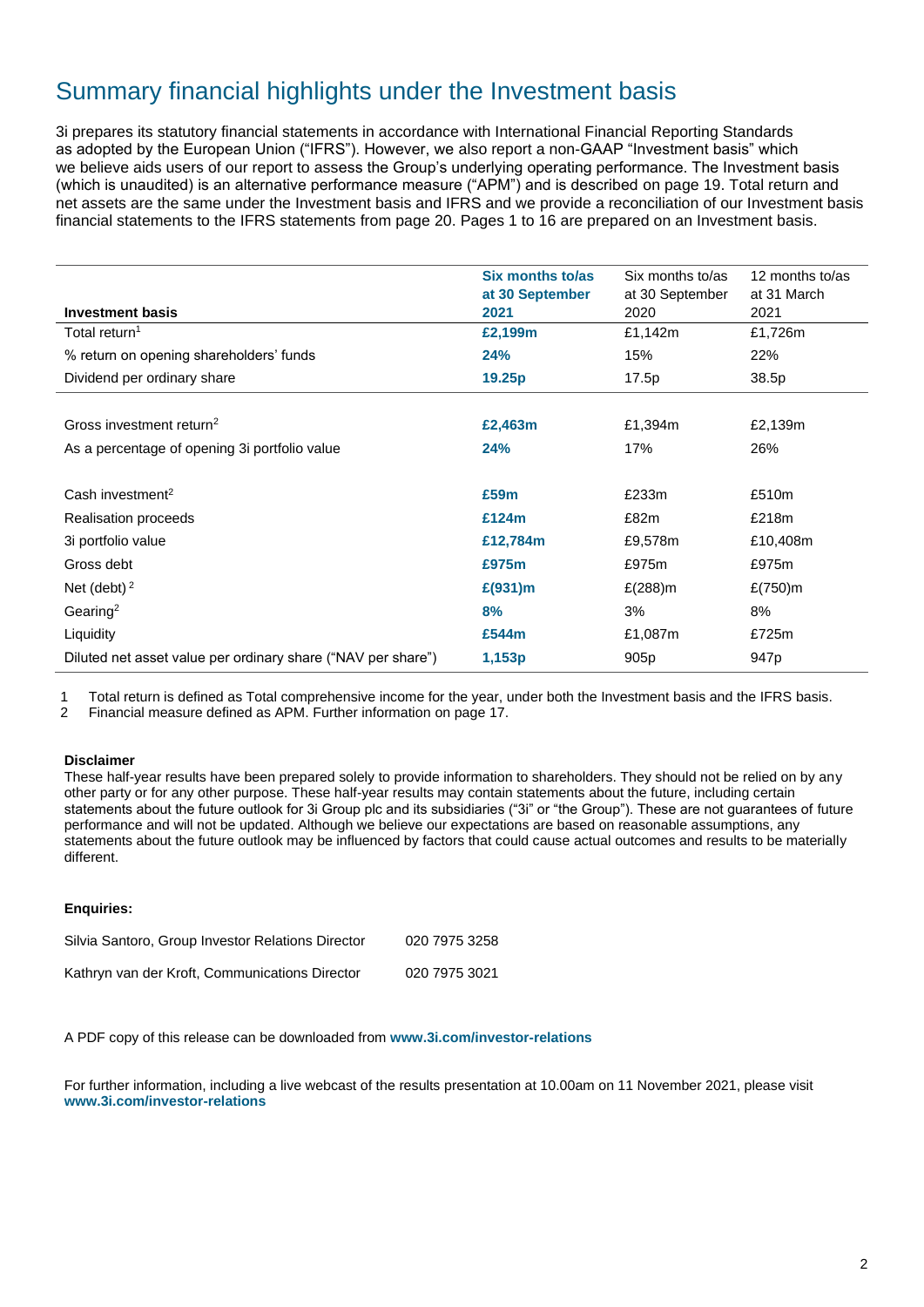# Summary financial highlights under the Investment basis

3i prepares its statutory financial statements in accordance with International Financial Reporting Standards as adopted by the European Union ("IFRS"). However, we also report a non-GAAP "Investment basis" which we believe aids users of our report to assess the Group's underlying operating performance. The Investment basis (which is unaudited) is an alternative performance measure ("APM") and is described on page 19. Total return and net assets are the same under the Investment basis and IFRS and we provide a reconciliation of our Investment basis financial statements to the IFRS statements from page 20. Pages 1 to 16 are prepared on an Investment basis.

| Investment basis | Six months to/as at 30 September 2021 | Six months to/as at 30 September 2020 | 12 months to/as at 31 March 2021 |
|---|---|---|---|
| Total return[1] | **£2,199m** | £1,142m | £1,726m |
| % return on opening shareholders' funds | **24%** | 15% | 22% |
| Dividend per ordinary share | **19.25p** | 17.5p | 38.5p |
| | | | |
| Gross investment return[2] | **£2,463m** | £1,394m | £2,139m |
| As a percentage of opening 3i portfolio value | **24%** | 17% | 26% |
| | | | |
| Cash investment[2] | **£59m** | £233m | £510m |
| Realisation proceeds | **£124m** | £82m | £218m |
| 3i portfolio value | **£12,784m** | £9,578m | £10,408m |
| Gross debt | **£975m** | £975m | £975m |
| Net (debt)[2] | **£(931)m** | £(288)m | £(750)m |
| Gearing[2] | **8%** | 3% | 8% |
| Liquidity | **£544m** | £1,087m | £725m |
| Diluted net asset value per ordinary share ("NAV per share") | **1,153p** | 905p | 947p |

1 Total return is defined as Total comprehensive income for the year, under both the Investment basis and the IFRS basis.
2 Financial measure defined as APM. Further information on page 17.

**Disclaimer**
These half-year results have been prepared solely to provide information to shareholders. They should not be relied on by any other party or for any other purpose. These half-year results may contain statements about the future, including certain statements about the future outlook for 3i Group plc and its subsidiaries ("3i" or "the Group"). These are not guarantees of future performance and will not be updated. Although we believe our expectations are based on reasonable assumptions, any statements about the future outlook may be influenced by factors that could cause actual outcomes and results to be materially different.

**Enquiries:**

| | |
|---|---|
| Silvia Santoro, Group Investor Relations Director | 020 7975 3258 |
| Kathryn van der Kroft, Communications Director | 020 7975 3021 |

A PDF copy of this release can be downloaded from **www.3i.com/investor-relations**

For further information, including a live webcast of the results presentation at 10.00am on 11 November 2021, please visit **www.3i.com/investor-relations**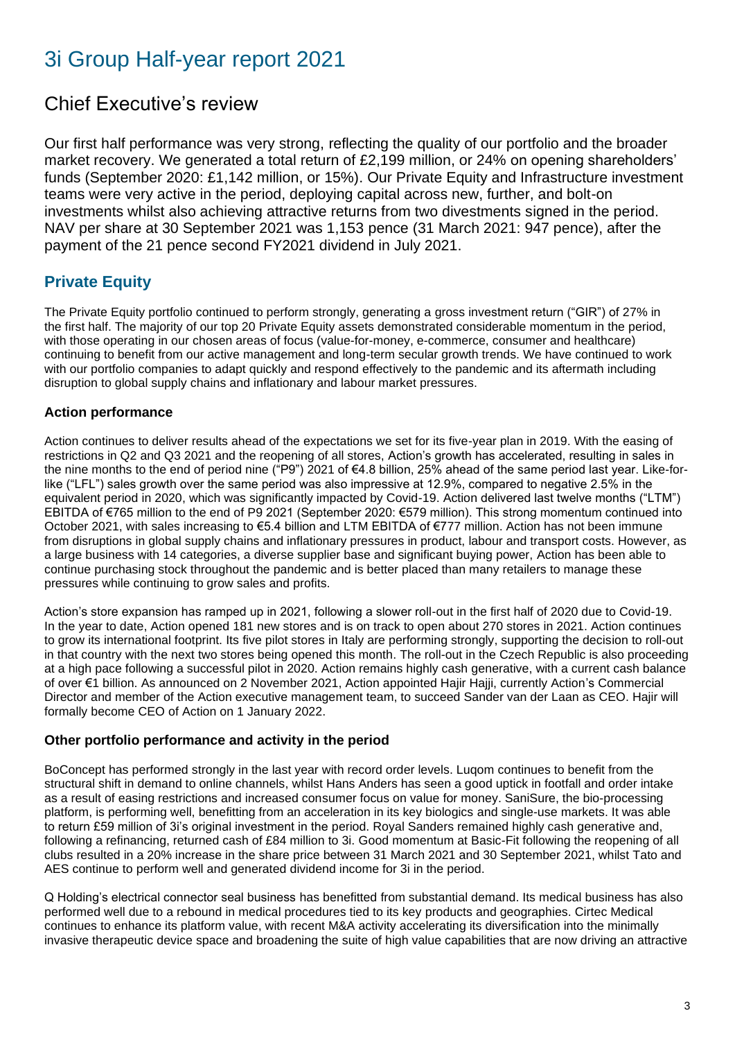# 3i Group Half-year report 2021

## Chief Executive's review

Our first half performance was very strong, reflecting the quality of our portfolio and the broader market recovery. We generated a total return of £2,199 million, or 24% on opening shareholders' funds (September 2020: £1,142 million, or 15%). Our Private Equity and Infrastructure investment teams were very active in the period, deploying capital across new, further, and bolt-on investments whilst also achieving attractive returns from two divestments signed in the period. NAV per share at 30 September 2021 was 1,153 pence (31 March 2021: 947 pence), after the payment of the 21 pence second FY2021 dividend in July 2021.

### Private Equity

The Private Equity portfolio continued to perform strongly, generating a gross investment return ("GIR") of 27% in the first half. The majority of our top 20 Private Equity assets demonstrated considerable momentum in the period, with those operating in our chosen areas of focus (value-for-money, e-commerce, consumer and healthcare) continuing to benefit from our active management and long-term secular growth trends. We have continued to work with our portfolio companies to adapt quickly and respond effectively to the pandemic and its aftermath including disruption to global supply chains and inflationary and labour market pressures.

#### Action performance

Action continues to deliver results ahead of the expectations we set for its five-year plan in 2019. With the easing of restrictions in Q2 and Q3 2021 and the reopening of all stores, Action's growth has accelerated, resulting in sales in the nine months to the end of period nine ("P9") 2021 of €4.8 billion, 25% ahead of the same period last year. Like-for-like ("LFL") sales growth over the same period was also impressive at 12.9%, compared to negative 2.5% in the equivalent period in 2020, which was significantly impacted by Covid-19. Action delivered last twelve months ("LTM") EBITDA of €765 million to the end of P9 2021 (September 2020: €579 million). This strong momentum continued into October 2021, with sales increasing to €5.4 billion and LTM EBITDA of €777 million. Action has not been immune from disruptions in global supply chains and inflationary pressures in product, labour and transport costs. However, as a large business with 14 categories, a diverse supplier base and significant buying power, Action has been able to continue purchasing stock throughout the pandemic and is better placed than many retailers to manage these pressures while continuing to grow sales and profits.

Action's store expansion has ramped up in 2021, following a slower roll-out in the first half of 2020 due to Covid-19. In the year to date, Action opened 181 new stores and is on track to open about 270 stores in 2021. Action continues to grow its international footprint. Its five pilot stores in Italy are performing strongly, supporting the decision to roll-out in that country with the next two stores being opened this month. The roll-out in the Czech Republic is also proceeding at a high pace following a successful pilot in 2020. Action remains highly cash generative, with a current cash balance of over €1 billion. As announced on 2 November 2021, Action appointed Hajir Hajji, currently Action's Commercial Director and member of the Action executive management team, to succeed Sander van der Laan as CEO. Hajir will formally become CEO of Action on 1 January 2022.

#### Other portfolio performance and activity in the period

BoConcept has performed strongly in the last year with record order levels. Luqom continues to benefit from the structural shift in demand to online channels, whilst Hans Anders has seen a good uptick in footfall and order intake as a result of easing restrictions and increased consumer focus on value for money. SaniSure, the bio-processing platform, is performing well, benefitting from an acceleration in its key biologics and single-use markets. It was able to return £59 million of 3i's original investment in the period. Royal Sanders remained highly cash generative and, following a refinancing, returned cash of £84 million to 3i. Good momentum at Basic-Fit following the reopening of all clubs resulted in a 20% increase in the share price between 31 March 2021 and 30 September 2021, whilst Tato and AES continue to perform well and generated dividend income for 3i in the period.

Q Holding's electrical connector seal business has benefitted from substantial demand. Its medical business has also performed well due to a rebound in medical procedures tied to its key products and geographies. Cirtec Medical continues to enhance its platform value, with recent M&A activity accelerating its diversification into the minimally invasive therapeutic device space and broadening the suite of high value capabilities that are now driving an attractive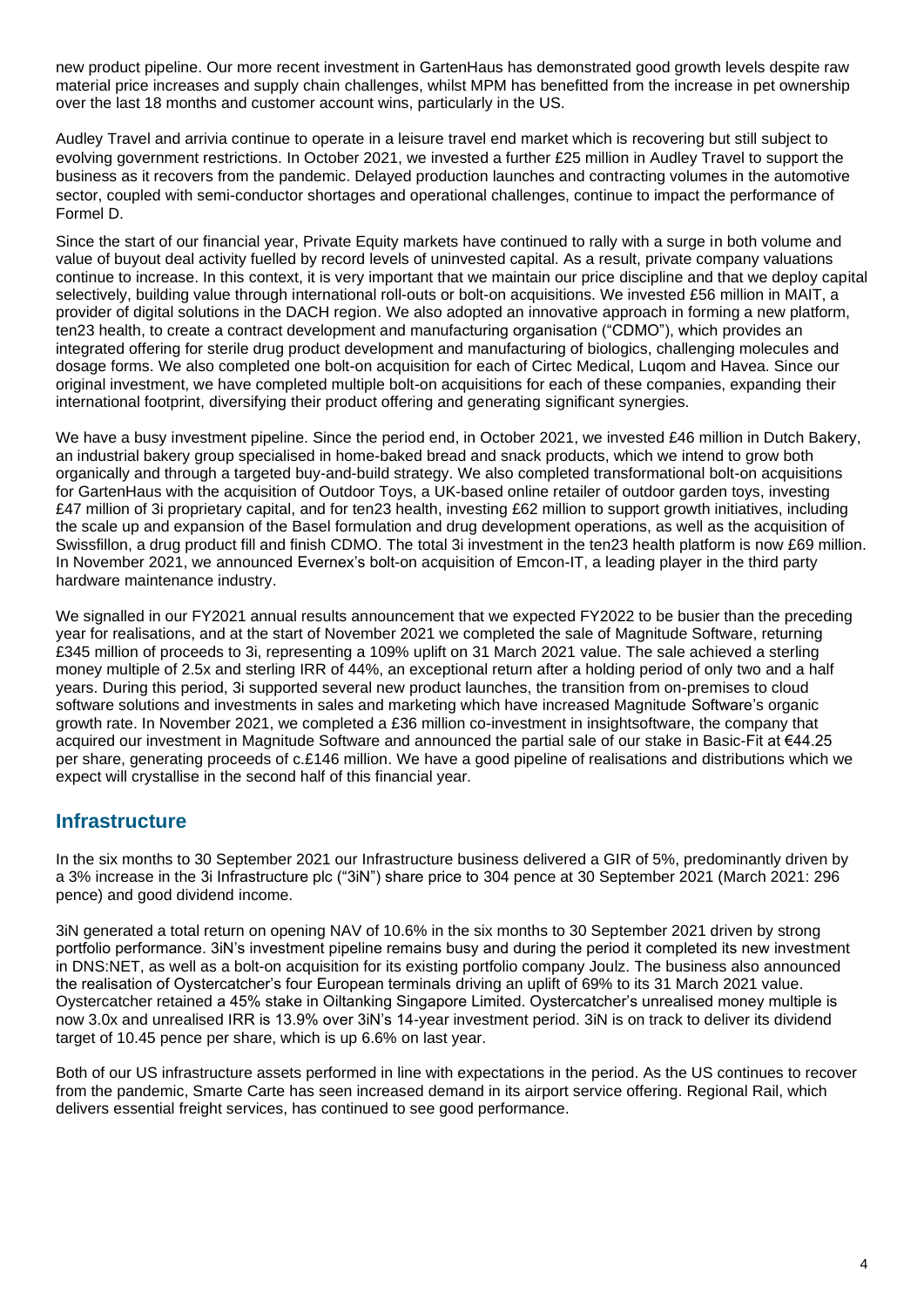new product pipeline. Our more recent investment in GartenHaus has demonstrated good growth levels despite raw material price increases and supply chain challenges, whilst MPM has benefitted from the increase in pet ownership over the last 18 months and customer account wins, particularly in the US.

Audley Travel and arrivia continue to operate in a leisure travel end market which is recovering but still subject to evolving government restrictions. In October 2021, we invested a further £25 million in Audley Travel to support the business as it recovers from the pandemic. Delayed production launches and contracting volumes in the automotive sector, coupled with semi-conductor shortages and operational challenges, continue to impact the performance of Formel D.

Since the start of our financial year, Private Equity markets have continued to rally with a surge in both volume and value of buyout deal activity fuelled by record levels of uninvested capital. As a result, private company valuations continue to increase. In this context, it is very important that we maintain our price discipline and that we deploy capital selectively, building value through international roll-outs or bolt-on acquisitions. We invested £56 million in MAIT, a provider of digital solutions in the DACH region. We also adopted an innovative approach in forming a new platform, ten23 health, to create a contract development and manufacturing organisation ("CDMO"), which provides an integrated offering for sterile drug product development and manufacturing of biologics, challenging molecules and dosage forms. We also completed one bolt-on acquisition for each of Cirtec Medical, Luqom and Havea. Since our original investment, we have completed multiple bolt-on acquisitions for each of these companies, expanding their international footprint, diversifying their product offering and generating significant synergies.

We have a busy investment pipeline. Since the period end, in October 2021, we invested £46 million in Dutch Bakery, an industrial bakery group specialised in home-baked bread and snack products, which we intend to grow both organically and through a targeted buy-and-build strategy. We also completed transformational bolt-on acquisitions for GartenHaus with the acquisition of Outdoor Toys, a UK-based online retailer of outdoor garden toys, investing £47 million of 3i proprietary capital, and for ten23 health, investing £62 million to support growth initiatives, including the scale up and expansion of the Basel formulation and drug development operations, as well as the acquisition of Swissfillon, a drug product fill and finish CDMO. The total 3i investment in the ten23 health platform is now £69 million. In November 2021, we announced Evernex's bolt-on acquisition of Emcon-IT, a leading player in the third party hardware maintenance industry.

We signalled in our FY2021 annual results announcement that we expected FY2022 to be busier than the preceding year for realisations, and at the start of November 2021 we completed the sale of Magnitude Software, returning £345 million of proceeds to 3i, representing a 109% uplift on 31 March 2021 value. The sale achieved a sterling money multiple of 2.5x and sterling IRR of 44%, an exceptional return after a holding period of only two and a half years. During this period, 3i supported several new product launches, the transition from on-premises to cloud software solutions and investments in sales and marketing which have increased Magnitude Software's organic growth rate. In November 2021, we completed a £36 million co-investment in insightsoftware, the company that acquired our investment in Magnitude Software and announced the partial sale of our stake in Basic-Fit at €44.25 per share, generating proceeds of c.£146 million. We have a good pipeline of realisations and distributions which we expect will crystallise in the second half of this financial year.

## Infrastructure

In the six months to 30 September 2021 our Infrastructure business delivered a GIR of 5%, predominantly driven by a 3% increase in the 3i Infrastructure plc ("3iN") share price to 304 pence at 30 September 2021 (March 2021: 296 pence) and good dividend income.

3iN generated a total return on opening NAV of 10.6% in the six months to 30 September 2021 driven by strong portfolio performance. 3iN's investment pipeline remains busy and during the period it completed its new investment in DNS:NET, as well as a bolt-on acquisition for its existing portfolio company Joulz. The business also announced the realisation of Oystercatcher's four European terminals driving an uplift of 69% to its 31 March 2021 value. Oystercatcher retained a 45% stake in Oiltanking Singapore Limited. Oystercatcher's unrealised money multiple is now 3.0x and unrealised IRR is 13.9% over 3iN's 14-year investment period. 3iN is on track to deliver its dividend target of 10.45 pence per share, which is up 6.6% on last year.

Both of our US infrastructure assets performed in line with expectations in the period. As the US continues to recover from the pandemic, Smarte Carte has seen increased demand in its airport service offering. Regional Rail, which delivers essential freight services, has continued to see good performance.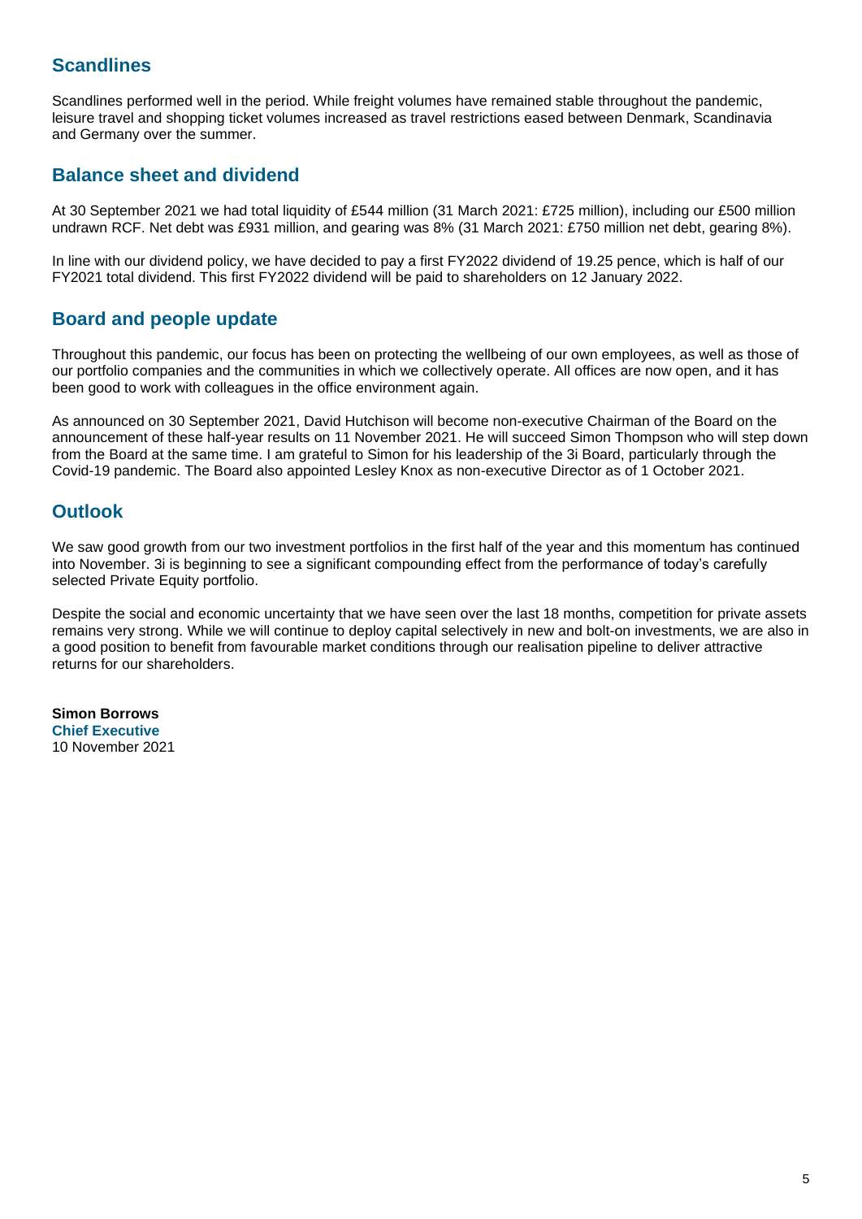## Scandlines

Scandlines performed well in the period. While freight volumes have remained stable throughout the pandemic, leisure travel and shopping ticket volumes increased as travel restrictions eased between Denmark, Scandinavia and Germany over the summer.

## Balance sheet and dividend

At 30 September 2021 we had total liquidity of £544 million (31 March 2021: £725 million), including our £500 million undrawn RCF. Net debt was £931 million, and gearing was 8% (31 March 2021: £750 million net debt, gearing 8%).

In line with our dividend policy, we have decided to pay a first FY2022 dividend of 19.25 pence, which is half of our FY2021 total dividend. This first FY2022 dividend will be paid to shareholders on 12 January 2022.

## Board and people update

Throughout this pandemic, our focus has been on protecting the wellbeing of our own employees, as well as those of our portfolio companies and the communities in which we collectively operate. All offices are now open, and it has been good to work with colleagues in the office environment again.

As announced on 30 September 2021, David Hutchison will become non-executive Chairman of the Board on the announcement of these half-year results on 11 November 2021. He will succeed Simon Thompson who will step down from the Board at the same time. I am grateful to Simon for his leadership of the 3i Board, particularly through the Covid-19 pandemic. The Board also appointed Lesley Knox as non-executive Director as of 1 October 2021.

## Outlook

We saw good growth from our two investment portfolios in the first half of the year and this momentum has continued into November. 3i is beginning to see a significant compounding effect from the performance of today's carefully selected Private Equity portfolio.

Despite the social and economic uncertainty that we have seen over the last 18 months, competition for private assets remains very strong. While we will continue to deploy capital selectively in new and bolt-on investments, we are also in a good position to benefit from favourable market conditions through our realisation pipeline to deliver attractive returns for our shareholders.

**Simon Borrows**
**Chief Executive**
10 November 2021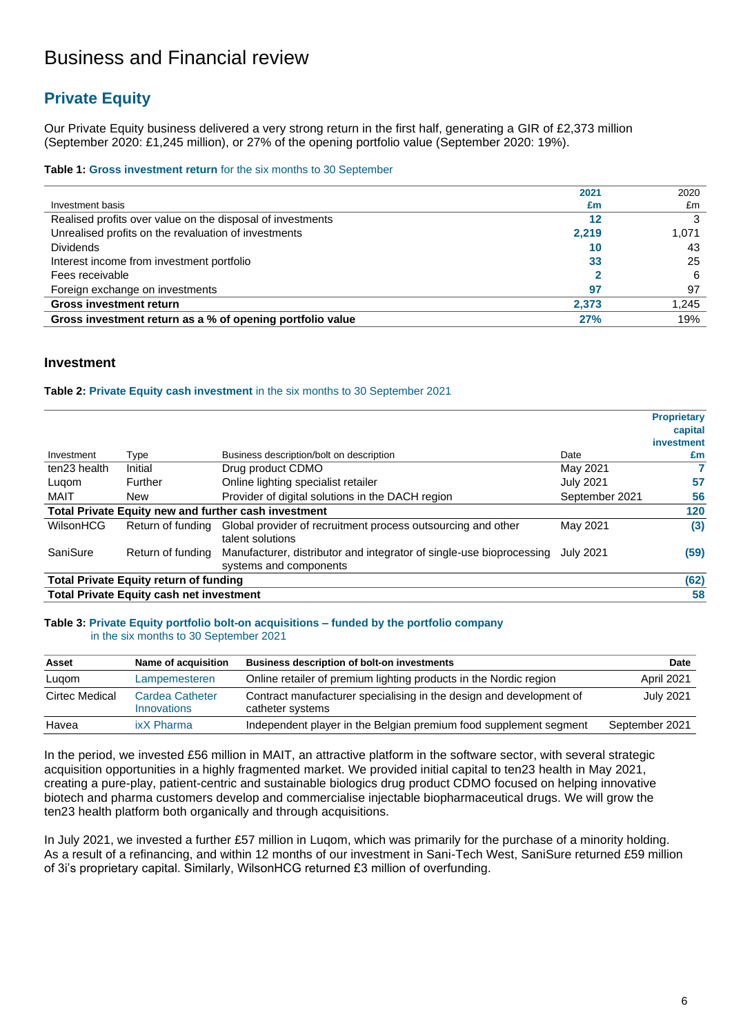# Business and Financial review

## Private Equity

Our Private Equity business delivered a very strong return in the first half, generating a GIR of £2,373 million (September 2020: £1,245 million), or 27% of the opening portfolio value (September 2020: 19%).

**Table 1: Gross investment return for the six months to 30 September**

| Investment basis | 2021 £m | 2020 £m |
|---|---|---|
| Realised profits over value on the disposal of investments | 12 | 3 |
| Unrealised profits on the revaluation of investments | 2,219 | 1,071 |
| Dividends | 10 | 43 |
| Interest income from investment portfolio | 33 | 25 |
| Fees receivable | 2 | 6 |
| Foreign exchange on investments | 97 | 97 |
| **Gross investment return** | **2,373** | **1,245** |
| **Gross investment return as a % of opening portfolio value** | **27%** | **19%** |

### Investment

**Table 2: Private Equity cash investment in the six months to 30 September 2021**

| Investment | Type | Business description/bolt on description | Date | Proprietary capital investment £m |
|---|---|---|---|---|
| ten23 health | Initial | Drug product CDMO | May 2021 | 7 |
| Luqom | Further | Online lighting specialist retailer | July 2021 | 57 |
| MAIT | New | Provider of digital solutions in the DACH region | September 2021 | 56 |
| **Total Private Equity new and further cash investment** | | | | **120** |
| WilsonHCG | Return of funding | Global provider of recruitment process outsourcing and other talent solutions | May 2021 | (3) |
| SaniSure | Return of funding | Manufacturer, distributor and integrator of single-use bioprocessing systems and components | July 2021 | (59) |
| **Total Private Equity return of funding** | | | | **(62)** |
| **Total Private Equity cash net investment** | | | | **58** |

**Table 3: Private Equity portfolio bolt-on acquisitions – funded by the portfolio company in the six months to 30 September 2021**

| Asset | Name of acquisition | Business description of bolt-on investments | Date |
|---|---|---|---|
| Luqom | Lampemesteren | Online retailer of premium lighting products in the Nordic region | April 2021 |
| Cirtec Medical | Cardea Catheter Innovations | Contract manufacturer specialising in the design and development of catheter systems | July 2021 |
| Havea | ixX Pharma | Independent player in the Belgian premium food supplement segment | September 2021 |

In the period, we invested £56 million in MAIT, an attractive platform in the software sector, with several strategic acquisition opportunities in a highly fragmented market. We provided initial capital to ten23 health in May 2021, creating a pure-play, patient-centric and sustainable biologics drug product CDMO focused on helping innovative biotech and pharma customers develop and commercialise injectable biopharmaceutical drugs. We will grow the ten23 health platform both organically and through acquisitions.

In July 2021, we invested a further £57 million in Luqom, which was primarily for the purchase of a minority holding. As a result of a refinancing, and within 12 months of our investment in Sani-Tech West, SaniSure returned £59 million of 3i's proprietary capital. Similarly, WilsonHCG returned £3 million of overfunding.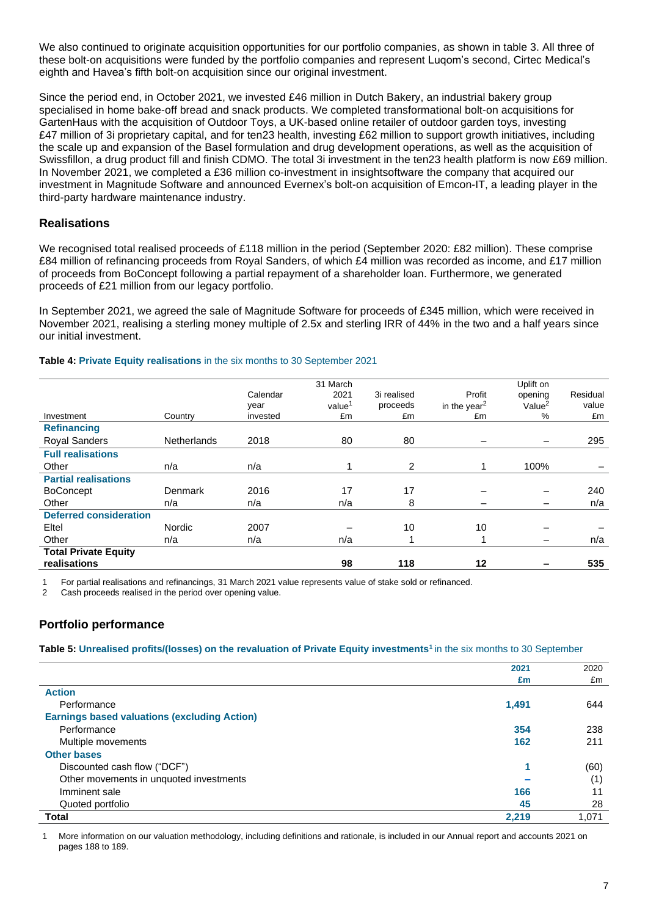We also continued to originate acquisition opportunities for our portfolio companies, as shown in table 3. All three of these bolt-on acquisitions were funded by the portfolio companies and represent Luqom's second, Cirtec Medical's eighth and Havea's fifth bolt-on acquisition since our original investment.

Since the period end, in October 2021, we invested £46 million in Dutch Bakery, an industrial bakery group specialised in home bake-off bread and snack products. We completed transformational bolt-on acquisitions for GartenHaus with the acquisition of Outdoor Toys, a UK-based online retailer of outdoor garden toys, investing £47 million of 3i proprietary capital, and for ten23 health, investing £62 million to support growth initiatives, including the scale up and expansion of the Basel formulation and drug development operations, as well as the acquisition of Swissfillon, a drug product fill and finish CDMO. The total 3i investment in the ten23 health platform is now £69 million. In November 2021, we completed a £36 million co-investment in insightsoftware the company that acquired our investment in Magnitude Software and announced Evernex's bolt-on acquisition of Emcon-IT, a leading player in the third-party hardware maintenance industry.

## Realisations

We recognised total realised proceeds of £118 million in the period (September 2020: £82 million). These comprise £84 million of refinancing proceeds from Royal Sanders, of which £4 million was recorded as income, and £17 million of proceeds from BoConcept following a partial repayment of a shareholder loan. Furthermore, we generated proceeds of £21 million from our legacy portfolio.

In September 2021, we agreed the sale of Magnitude Software for proceeds of £345 million, which were received in November 2021, realising a sterling money multiple of 2.5x and sterling IRR of 44% in the two and a half years since our initial investment.

**Table 4: Private Equity realisations** in the six months to 30 September 2021

| Investment | Country | Calendar year invested | 31 March 2021 value[1] £m | 3i realised proceeds £m | Profit in the year[2] £m | Uplift on opening Value[2] % | Residual value £m |
|---|---|---|---|---|---|---|---|
| **Refinancing** | | | | | | | |
| Royal Sanders | Netherlands | 2018 | 80 | 80 | – | – | 295 |
| **Full realisations** | | | | | | | |
| Other | n/a | n/a | 1 | 2 | 1 | 100% | – |
| **Partial realisations** | | | | | | | |
| BoConcept | Denmark | 2016 | 17 | 17 | – | – | 240 |
| Other | n/a | n/a | n/a | 8 | – | – | n/a |
| **Deferred consideration** | | | | | | | |
| Eltel | Nordic | 2007 | – | 10 | 10 | – | – |
| Other | n/a | n/a | n/a | 1 | 1 | – | n/a |
| **Total Private Equity realisations** | | | **98** | **118** | **12** | **–** | **535** |

1 For partial realisations and refinancings, 31 March 2021 value represents value of stake sold or refinanced.
2 Cash proceeds realised in the period over opening value.

## Portfolio performance

**Table 5: Unrealised profits/(losses) on the revaluation of Private Equity investments[1]** in the six months to 30 September

| | 2021 £m | 2020 £m |
|---|---|---|
| **Action** | | |
| Performance | 1,491 | 644 |
| **Earnings based valuations (excluding Action)** | | |
| Performance | 354 | 238 |
| Multiple movements | 162 | 211 |
| **Other bases** | | |
| Discounted cash flow ("DCF") | 1 | (60) |
| Other movements in unquoted investments | – | (1) |
| Imminent sale | 166 | 11 |
| Quoted portfolio | 45 | 28 |
| **Total** | **2,219** | **1,071** |

1 More information on our valuation methodology, including definitions and rationale, is included in our Annual report and accounts 2021 on pages 188 to 189.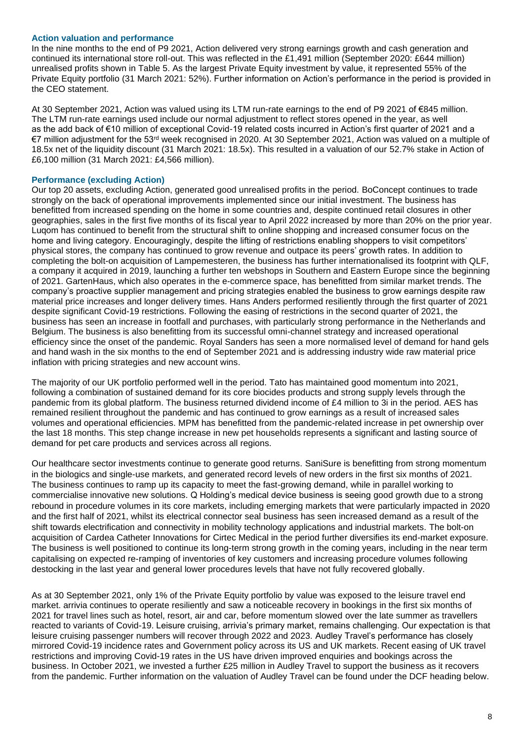### Action valuation and performance

In the nine months to the end of P9 2021, Action delivered very strong earnings growth and cash generation and continued its international store roll-out. This was reflected in the £1,491 million (September 2020: £644 million) unrealised profits shown in Table 5. As the largest Private Equity investment by value, it represented 55% of the Private Equity portfolio (31 March 2021: 52%). Further information on Action's performance in the period is provided in the CEO statement.

At 30 September 2021, Action was valued using its LTM run-rate earnings to the end of P9 2021 of €845 million. The LTM run-rate earnings used include our normal adjustment to reflect stores opened in the year, as well as the add back of €10 million of exceptional Covid-19 related costs incurred in Action's first quarter of 2021 and a €7 million adjustment for the 53rd week recognised in 2020. At 30 September 2021, Action was valued on a multiple of 18.5x net of the liquidity discount (31 March 2021: 18.5x). This resulted in a valuation of our 52.7% stake in Action of £6,100 million (31 March 2021: £4,566 million).

### Performance (excluding Action)

Our top 20 assets, excluding Action, generated good unrealised profits in the period. BoConcept continues to trade strongly on the back of operational improvements implemented since our initial investment. The business has benefitted from increased spending on the home in some countries and, despite continued retail closures in other geographies, sales in the first five months of its fiscal year to April 2022 increased by more than 20% on the prior year. Luqom has continued to benefit from the structural shift to online shopping and increased consumer focus on the home and living category. Encouragingly, despite the lifting of restrictions enabling shoppers to visit competitors' physical stores, the company has continued to grow revenue and outpace its peers' growth rates. In addition to completing the bolt-on acquisition of Lampemesteren, the business has further internationalised its footprint with QLF, a company it acquired in 2019, launching a further ten webshops in Southern and Eastern Europe since the beginning of 2021. GartenHaus, which also operates in the e-commerce space, has benefitted from similar market trends. The company's proactive supplier management and pricing strategies enabled the business to grow earnings despite raw material price increases and longer delivery times. Hans Anders performed resiliently through the first quarter of 2021 despite significant Covid-19 restrictions. Following the easing of restrictions in the second quarter of 2021, the business has seen an increase in footfall and purchases, with particularly strong performance in the Netherlands and Belgium. The business is also benefitting from its successful omni-channel strategy and increased operational efficiency since the onset of the pandemic. Royal Sanders has seen a more normalised level of demand for hand gels and hand wash in the six months to the end of September 2021 and is addressing industry wide raw material price inflation with pricing strategies and new account wins.

The majority of our UK portfolio performed well in the period. Tato has maintained good momentum into 2021, following a combination of sustained demand for its core biocides products and strong supply levels through the pandemic from its global platform. The business returned dividend income of £4 million to 3i in the period. AES has remained resilient throughout the pandemic and has continued to grow earnings as a result of increased sales volumes and operational efficiencies. MPM has benefitted from the pandemic-related increase in pet ownership over the last 18 months. This step change increase in new pet households represents a significant and lasting source of demand for pet care products and services across all regions.

Our healthcare sector investments continue to generate good returns. SaniSure is benefitting from strong momentum in the biologics and single-use markets, and generated record levels of new orders in the first six months of 2021. The business continues to ramp up its capacity to meet the fast-growing demand, while in parallel working to commercialise innovative new solutions. Q Holding's medical device business is seeing good growth due to a strong rebound in procedure volumes in its core markets, including emerging markets that were particularly impacted in 2020 and the first half of 2021, whilst its electrical connector seal business has seen increased demand as a result of the shift towards electrification and connectivity in mobility technology applications and industrial markets. The bolt-on acquisition of Cardea Catheter Innovations for Cirtec Medical in the period further diversifies its end-market exposure. The business is well positioned to continue its long-term strong growth in the coming years, including in the near term capitalising on expected re-ramping of inventories of key customers and increasing procedure volumes following destocking in the last year and general lower procedures levels that have not fully recovered globally.

As at 30 September 2021, only 1% of the Private Equity portfolio by value was exposed to the leisure travel end market. arrivia continues to operate resiliently and saw a noticeable recovery in bookings in the first six months of 2021 for travel lines such as hotel, resort, air and car, before momentum slowed over the late summer as travellers reacted to variants of Covid-19. Leisure cruising, arrivia's primary market, remains challenging. Our expectation is that leisure cruising passenger numbers will recover through 2022 and 2023. Audley Travel's performance has closely mirrored Covid-19 incidence rates and Government policy across its US and UK markets. Recent easing of UK travel restrictions and improving Covid-19 rates in the US have driven improved enquiries and bookings across the business. In October 2021, we invested a further £25 million in Audley Travel to support the business as it recovers from the pandemic. Further information on the valuation of Audley Travel can be found under the DCF heading below.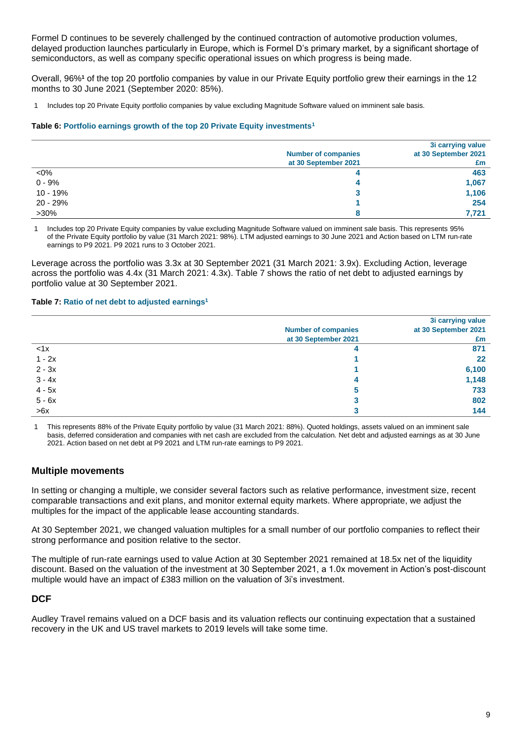Formel D continues to be severely challenged by the continued contraction of automotive production volumes, delayed production launches particularly in Europe, which is Formel D's primary market, by a significant shortage of semiconductors, as well as company specific operational issues on which progress is being made.

Overall, 96%[1] of the top 20 portfolio companies by value in our Private Equity portfolio grew their earnings in the 12 months to 30 June 2021 (September 2020: 85%).

1 Includes top 20 Private Equity portfolio companies by value excluding Magnitude Software valued on imminent sale basis.

**Table 6: Portfolio earnings growth of the top 20 Private Equity investments[1]**

| | Number of companies at 30 September 2021 | 3i carrying value at 30 September 2021 £m |
|---|---|---|
| <0% | 4 | 463 |
| 0 - 9% | 4 | 1,067 |
| 10 - 19% | 3 | 1,106 |
| 20 - 29% | 1 | 254 |
| >30% | 8 | 7,721 |

1 Includes top 20 Private Equity companies by value excluding Magnitude Software valued on imminent sale basis. This represents 95% of the Private Equity portfolio by value (31 March 2021: 98%). LTM adjusted earnings to 30 June 2021 and Action based on LTM run-rate earnings to P9 2021. P9 2021 runs to 3 October 2021.

Leverage across the portfolio was 3.3x at 30 September 2021 (31 March 2021: 3.9x). Excluding Action, leverage across the portfolio was 4.4x (31 March 2021: 4.3x). Table 7 shows the ratio of net debt to adjusted earnings by portfolio value at 30 September 2021.

**Table 7: Ratio of net debt to adjusted earnings[1]**

| | Number of companies at 30 September 2021 | 3i carrying value at 30 September 2021 £m |
|---|---|---|
| <1x | 4 | 871 |
| 1 - 2x | 1 | 22 |
| 2 - 3x | 1 | 6,100 |
| 3 - 4x | 4 | 1,148 |
| 4 - 5x | 5 | 733 |
| 5 - 6x | 3 | 802 |
| >6x | 3 | 144 |

1 This represents 88% of the Private Equity portfolio by value (31 March 2021: 88%). Quoted holdings, assets valued on an imminent sale basis, deferred consideration and companies with net cash are excluded from the calculation. Net debt and adjusted earnings as at 30 June 2021. Action based on net debt at P9 2021 and LTM run-rate earnings to P9 2021.

## Multiple movements

In setting or changing a multiple, we consider several factors such as relative performance, investment size, recent comparable transactions and exit plans, and monitor external equity markets. Where appropriate, we adjust the multiples for the impact of the applicable lease accounting standards.

At 30 September 2021, we changed valuation multiples for a small number of our portfolio companies to reflect their strong performance and position relative to the sector.

The multiple of run-rate earnings used to value Action at 30 September 2021 remained at 18.5x net of the liquidity discount. Based on the valuation of the investment at 30 September 2021, a 1.0x movement in Action's post-discount multiple would have an impact of £383 million on the valuation of 3i's investment.

## DCF

Audley Travel remains valued on a DCF basis and its valuation reflects our continuing expectation that a sustained recovery in the UK and US travel markets to 2019 levels will take some time.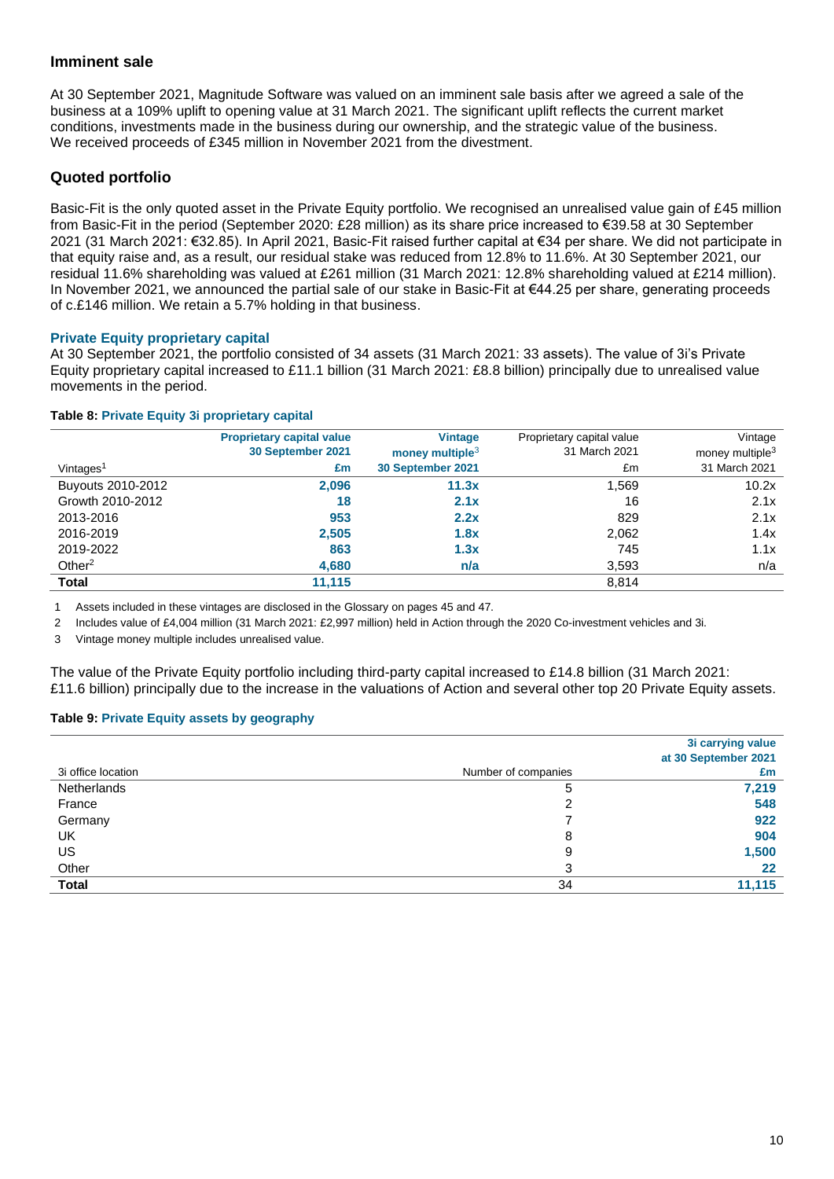## Imminent sale

At 30 September 2021, Magnitude Software was valued on an imminent sale basis after we agreed a sale of the business at a 109% uplift to opening value at 31 March 2021. The significant uplift reflects the current market conditions, investments made in the business during our ownership, and the strategic value of the business. We received proceeds of £345 million in November 2021 from the divestment.

## Quoted portfolio

Basic-Fit is the only quoted asset in the Private Equity portfolio. We recognised an unrealised value gain of £45 million from Basic-Fit in the period (September 2020: £28 million) as its share price increased to €39.58 at 30 September 2021 (31 March 2021: €32.85). In April 2021, Basic-Fit raised further capital at €34 per share. We did not participate in that equity raise and, as a result, our residual stake was reduced from 12.8% to 11.6%. At 30 September 2021, our residual 11.6% shareholding was valued at £261 million (31 March 2021: 12.8% shareholding valued at £214 million). In November 2021, we announced the partial sale of our stake in Basic-Fit at €44.25 per share, generating proceeds of c.£146 million. We retain a 5.7% holding in that business.

### Private Equity proprietary capital

At 30 September 2021, the portfolio consisted of 34 assets (31 March 2021: 33 assets). The value of 3i's Private Equity proprietary capital increased to £11.1 billion (31 March 2021: £8.8 billion) principally due to unrealised value movements in the period.

**Table 8: Private Equity 3i proprietary capital**

| Vintages[1] | Proprietary capital value 30 September 2021 £m | Vintage money multiple[3] 30 September 2021 | Proprietary capital value 31 March 2021 £m | Vintage money multiple[3] 31 March 2021 |
|---|---|---|---|---|
| Buyouts 2010-2012 | **2,096** | **11.3x** | 1,569 | 10.2x |
| Growth 2010-2012 | **18** | **2.1x** | 16 | 2.1x |
| 2013-2016 | **953** | **2.2x** | 829 | 2.1x |
| 2016-2019 | **2,505** | **1.8x** | 2,062 | 1.4x |
| 2019-2022 | **863** | **1.3x** | 745 | 1.1x |
| Other[2] | **4,680** | **n/a** | 3,593 | n/a |
| **Total** | **11,115** | | 8,814 | |

1 Assets included in these vintages are disclosed in the Glossary on pages 45 and 47.

2 Includes value of £4,004 million (31 March 2021: £2,997 million) held in Action through the 2020 Co-investment vehicles and 3i.

3 Vintage money multiple includes unrealised value.

The value of the Private Equity portfolio including third-party capital increased to £14.8 billion (31 March 2021: £11.6 billion) principally due to the increase in the valuations of Action and several other top 20 Private Equity assets.

**Table 9: Private Equity assets by geography**

| 3i office location | Number of companies | 3i carrying value at 30 September 2021 £m |
|---|---|---|
| Netherlands | 5 | **7,219** |
| France | 2 | **548** |
| Germany | 7 | **922** |
| UK | 8 | **904** |
| US | 9 | **1,500** |
| Other | 3 | **22** |
| **Total** | 34 | **11,115** |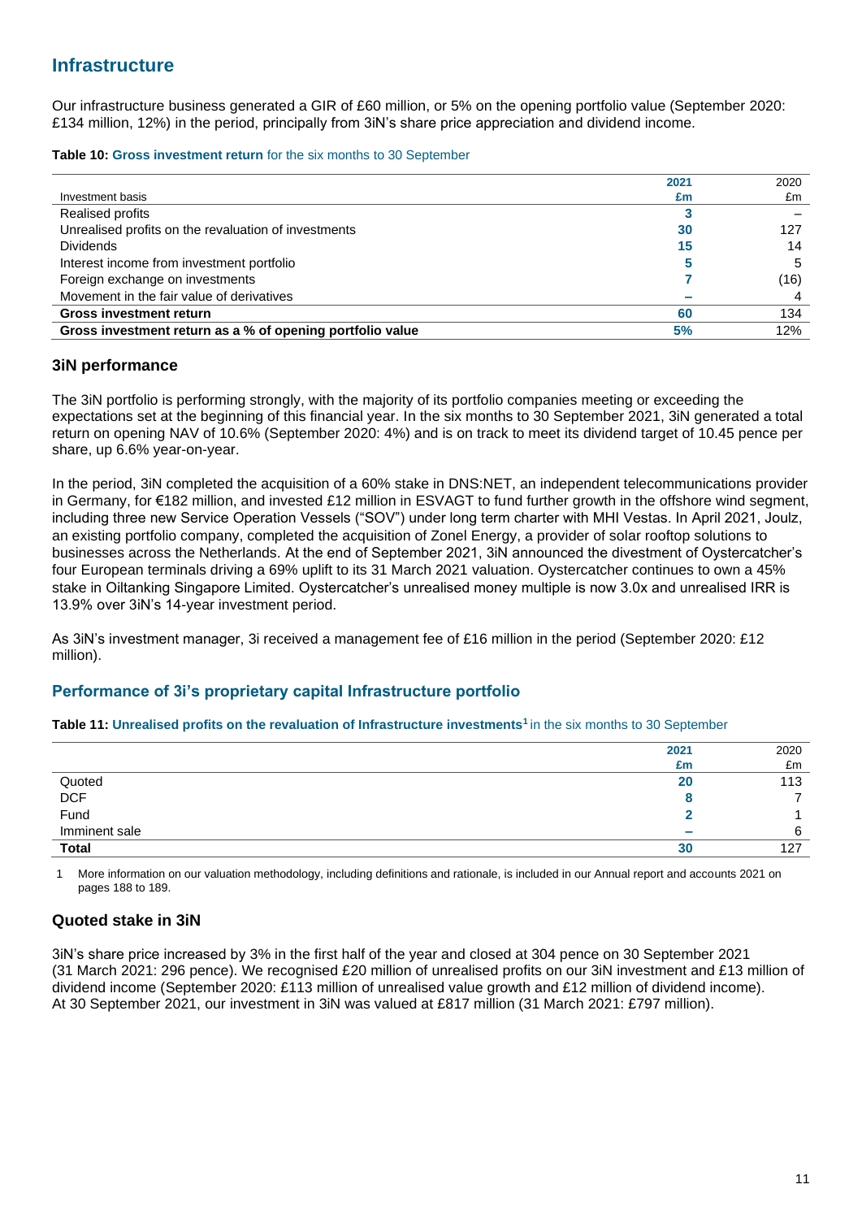## Infrastructure

Our infrastructure business generated a GIR of £60 million, or 5% on the opening portfolio value (September 2020: £134 million, 12%) in the period, principally from 3iN's share price appreciation and dividend income.

**Table 10: Gross investment return** for the six months to 30 September

| Investment basis | 2021 £m | 2020 £m |
|---|---|---|
| Realised profits | 3 | – |
| Unrealised profits on the revaluation of investments | 30 | 127 |
| Dividends | 15 | 14 |
| Interest income from investment portfolio | 5 | 5 |
| Foreign exchange on investments | 7 | (16) |
| Movement in the fair value of derivatives | – | 4 |
| **Gross investment return** | **60** | **134** |
| **Gross investment return as a % of opening portfolio value** | **5%** | **12%** |

### 3iN performance

The 3iN portfolio is performing strongly, with the majority of its portfolio companies meeting or exceeding the expectations set at the beginning of this financial year. In the six months to 30 September 2021, 3iN generated a total return on opening NAV of 10.6% (September 2020: 4%) and is on track to meet its dividend target of 10.45 pence per share, up 6.6% year-on-year.

In the period, 3iN completed the acquisition of a 60% stake in DNS:NET, an independent telecommunications provider in Germany, for €182 million, and invested £12 million in ESVAGT to fund further growth in the offshore wind segment, including three new Service Operation Vessels ("SOV") under long term charter with MHI Vestas. In April 2021, Joulz, an existing portfolio company, completed the acquisition of Zonel Energy, a provider of solar rooftop solutions to businesses across the Netherlands. At the end of September 2021, 3iN announced the divestment of Oystercatcher's four European terminals driving a 69% uplift to its 31 March 2021 valuation. Oystercatcher continues to own a 45% stake in Oiltanking Singapore Limited. Oystercatcher's unrealised money multiple is now 3.0x and unrealised IRR is 13.9% over 3iN's 14-year investment period.

As 3iN's investment manager, 3i received a management fee of £16 million in the period (September 2020: £12 million).

### Performance of 3i's proprietary capital Infrastructure portfolio

**Table 11: Unrealised profits on the revaluation of Infrastructure investments**[1] in the six months to 30 September

| | 2021 £m | 2020 £m |
|---|---|---|
| Quoted | 20 | 113 |
| DCF | 8 | 7 |
| Fund | 2 | 1 |
| Imminent sale | – | 6 |
| **Total** | **30** | **127** |

1 More information on our valuation methodology, including definitions and rationale, is included in our Annual report and accounts 2021 on pages 188 to 189.

### Quoted stake in 3iN

3iN's share price increased by 3% in the first half of the year and closed at 304 pence on 30 September 2021 (31 March 2021: 296 pence). We recognised £20 million of unrealised profits on our 3iN investment and £13 million of dividend income (September 2020: £113 million of unrealised value growth and £12 million of dividend income). At 30 September 2021, our investment in 3iN was valued at £817 million (31 March 2021: £797 million).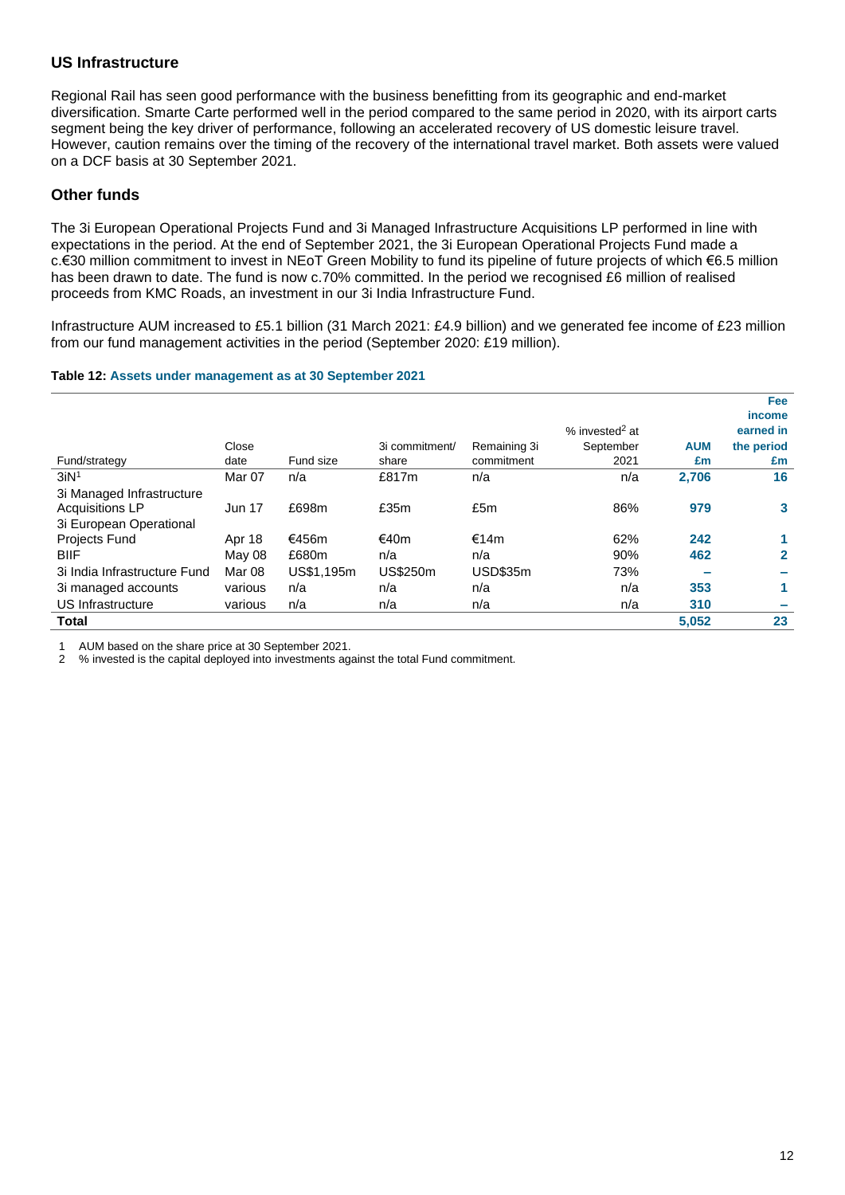## US Infrastructure

Regional Rail has seen good performance with the business benefitting from its geographic and end-market diversification. Smarte Carte performed well in the period compared to the same period in 2020, with its airport carts segment being the key driver of performance, following an accelerated recovery of US domestic leisure travel. However, caution remains over the timing of the recovery of the international travel market. Both assets were valued on a DCF basis at 30 September 2021.

## Other funds

The 3i European Operational Projects Fund and 3i Managed Infrastructure Acquisitions LP performed in line with expectations in the period. At the end of September 2021, the 3i European Operational Projects Fund made a c.€30 million commitment to invest in NEoT Green Mobility to fund its pipeline of future projects of which €6.5 million has been drawn to date. The fund is now c.70% committed. In the period we recognised £6 million of realised proceeds from KMC Roads, an investment in our 3i India Infrastructure Fund.

Infrastructure AUM increased to £5.1 billion (31 March 2021: £4.9 billion) and we generated fee income of £23 million from our fund management activities in the period (September 2020: £19 million).

**Table 12: Assets under management as at 30 September 2021**

| Fund/strategy | Close date | Fund size | 3i commitment/ share | Remaining 3i commitment | % invested[2] at September 2021 | AUM £m | Fee income earned in the period £m |
|---|---|---|---|---|---|---|---|
| 3iN[1] | Mar 07 | n/a | £817m | n/a | n/a | 2,706 | 16 |
| 3i Managed Infrastructure Acquisitions LP | Jun 17 | £698m | £35m | £5m | 86% | 979 | 3 |
| 3i European Operational Projects Fund | Apr 18 | €456m | €40m | €14m | 62% | 242 | 1 |
| BIIF | May 08 | £680m | n/a | n/a | 90% | 462 | 2 |
| 3i India Infrastructure Fund | Mar 08 | US$1,195m | US$250m | USD$35m | 73% | – | – |
| 3i managed accounts | various | n/a | n/a | n/a | n/a | 353 | 1 |
| US Infrastructure | various | n/a | n/a | n/a | n/a | 310 | – |
| **Total** | | | | | | **5,052** | **23** |

1 AUM based on the share price at 30 September 2021.
2 % invested is the capital deployed into investments against the total Fund commitment.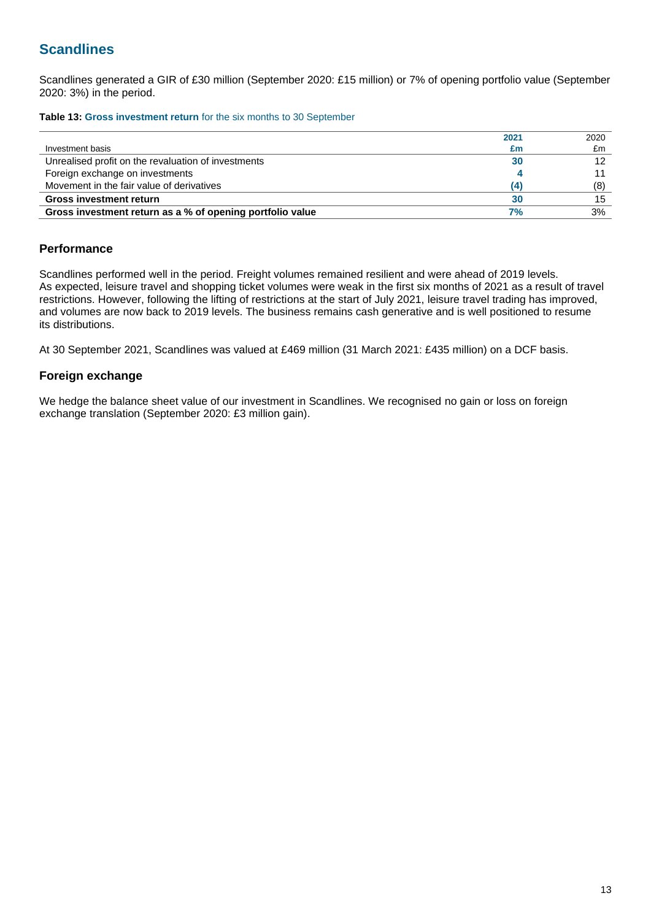## Scandlines

Scandlines generated a GIR of £30 million (September 2020: £15 million) or 7% of opening portfolio value (September 2020: 3%) in the period.

**Table 13: Gross investment return** for the six months to 30 September

| Investment basis | 2021 £m | 2020 £m |
|---|---|---|
| Unrealised profit on the revaluation of investments | 30 | 12 |
| Foreign exchange on investments | 4 | 11 |
| Movement in the fair value of derivatives | (4) | (8) |
| **Gross investment return** | **30** | 15 |
| **Gross investment return as a % of opening portfolio value** | **7%** | 3% |

### Performance

Scandlines performed well in the period. Freight volumes remained resilient and were ahead of 2019 levels. As expected, leisure travel and shopping ticket volumes were weak in the first six months of 2021 as a result of travel restrictions. However, following the lifting of restrictions at the start of July 2021, leisure travel trading has improved, and volumes are now back to 2019 levels. The business remains cash generative and is well positioned to resume its distributions.

At 30 September 2021, Scandlines was valued at £469 million (31 March 2021: £435 million) on a DCF basis.

### Foreign exchange

We hedge the balance sheet value of our investment in Scandlines. We recognised no gain or loss on foreign exchange translation (September 2020: £3 million gain).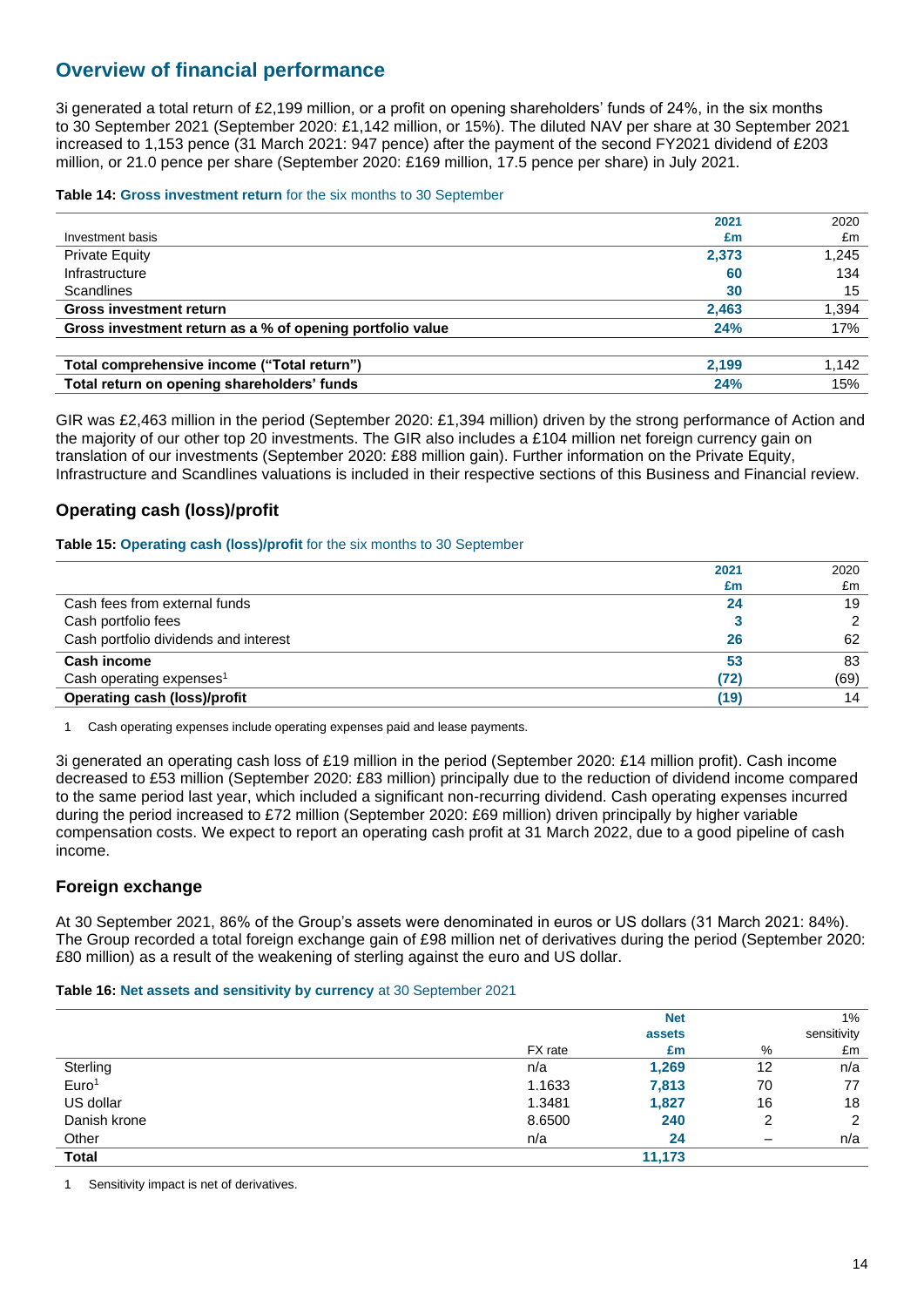## Overview of financial performance

3i generated a total return of £2,199 million, or a profit on opening shareholders' funds of 24%, in the six months to 30 September 2021 (September 2020: £1,142 million, or 15%). The diluted NAV per share at 30 September 2021 increased to 1,153 pence (31 March 2021: 947 pence) after the payment of the second FY2021 dividend of £203 million, or 21.0 pence per share (September 2020: £169 million, 17.5 pence per share) in July 2021.

**Table 14: Gross investment return for the six months to 30 September**

| Investment basis | 2021 £m | 2020 £m |
|---|---|---|
| Private Equity | 2,373 | 1,245 |
| Infrastructure | 60 | 134 |
| Scandlines | 30 | 15 |
| **Gross investment return** | **2,463** | **1,394** |
| **Gross investment return as a % of opening portfolio value** | **24%** | **17%** |
| | | |
| **Total comprehensive income ("Total return")** | **2,199** | **1,142** |
| **Total return on opening shareholders' funds** | **24%** | **15%** |

GIR was £2,463 million in the period (September 2020: £1,394 million) driven by the strong performance of Action and the majority of our other top 20 investments. The GIR also includes a £104 million net foreign currency gain on translation of our investments (September 2020: £88 million gain). Further information on the Private Equity, Infrastructure and Scandlines valuations is included in their respective sections of this Business and Financial review.

### Operating cash (loss)/profit

**Table 15: Operating cash (loss)/profit for the six months to 30 September**

| | 2021 £m | 2020 £m |
|---|---|---|
| Cash fees from external funds | 24 | 19 |
| Cash portfolio fees | 3 | 2 |
| Cash portfolio dividends and interest | 26 | 62 |
| **Cash income** | **53** | **83** |
| Cash operating expenses[1] | (72) | (69) |
| **Operating cash (loss)/profit** | **(19)** | **14** |

1 Cash operating expenses include operating expenses paid and lease payments.

3i generated an operating cash loss of £19 million in the period (September 2020: £14 million profit). Cash income decreased to £53 million (September 2020: £83 million) principally due to the reduction of dividend income compared to the same period last year, which included a significant non-recurring dividend. Cash operating expenses incurred during the period increased to £72 million (September 2020: £69 million) driven principally by higher variable compensation costs. We expect to report an operating cash profit at 31 March 2022, due to a good pipeline of cash income.

### Foreign exchange

At 30 September 2021, 86% of the Group's assets were denominated in euros or US dollars (31 March 2021: 84%). The Group recorded a total foreign exchange gain of £98 million net of derivatives during the period (September 2020: £80 million) as a result of the weakening of sterling against the euro and US dollar.

**Table 16: Net assets and sensitivity by currency at 30 September 2021**

| | FX rate | Net assets £m | % | 1% sensitivity £m |
|---|---|---|---|---|
| Sterling | n/a | 1,269 | 12 | n/a |
| Euro[1] | 1.1633 | 7,813 | 70 | 77 |
| US dollar | 1.3481 | 1,827 | 16 | 18 |
| Danish krone | 8.6500 | 240 | 2 | 2 |
| Other | n/a | 24 | – | n/a |
| **Total** | | **11,173** | | |

1 Sensitivity impact is net of derivatives.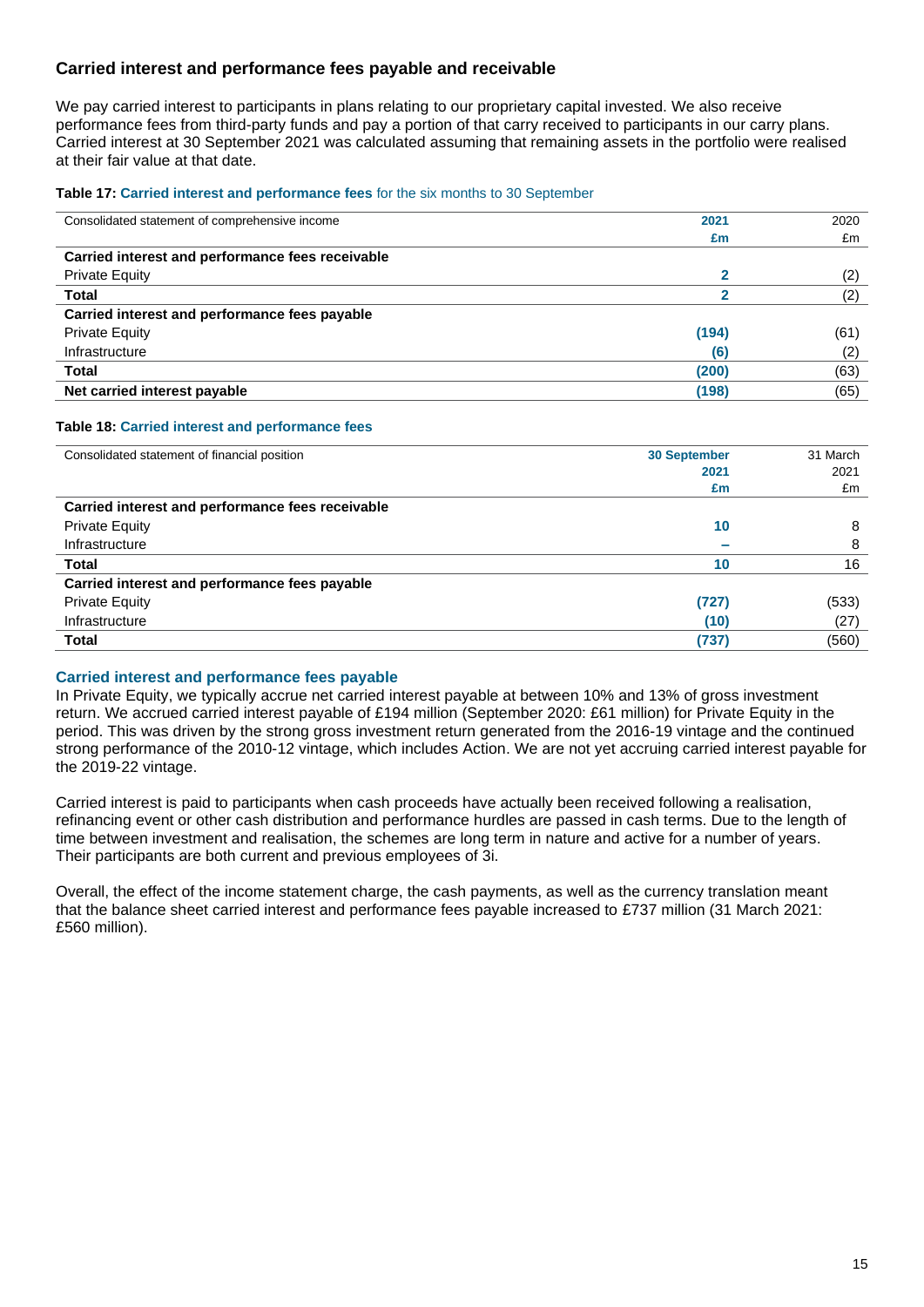## Carried interest and performance fees payable and receivable

We pay carried interest to participants in plans relating to our proprietary capital invested. We also receive performance fees from third-party funds and pay a portion of that carry received to participants in our carry plans. Carried interest at 30 September 2021 was calculated assuming that remaining assets in the portfolio were realised at their fair value at that date.

**Table 17: Carried interest and performance fees** for the six months to 30 September

| Consolidated statement of comprehensive income | 2021<br>£m | 2020<br>£m |
|---|---|---|
| **Carried interest and performance fees receivable** | | |
| Private Equity | **2** | (2) |
| **Total** | **2** | (2) |
| **Carried interest and performance fees payable** | | |
| Private Equity | **(194)** | (61) |
| Infrastructure | **(6)** | (2) |
| **Total** | **(200)** | (63) |
| **Net carried interest payable** | **(198)** | (65) |

**Table 18: Carried interest and performance fees**

| Consolidated statement of financial position | 30 September<br>2021<br>£m | 31 March<br>2021<br>£m |
|---|---|---|
| **Carried interest and performance fees receivable** | | |
| Private Equity | **10** | 8 |
| Infrastructure | **–** | 8 |
| **Total** | **10** | 16 |
| **Carried interest and performance fees payable** | | |
| Private Equity | **(727)** | (533) |
| Infrastructure | **(10)** | (27) |
| **Total** | **(737)** | (560) |

### Carried interest and performance fees payable

In Private Equity, we typically accrue net carried interest payable at between 10% and 13% of gross investment return. We accrued carried interest payable of £194 million (September 2020: £61 million) for Private Equity in the period. This was driven by the strong gross investment return generated from the 2016-19 vintage and the continued strong performance of the 2010-12 vintage, which includes Action. We are not yet accruing carried interest payable for the 2019-22 vintage.

Carried interest is paid to participants when cash proceeds have actually been received following a realisation, refinancing event or other cash distribution and performance hurdles are passed in cash terms. Due to the length of time between investment and realisation, the schemes are long term in nature and active for a number of years. Their participants are both current and previous employees of 3i.

Overall, the effect of the income statement charge, the cash payments, as well as the currency translation meant that the balance sheet carried interest and performance fees payable increased to £737 million (31 March 2021: £560 million).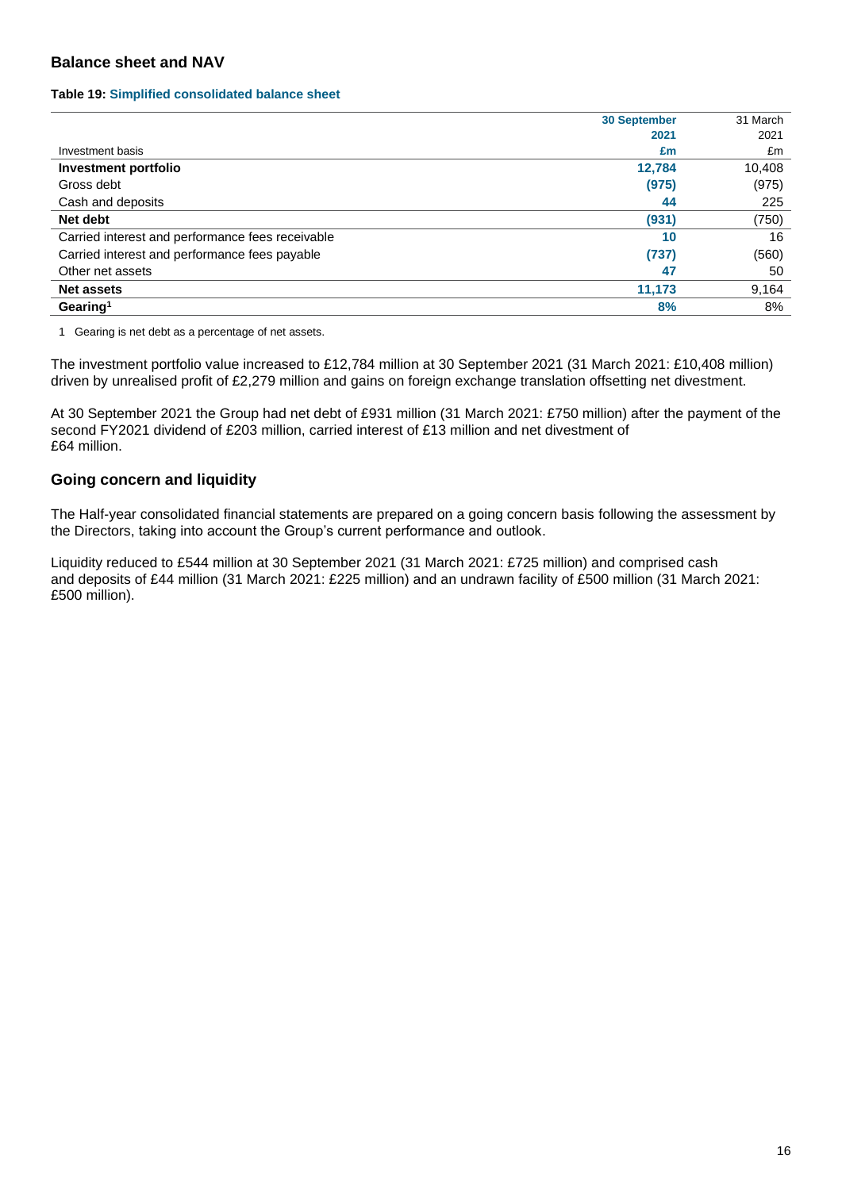## Balance sheet and NAV

**Table 19: Simplified consolidated balance sheet**

| Investment basis | 30 September 2021 £m | 31 March 2021 £m |
|---|---|---|
| **Investment portfolio** | **12,784** | 10,408 |
| Gross debt | **(975)** | (975) |
| Cash and deposits | **44** | 225 |
| **Net debt** | **(931)** | (750) |
| Carried interest and performance fees receivable | **10** | 16 |
| Carried interest and performance fees payable | **(737)** | (560) |
| Other net assets | **47** | 50 |
| **Net assets** | **11,173** | 9,164 |
| **Gearing**[1] | **8%** | 8% |

1 Gearing is net debt as a percentage of net assets.

The investment portfolio value increased to £12,784 million at 30 September 2021 (31 March 2021: £10,408 million) driven by unrealised profit of £2,279 million and gains on foreign exchange translation offsetting net divestment.

At 30 September 2021 the Group had net debt of £931 million (31 March 2021: £750 million) after the payment of the second FY2021 dividend of £203 million, carried interest of £13 million and net divestment of £64 million.

## Going concern and liquidity

The Half-year consolidated financial statements are prepared on a going concern basis following the assessment by the Directors, taking into account the Group's current performance and outlook.

Liquidity reduced to £544 million at 30 September 2021 (31 March 2021: £725 million) and comprised cash and deposits of £44 million (31 March 2021: £225 million) and an undrawn facility of £500 million (31 March 2021: £500 million).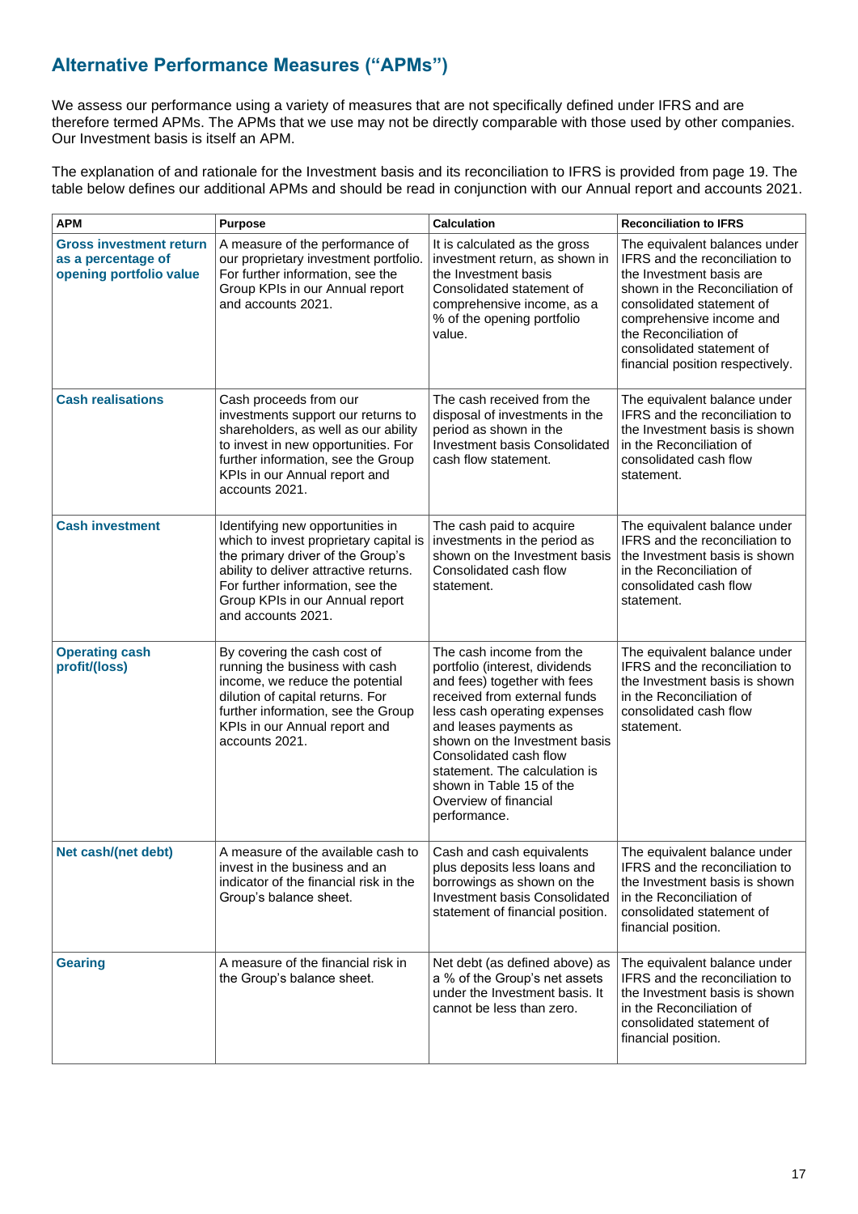## Alternative Performance Measures ("APMs")

We assess our performance using a variety of measures that are not specifically defined under IFRS and are therefore termed APMs. The APMs that we use may not be directly comparable with those used by other companies. Our Investment basis is itself an APM.

The explanation of and rationale for the Investment basis and its reconciliation to IFRS is provided from page 19. The table below defines our additional APMs and should be read in conjunction with our Annual report and accounts 2021.

| APM | Purpose | Calculation | Reconciliation to IFRS |
| --- | --- | --- | --- |
| **Gross investment return as a percentage of opening portfolio value** | A measure of the performance of our proprietary investment portfolio. For further information, see the Group KPIs in our Annual report and accounts 2021. | It is calculated as the gross investment return, as shown in the Investment basis Consolidated statement of comprehensive income, as a % of the opening portfolio value. | The equivalent balances under IFRS and the reconciliation to the Investment basis are shown in the Reconciliation of consolidated statement of comprehensive income and the Reconciliation of consolidated statement of financial position respectively. |
| **Cash realisations** | Cash proceeds from our investments support our returns to shareholders, as well as our ability to invest in new opportunities. For further information, see the Group KPIs in our Annual report and accounts 2021. | The cash received from the disposal of investments in the period as shown in the Investment basis Consolidated cash flow statement. | The equivalent balance under IFRS and the reconciliation to the Investment basis is shown in the Reconciliation of consolidated cash flow statement. |
| **Cash investment** | Identifying new opportunities in which to invest proprietary capital is the primary driver of the Group's ability to deliver attractive returns. For further information, see the Group KPIs in our Annual report and accounts 2021. | The cash paid to acquire investments in the period as shown on the Investment basis Consolidated cash flow statement. | The equivalent balance under IFRS and the reconciliation to the Investment basis is shown in the Reconciliation of consolidated cash flow statement. |
| **Operating cash profit/(loss)** | By covering the cash cost of running the business with cash income, we reduce the potential dilution of capital returns. For further information, see the Group KPIs in our Annual report and accounts 2021. | The cash income from the portfolio (interest, dividends and fees) together with fees received from external funds less cash operating expenses and leases payments as shown on the Investment basis Consolidated cash flow statement. The calculation is shown in Table 15 of the Overview of financial performance. | The equivalent balance under IFRS and the reconciliation to the Investment basis is shown in the Reconciliation of consolidated cash flow statement. |
| **Net cash/(net debt)** | A measure of the available cash to invest in the business and an indicator of the financial risk in the Group's balance sheet. | Cash and cash equivalents plus deposits less loans and borrowings as shown on the Investment basis Consolidated statement of financial position. | The equivalent balance under IFRS and the reconciliation to the Investment basis is shown in the Reconciliation of consolidated statement of financial position. |
| **Gearing** | A measure of the financial risk in the Group's balance sheet. | Net debt (as defined above) as a % of the Group's net assets under the Investment basis. It cannot be less than zero. | The equivalent balance under IFRS and the reconciliation to the Investment basis is shown in the Reconciliation of consolidated statement of financial position. |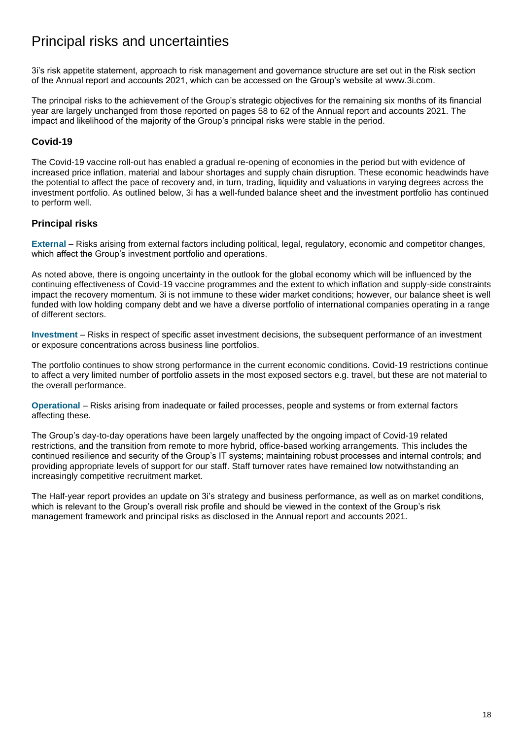# Principal risks and uncertainties

3i's risk appetite statement, approach to risk management and governance structure are set out in the Risk section of the Annual report and accounts 2021, which can be accessed on the Group's website at www.3i.com.

The principal risks to the achievement of the Group's strategic objectives for the remaining six months of its financial year are largely unchanged from those reported on pages 58 to 62 of the Annual report and accounts 2021. The impact and likelihood of the majority of the Group's principal risks were stable in the period.

### Covid-19

The Covid-19 vaccine roll-out has enabled a gradual re-opening of economies in the period but with evidence of increased price inflation, material and labour shortages and supply chain disruption. These economic headwinds have the potential to affect the pace of recovery and, in turn, trading, liquidity and valuations in varying degrees across the investment portfolio. As outlined below, 3i has a well-funded balance sheet and the investment portfolio has continued to perform well.

### Principal risks

**External** – Risks arising from external factors including political, legal, regulatory, economic and competitor changes, which affect the Group's investment portfolio and operations.

As noted above, there is ongoing uncertainty in the outlook for the global economy which will be influenced by the continuing effectiveness of Covid-19 vaccine programmes and the extent to which inflation and supply-side constraints impact the recovery momentum. 3i is not immune to these wider market conditions; however, our balance sheet is well funded with low holding company debt and we have a diverse portfolio of international companies operating in a range of different sectors.

**Investment** – Risks in respect of specific asset investment decisions, the subsequent performance of an investment or exposure concentrations across business line portfolios.

The portfolio continues to show strong performance in the current economic conditions. Covid-19 restrictions continue to affect a very limited number of portfolio assets in the most exposed sectors e.g. travel, but these are not material to the overall performance.

**Operational** – Risks arising from inadequate or failed processes, people and systems or from external factors affecting these.

The Group's day-to-day operations have been largely unaffected by the ongoing impact of Covid-19 related restrictions, and the transition from remote to more hybrid, office-based working arrangements. This includes the continued resilience and security of the Group's IT systems; maintaining robust processes and internal controls; and providing appropriate levels of support for our staff. Staff turnover rates have remained low notwithstanding an increasingly competitive recruitment market.

The Half-year report provides an update on 3i's strategy and business performance, as well as on market conditions, which is relevant to the Group's overall risk profile and should be viewed in the context of the Group's risk management framework and principal risks as disclosed in the Annual report and accounts 2021.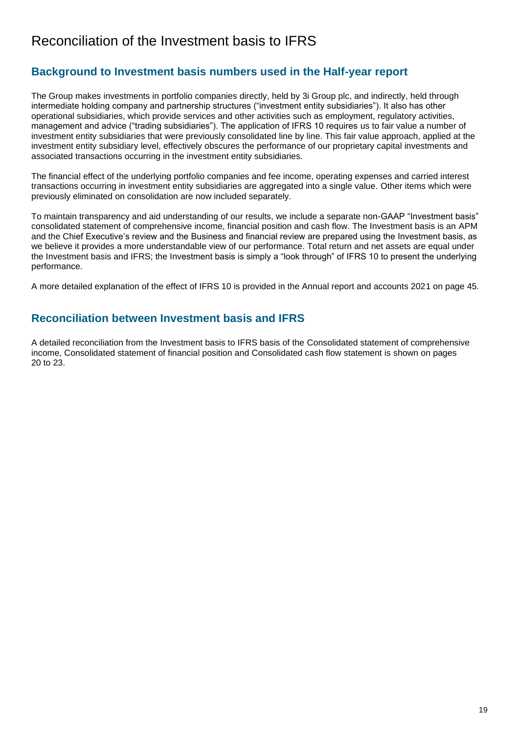# Reconciliation of the Investment basis to IFRS

## Background to Investment basis numbers used in the Half-year report

The Group makes investments in portfolio companies directly, held by 3i Group plc, and indirectly, held through intermediate holding company and partnership structures ("investment entity subsidiaries"). It also has other operational subsidiaries, which provide services and other activities such as employment, regulatory activities, management and advice ("trading subsidiaries"). The application of IFRS 10 requires us to fair value a number of investment entity subsidiaries that were previously consolidated line by line. This fair value approach, applied at the investment entity subsidiary level, effectively obscures the performance of our proprietary capital investments and associated transactions occurring in the investment entity subsidiaries.

The financial effect of the underlying portfolio companies and fee income, operating expenses and carried interest transactions occurring in investment entity subsidiaries are aggregated into a single value. Other items which were previously eliminated on consolidation are now included separately.

To maintain transparency and aid understanding of our results, we include a separate non-GAAP "Investment basis" consolidated statement of comprehensive income, financial position and cash flow. The Investment basis is an APM and the Chief Executive's review and the Business and financial review are prepared using the Investment basis, as we believe it provides a more understandable view of our performance. Total return and net assets are equal under the Investment basis and IFRS; the Investment basis is simply a "look through" of IFRS 10 to present the underlying performance.

A more detailed explanation of the effect of IFRS 10 is provided in the Annual report and accounts 2021 on page 45.

## Reconciliation between Investment basis and IFRS

A detailed reconciliation from the Investment basis to IFRS basis of the Consolidated statement of comprehensive income, Consolidated statement of financial position and Consolidated cash flow statement is shown on pages 20 to 23.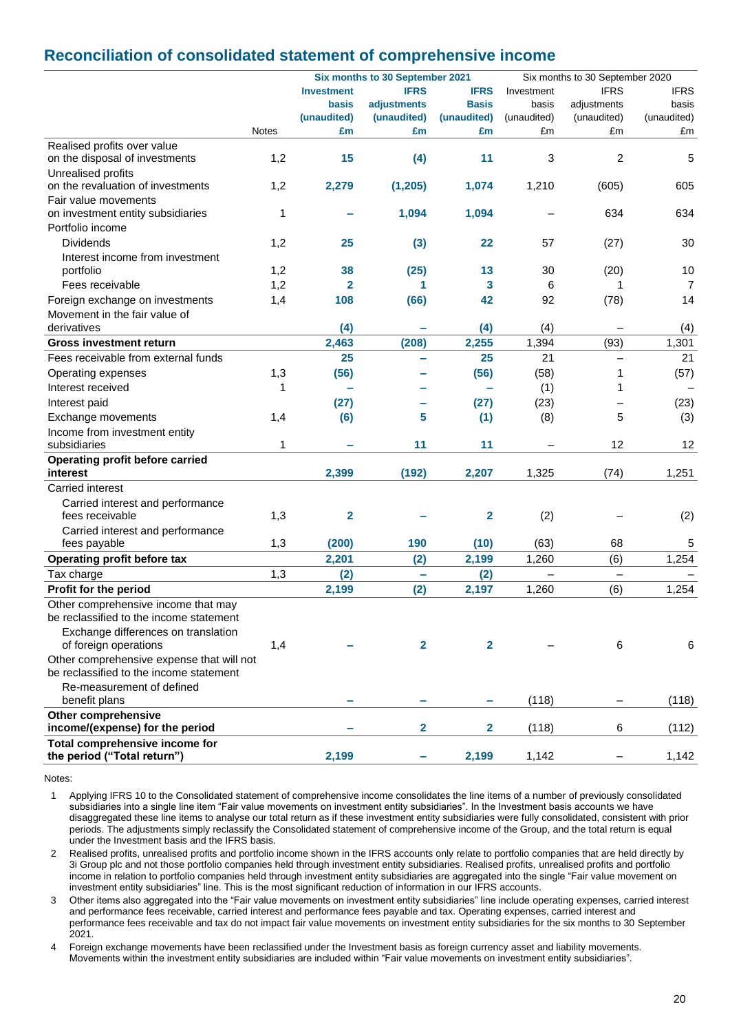## Reconciliation of consolidated statement of comprehensive income

| | Notes | Six months to 30 September 2021 Investment basis (unaudited) £m | IFRS adjustments (unaudited) £m | IFRS Basis (unaudited) £m | Six months to 30 September 2020 Investment basis (unaudited) £m | IFRS adjustments (unaudited) £m | IFRS basis (unaudited) £m |
|---|---|---|---|---|---|---|---|
| Realised profits over value on the disposal of investments | 1,2 | 15 | (4) | 11 | 3 | 2 | 5 |
| Unrealised profits on the revaluation of investments | 1,2 | 2,279 | (1,205) | 1,074 | 1,210 | (605) | 605 |
| Fair value movements on investment entity subsidiaries | 1 | – | 1,094 | 1,094 | – | 634 | 634 |
| Portfolio income | | | | | | | |
| Dividends | 1,2 | 25 | (3) | 22 | 57 | (27) | 30 |
| Interest income from investment portfolio | 1,2 | 38 | (25) | 13 | 30 | (20) | 10 |
| Fees receivable | 1,2 | 2 | 1 | 3 | 6 | 1 | 7 |
| Foreign exchange on investments | 1,4 | 108 | (66) | 42 | 92 | (78) | 14 |
| Movement in the fair value of derivatives | | (4) | – | (4) | (4) | – | (4) |
| **Gross investment return** | | **2,463** | **(208)** | **2,255** | **1,394** | **(93)** | **1,301** |
| Fees receivable from external funds | | 25 | – | 25 | 21 | – | 21 |
| Operating expenses | 1,3 | (56) | – | (56) | (58) | 1 | (57) |
| Interest received | 1 | – | – | – | (1) | 1 | – |
| Interest paid | | (27) | – | (27) | (23) | – | (23) |
| Exchange movements | 1,4 | (6) | 5 | (1) | (8) | 5 | (3) |
| Income from investment entity subsidiaries | 1 | – | 11 | 11 | – | 12 | 12 |
| **Operating profit before carried interest** | | **2,399** | **(192)** | **2,207** | **1,325** | **(74)** | **1,251** |
| Carried interest | | | | | | | |
| Carried interest and performance fees receivable | 1,3 | 2 | – | 2 | (2) | – | (2) |
| Carried interest and performance fees payable | 1,3 | (200) | 190 | (10) | (63) | 68 | 5 |
| **Operating profit before tax** | | **2,201** | **(2)** | **2,199** | **1,260** | **(6)** | **1,254** |
| Tax charge | 1,3 | (2) | – | (2) | – | – | – |
| **Profit for the period** | | **2,199** | **(2)** | **2,197** | **1,260** | **(6)** | **1,254** |
| Other comprehensive income that may be reclassified to the income statement | | | | | | | |
| Exchange differences on translation of foreign operations | 1,4 | – | 2 | 2 | – | 6 | 6 |
| Other comprehensive expense that will not be reclassified to the income statement | | | | | | | |
| Re-measurement of defined benefit plans | | – | – | – | (118) | – | (118) |
| **Other comprehensive income/(expense) for the period** | | **–** | **2** | **2** | **(118)** | **6** | **(112)** |
| **Total comprehensive income for the period ("Total return")** | | **2,199** | **–** | **2,199** | **1,142** | **–** | **1,142** |

Notes:

1. Applying IFRS 10 to the Consolidated statement of comprehensive income consolidates the line items of a number of previously consolidated subsidiaries into a single line item "Fair value movements on investment entity subsidiaries". In the Investment basis accounts we have disaggregated these line items to analyse our total return as if these investment entity subsidiaries were fully consolidated, consistent with prior periods. The adjustments simply reclassify the Consolidated statement of comprehensive income of the Group, and the total return is equal under the Investment basis and the IFRS basis.
2. Realised profits, unrealised profits and portfolio income shown in the IFRS accounts only relate to portfolio companies that are held directly by 3i Group plc and not those portfolio companies held through investment entity subsidiaries. Realised profits, unrealised profits and portfolio income in relation to portfolio companies held through investment entity subsidiaries are aggregated into the single "Fair value movement on investment entity subsidiaries" line. This is the most significant reduction of information in our IFRS accounts.
3. Other items also aggregated into the "Fair value movements on investment entity subsidiaries" line include operating expenses, carried interest and performance fees receivable, carried interest and performance fees payable and tax. Operating expenses, carried interest and performance fees receivable and tax do not impact fair value movements on investment entity subsidiaries for the six months to 30 September 2021.
4. Foreign exchange movements have been reclassified under the Investment basis as foreign currency asset and liability movements. Movements within the investment entity subsidiaries are included within "Fair value movements on investment entity subsidiaries".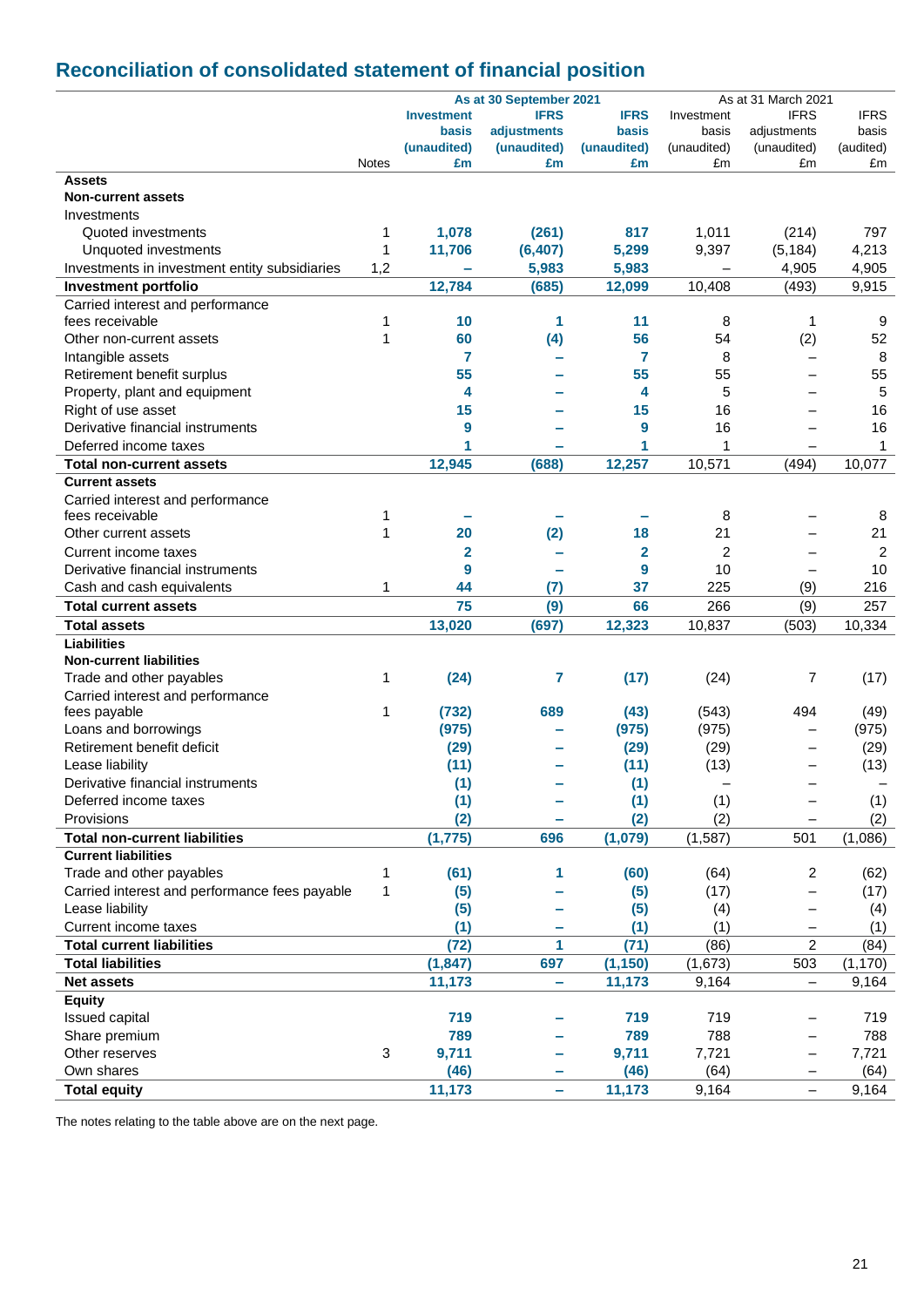## Reconciliation of consolidated statement of financial position

| | Notes | As at 30 September 2021 Investment basis (unaudited) £m | As at 30 September 2021 IFRS adjustments (unaudited) £m | As at 30 September 2021 IFRS basis (unaudited) £m | As at 31 March 2021 Investment basis (unaudited) £m | As at 31 March 2021 IFRS adjustments (unaudited) £m | As at 31 March 2021 IFRS basis (audited) £m |
|---|---|---|---|---|---|---|---|
| **Assets** | | | | | | | |
| **Non-current assets** | | | | | | | |
| Investments | | | | | | | |
| Quoted investments | 1 | 1,078 | (261) | 817 | 1,011 | (214) | 797 |
| Unquoted investments | 1 | 11,706 | (6,407) | 5,299 | 9,397 | (5,184) | 4,213 |
| Investments in investment entity subsidiaries | 1,2 | – | 5,983 | 5,983 | – | 4,905 | 4,905 |
| **Investment portfolio** | | 12,784 | (685) | 12,099 | 10,408 | (493) | 9,915 |
| Carried interest and performance fees receivable | 1 | 10 | 1 | 11 | 8 | 1 | 9 |
| Other non-current assets | 1 | 60 | (4) | 56 | 54 | (2) | 52 |
| Intangible assets | | 7 | – | 7 | 8 | – | 8 |
| Retirement benefit surplus | | 55 | – | 55 | 55 | – | 55 |
| Property, plant and equipment | | 4 | – | 4 | 5 | – | 5 |
| Right of use asset | | 15 | – | 15 | 16 | – | 16 |
| Derivative financial instruments | | 9 | – | 9 | 16 | – | 16 |
| Deferred income taxes | | 1 | – | 1 | 1 | – | 1 |
| **Total non-current assets** | | 12,945 | (688) | 12,257 | 10,571 | (494) | 10,077 |
| **Current assets** | | | | | | | |
| Carried interest and performance fees receivable | 1 | – | – | – | 8 | – | 8 |
| Other current assets | 1 | 20 | (2) | 18 | 21 | – | 21 |
| Current income taxes | | 2 | – | 2 | 2 | – | 2 |
| Derivative financial instruments | | 9 | – | 9 | 10 | – | 10 |
| Cash and cash equivalents | 1 | 44 | (7) | 37 | 225 | (9) | 216 |
| **Total current assets** | | 75 | (9) | 66 | 266 | (9) | 257 |
| **Total assets** | | 13,020 | (697) | 12,323 | 10,837 | (503) | 10,334 |
| **Liabilities** | | | | | | | |
| **Non-current liabilities** | | | | | | | |
| Trade and other payables | 1 | (24) | 7 | (17) | (24) | 7 | (17) |
| Carried interest and performance fees payable | 1 | (732) | 689 | (43) | (543) | 494 | (49) |
| Loans and borrowings | | (975) | – | (975) | (975) | – | (975) |
| Retirement benefit deficit | | (29) | – | (29) | (29) | – | (29) |
| Lease liability | | (11) | – | (11) | (13) | – | (13) |
| Derivative financial instruments | | (1) | – | (1) | – | – | – |
| Deferred income taxes | | (1) | – | (1) | (1) | – | (1) |
| Provisions | | (2) | – | (2) | (2) | – | (2) |
| **Total non-current liabilities** | | (1,775) | 696 | (1,079) | (1,587) | 501 | (1,086) |
| **Current liabilities** | | | | | | | |
| Trade and other payables | 1 | (61) | 1 | (60) | (64) | 2 | (62) |
| Carried interest and performance fees payable | 1 | (5) | – | (5) | (17) | – | (17) |
| Lease liability | | (5) | – | (5) | (4) | – | (4) |
| Current income taxes | | (1) | – | (1) | (1) | – | (1) |
| **Total current liabilities** | | (72) | 1 | (71) | (86) | 2 | (84) |
| **Total liabilities** | | (1,847) | 697 | (1,150) | (1,673) | 503 | (1,170) |
| **Net assets** | | 11,173 | – | 11,173 | 9,164 | – | 9,164 |
| **Equity** | | | | | | | |
| Issued capital | | 719 | – | 719 | 719 | – | 719 |
| Share premium | | 789 | – | 789 | 788 | – | 788 |
| Other reserves | 3 | 9,711 | – | 9,711 | 7,721 | – | 7,721 |
| Own shares | | (46) | – | (46) | (64) | – | (64) |
| **Total equity** | | 11,173 | – | 11,173 | 9,164 | – | 9,164 |

The notes relating to the table above are on the next page.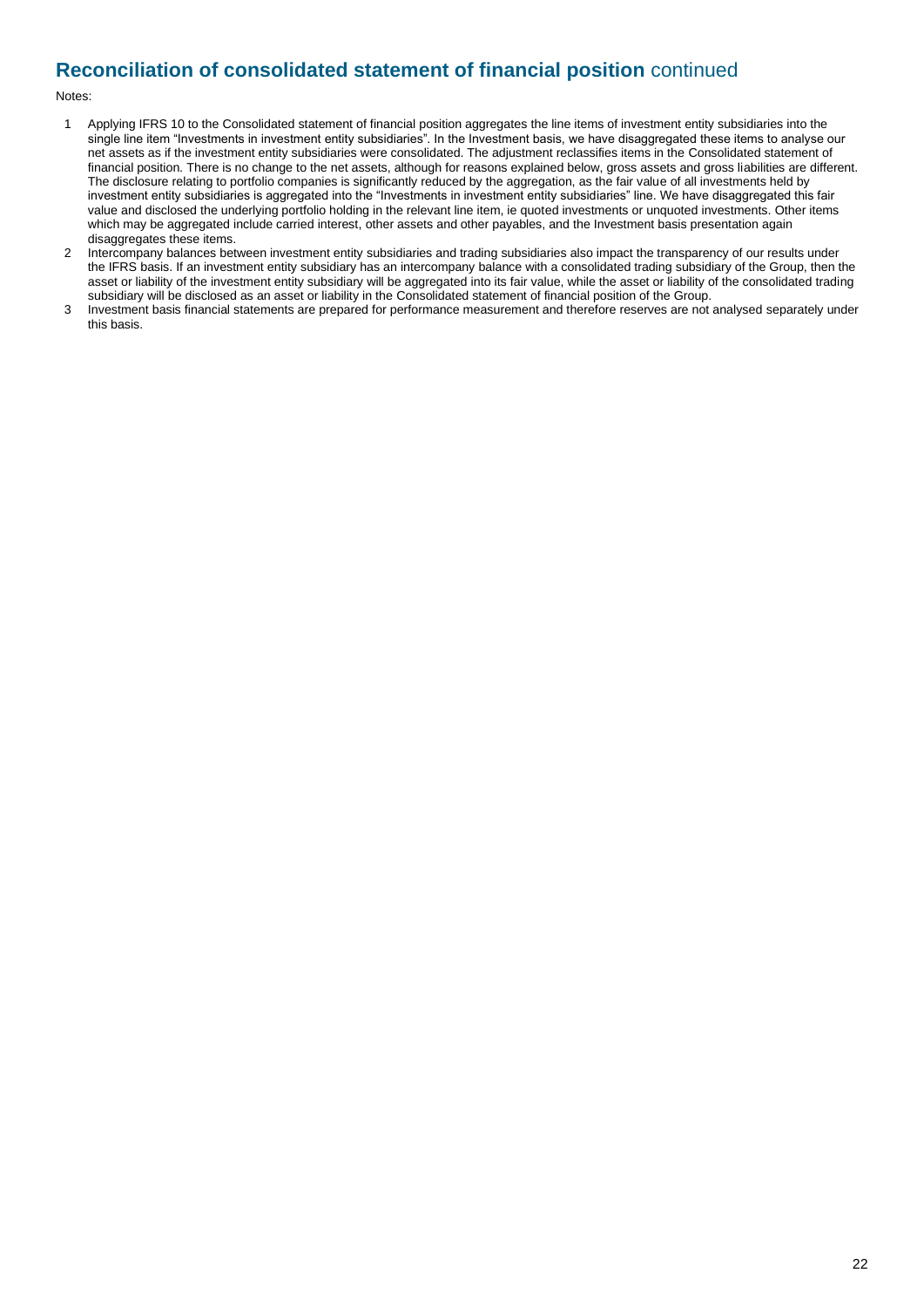## **Reconciliation of consolidated statement of financial position** continued

Notes:

1. Applying IFRS 10 to the Consolidated statement of financial position aggregates the line items of investment entity subsidiaries into the single line item "Investments in investment entity subsidiaries". In the Investment basis, we have disaggregated these items to analyse our net assets as if the investment entity subsidiaries were consolidated. The adjustment reclassifies items in the Consolidated statement of financial position. There is no change to the net assets, although for reasons explained below, gross assets and gross liabilities are different. The disclosure relating to portfolio companies is significantly reduced by the aggregation, as the fair value of all investments held by investment entity subsidiaries is aggregated into the "Investments in investment entity subsidiaries" line. We have disaggregated this fair value and disclosed the underlying portfolio holding in the relevant line item, ie quoted investments or unquoted investments. Other items which may be aggregated include carried interest, other assets and other payables, and the Investment basis presentation again disaggregates these items.
2. Intercompany balances between investment entity subsidiaries and trading subsidiaries also impact the transparency of our results under the IFRS basis. If an investment entity subsidiary has an intercompany balance with a consolidated trading subsidiary of the Group, then the asset or liability of the investment entity subsidiary will be aggregated into its fair value, while the asset or liability of the consolidated trading subsidiary will be disclosed as an asset or liability in the Consolidated statement of financial position of the Group.
3. Investment basis financial statements are prepared for performance measurement and therefore reserves are not analysed separately under this basis.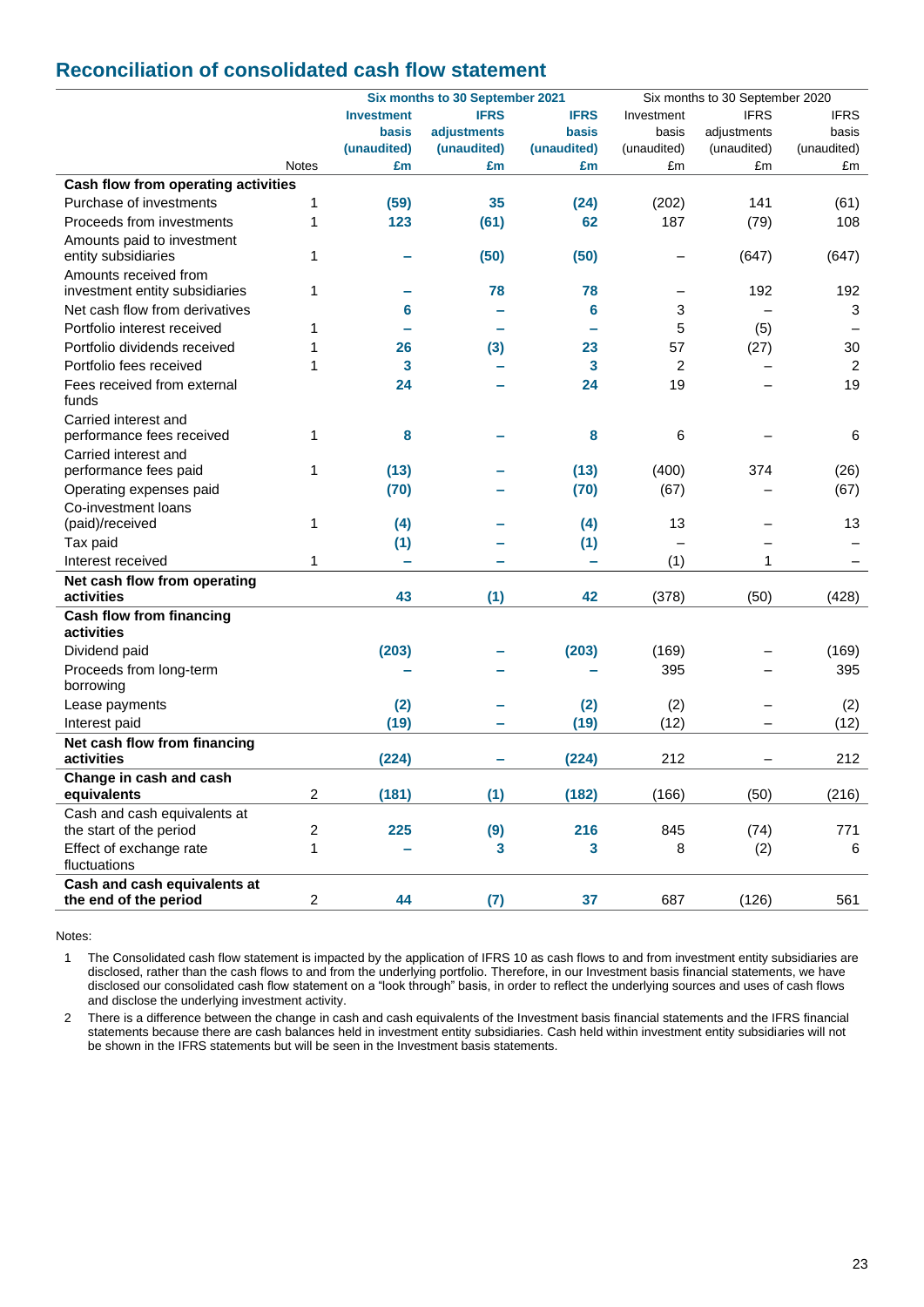## Reconciliation of consolidated cash flow statement

| | Notes | Six months to 30 September 2021 | | | Six months to 30 September 2020 | | |
|---|---|---|---|---|---|---|---|
| | | **Investment basis (unaudited)** | **IFRS adjustments (unaudited)** | **IFRS basis (unaudited)** | Investment basis (unaudited) | IFRS adjustments (unaudited) | IFRS basis (unaudited) |
| | | **£m** | **£m** | **£m** | £m | £m | £m |
| **Cash flow from operating activities** | | | | | | | |
| Purchase of investments | 1 | **(59)** | **35** | **(24)** | (202) | 141 | (61) |
| Proceeds from investments | 1 | **123** | **(61)** | **62** | 187 | (79) | 108 |
| Amounts paid to investment entity subsidiaries | 1 | **–** | **(50)** | **(50)** | – | (647) | (647) |
| Amounts received from investment entity subsidiaries | 1 | **–** | **78** | **78** | – | 192 | 192 |
| Net cash flow from derivatives | | **6** | **–** | **6** | 3 | – | 3 |
| Portfolio interest received | 1 | **–** | **–** | **–** | 5 | (5) | – |
| Portfolio dividends received | 1 | **26** | **(3)** | **23** | 57 | (27) | 30 |
| Portfolio fees received | 1 | **3** | **–** | **3** | 2 | – | 2 |
| Fees received from external funds | | **24** | **–** | **24** | 19 | – | 19 |
| Carried interest and performance fees received | 1 | **8** | **–** | **8** | 6 | – | 6 |
| Carried interest and performance fees paid | 1 | **(13)** | **–** | **(13)** | (400) | 374 | (26) |
| Operating expenses paid | | **(70)** | **–** | **(70)** | (67) | – | (67) |
| Co-investment loans (paid)/received | 1 | **(4)** | **–** | **(4)** | 13 | – | 13 |
| Tax paid | | **(1)** | **–** | **(1)** | – | – | – |
| Interest received | 1 | **–** | **–** | **–** | (1) | 1 | – |
| **Net cash flow from operating activities** | | **43** | **(1)** | **42** | (378) | (50) | (428) |
| **Cash flow from financing activities** | | | | | | | |
| Dividend paid | | **(203)** | **–** | **(203)** | (169) | – | (169) |
| Proceeds from long-term borrowing | | **–** | **–** | **–** | 395 | – | 395 |
| Lease payments | | **(2)** | **–** | **(2)** | (2) | – | (2) |
| Interest paid | | **(19)** | **–** | **(19)** | (12) | – | (12) |
| **Net cash flow from financing activities** | | **(224)** | **–** | **(224)** | 212 | – | 212 |
| **Change in cash and cash equivalents** | 2 | **(181)** | **(1)** | **(182)** | (166) | (50) | (216) |
| Cash and cash equivalents at the start of the period | 2 | **225** | **(9)** | **216** | 845 | (74) | 771 |
| Effect of exchange rate fluctuations | 1 | **–** | **3** | **3** | 8 | (2) | 6 |
| **Cash and cash equivalents at the end of the period** | 2 | **44** | **(7)** | **37** | 687 | (126) | 561 |

Notes:

1 The Consolidated cash flow statement is impacted by the application of IFRS 10 as cash flows to and from investment entity subsidiaries are disclosed, rather than the cash flows to and from the underlying portfolio. Therefore, in our Investment basis financial statements, we have disclosed our consolidated cash flow statement on a "look through" basis, in order to reflect the underlying sources and uses of cash flows and disclose the underlying investment activity.

2 There is a difference between the change in cash and cash equivalents of the Investment basis financial statements and the IFRS financial statements because there are cash balances held in investment entity subsidiaries. Cash held within investment entity subsidiaries will not be shown in the IFRS statements but will be seen in the Investment basis statements.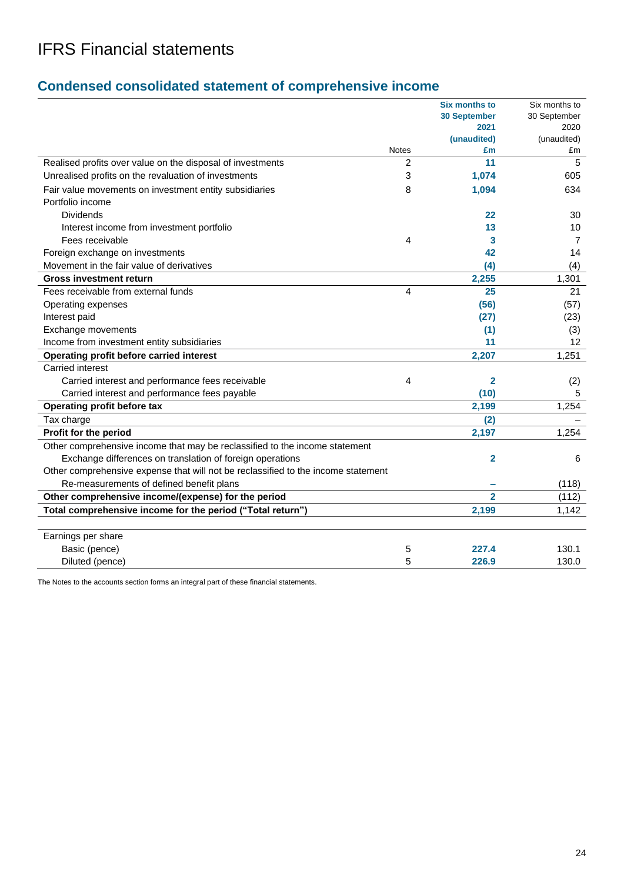# IFRS Financial statements

## Condensed consolidated statement of comprehensive income

| | Notes | Six months to 30 September 2021 (unaudited) £m | Six months to 30 September 2020 (unaudited) £m |
|---|---|---|---|
| Realised profits over value on the disposal of investments | 2 | **11** | 5 |
| Unrealised profits on the revaluation of investments | 3 | **1,074** | 605 |
| Fair value movements on investment entity subsidiaries | 8 | **1,094** | 634 |
| Portfolio income | | | |
| Dividends | | **22** | 30 |
| Interest income from investment portfolio | | **13** | 10 |
| Fees receivable | 4 | **3** | 7 |
| Foreign exchange on investments | | **42** | 14 |
| Movement in the fair value of derivatives | | **(4)** | (4) |
| **Gross investment return** | | **2,255** | 1,301 |
| Fees receivable from external funds | 4 | **25** | 21 |
| Operating expenses | | **(56)** | (57) |
| Interest paid | | **(27)** | (23) |
| Exchange movements | | **(1)** | (3) |
| Income from investment entity subsidiaries | | **11** | 12 |
| **Operating profit before carried interest** | | **2,207** | 1,251 |
| Carried interest | | | |
| Carried interest and performance fees receivable | 4 | **2** | (2) |
| Carried interest and performance fees payable | | **(10)** | 5 |
| **Operating profit before tax** | | **2,199** | 1,254 |
| Tax charge | | **(2)** | – |
| **Profit for the period** | | **2,197** | 1,254 |
| Other comprehensive income that may be reclassified to the income statement | | | |
| Exchange differences on translation of foreign operations | | **2** | 6 |
| Other comprehensive expense that will not be reclassified to the income statement | | | |
| Re-measurements of defined benefit plans | | **–** | (118) |
| **Other comprehensive income/(expense) for the period** | | **2** | (112) |
| **Total comprehensive income for the period ("Total return")** | | **2,199** | 1,142 |
| | | | |
| Earnings per share | | | |
| Basic (pence) | 5 | **227.4** | 130.1 |
| Diluted (pence) | 5 | **226.9** | 130.0 |

The Notes to the accounts section forms an integral part of these financial statements.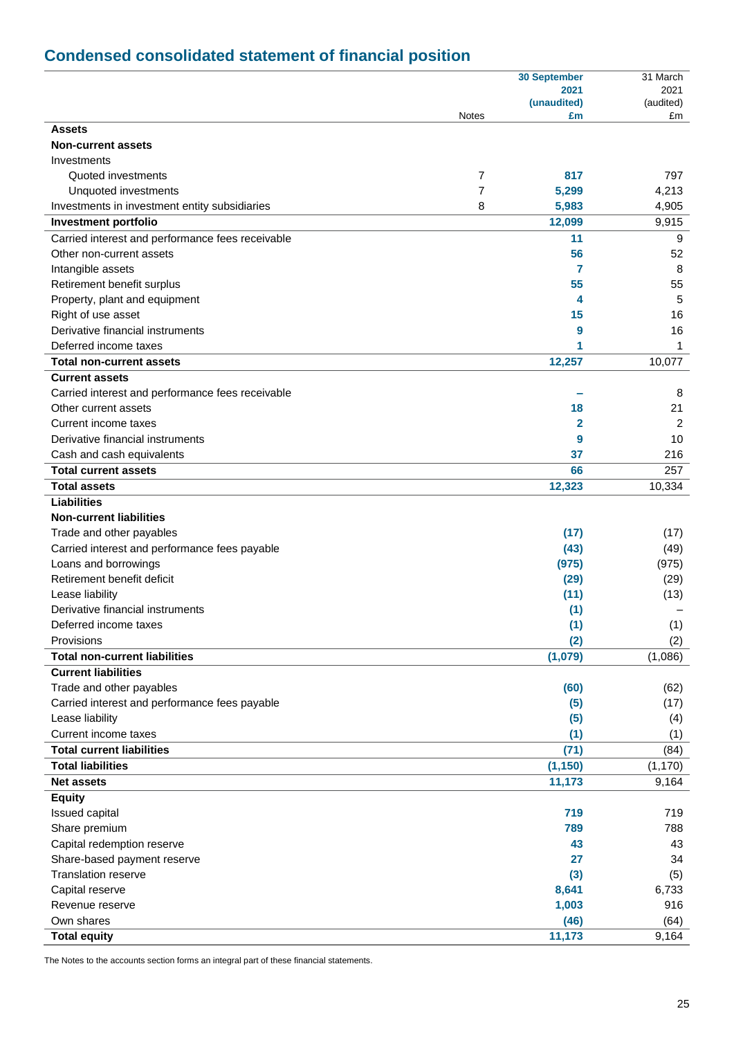# Condensed consolidated statement of financial position

| | Notes | 30 September 2021 (unaudited) £m | 31 March 2021 (audited) £m |
|---|---|---|---|
| **Assets** | | | |
| **Non-current assets** | | | |
| Investments | | | |
| Quoted investments | 7 | **817** | 797 |
| Unquoted investments | 7 | **5,299** | 4,213 |
| Investments in investment entity subsidiaries | 8 | **5,983** | 4,905 |
| **Investment portfolio** | | **12,099** | 9,915 |
| Carried interest and performance fees receivable | | **11** | 9 |
| Other non-current assets | | **56** | 52 |
| Intangible assets | | **7** | 8 |
| Retirement benefit surplus | | **55** | 55 |
| Property, plant and equipment | | **4** | 5 |
| Right of use asset | | **15** | 16 |
| Derivative financial instruments | | **9** | 16 |
| Deferred income taxes | | **1** | 1 |
| **Total non-current assets** | | **12,257** | 10,077 |
| **Current assets** | | | |
| Carried interest and performance fees receivable | | **–** | 8 |
| Other current assets | | **18** | 21 |
| Current income taxes | | **2** | 2 |
| Derivative financial instruments | | **9** | 10 |
| Cash and cash equivalents | | **37** | 216 |
| **Total current assets** | | **66** | 257 |
| **Total assets** | | **12,323** | 10,334 |
| **Liabilities** | | | |
| **Non-current liabilities** | | | |
| Trade and other payables | | **(17)** | (17) |
| Carried interest and performance fees payable | | **(43)** | (49) |
| Loans and borrowings | | **(975)** | (975) |
| Retirement benefit deficit | | **(29)** | (29) |
| Lease liability | | **(11)** | (13) |
| Derivative financial instruments | | **(1)** | – |
| Deferred income taxes | | **(1)** | (1) |
| Provisions | | **(2)** | (2) |
| **Total non-current liabilities** | | **(1,079)** | (1,086) |
| **Current liabilities** | | | |
| Trade and other payables | | **(60)** | (62) |
| Carried interest and performance fees payable | | **(5)** | (17) |
| Lease liability | | **(5)** | (4) |
| Current income taxes | | **(1)** | (1) |
| **Total current liabilities** | | **(71)** | (84) |
| **Total liabilities** | | **(1,150)** | (1,170) |
| **Net assets** | | **11,173** | 9,164 |
| **Equity** | | | |
| Issued capital | | **719** | 719 |
| Share premium | | **789** | 788 |
| Capital redemption reserve | | **43** | 43 |
| Share-based payment reserve | | **27** | 34 |
| Translation reserve | | **(3)** | (5) |
| Capital reserve | | **8,641** | 6,733 |
| Revenue reserve | | **1,003** | 916 |
| Own shares | | **(46)** | (64) |
| **Total equity** | | **11,173** | 9,164 |

The Notes to the accounts section forms an integral part of these financial statements.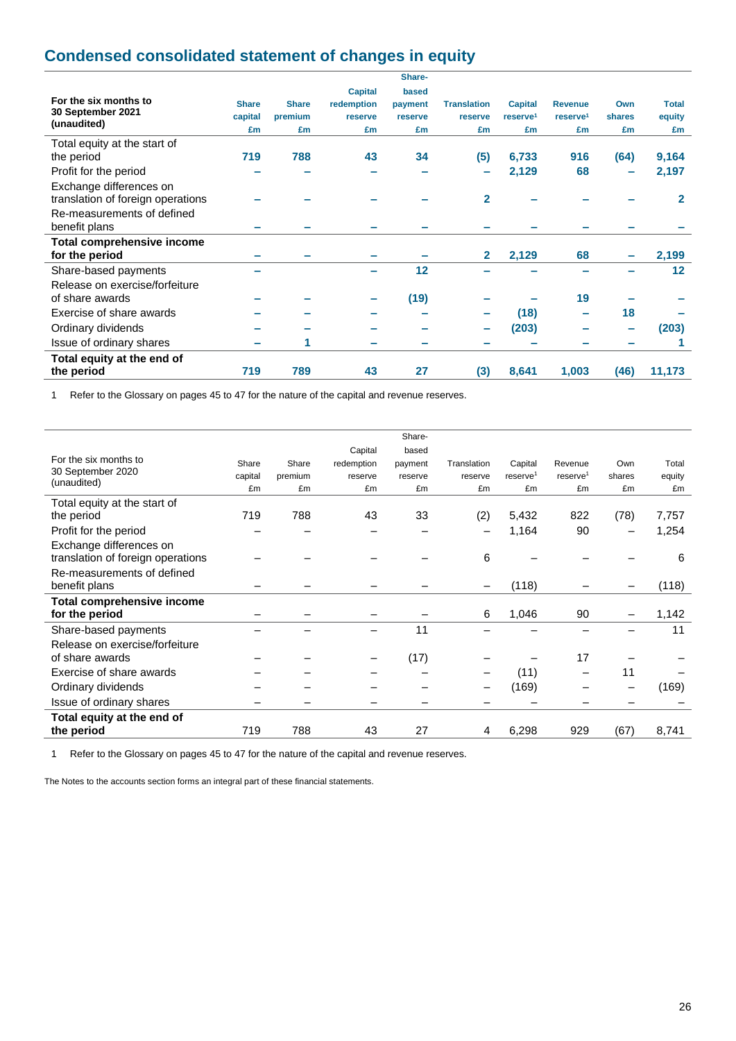# Condensed consolidated statement of changes in equity

| For the six months to 30 September 2021 (unaudited) | Share capital £m | Share premium £m | Capital redemption reserve £m | Share-based payment reserve £m | Translation reserve £m | Capital reserve[1] £m | Revenue reserve[1] £m | Own shares £m | Total equity £m |
|---|---|---|---|---|---|---|---|---|---|
| Total equity at the start of the period | **719** | **788** | **43** | **34** | **(5)** | **6,733** | **916** | **(64)** | **9,164** |
| Profit for the period | – | – | – | – | – | **2,129** | **68** | – | **2,197** |
| Exchange differences on translation of foreign operations | – | – | – | – | **2** | – | – | – | **2** |
| Re-measurements of defined benefit plans | – | – | – | – | – | – | – | – | – |
| **Total comprehensive income for the period** | – | – | – | – | **2** | **2,129** | **68** | – | **2,199** |
| Share-based payments | – | | – | **12** | – | – | – | – | **12** |
| Release on exercise/forfeiture of share awards | – | – | – | **(19)** | – | – | **19** | – | – |
| Exercise of share awards | – | – | – | – | – | **(18)** | – | **18** | – |
| Ordinary dividends | – | – | – | – | – | **(203)** | – | – | **(203)** |
| Issue of ordinary shares | – | **1** | – | – | – | – | – | – | **1** |
| **Total equity at the end of the period** | **719** | **789** | **43** | **27** | **(3)** | **8,641** | **1,003** | **(46)** | **11,173** |

1 Refer to the Glossary on pages 45 to 47 for the nature of the capital and revenue reserves.

| For the six months to 30 September 2020 (unaudited) | Share capital £m | Share premium £m | Capital redemption reserve £m | Share-based payment reserve £m | Translation reserve £m | Capital reserve[1] £m | Revenue reserve[1] £m | Own shares £m | Total equity £m |
|---|---|---|---|---|---|---|---|---|---|
| Total equity at the start of the period | 719 | 788 | 43 | 33 | (2) | 5,432 | 822 | (78) | 7,757 |
| Profit for the period | – | – | – | – | – | 1,164 | 90 | – | 1,254 |
| Exchange differences on translation of foreign operations | – | – | – | – | 6 | – | – | – | 6 |
| Re-measurements of defined benefit plans | – | – | – | – | – | (118) | – | – | (118) |
| **Total comprehensive income for the period** | – | – | – | – | 6 | 1,046 | 90 | – | 1,142 |
| Share-based payments | – | – | – | 11 | – | – | – | – | 11 |
| Release on exercise/forfeiture of share awards | – | – | – | (17) | – | – | 17 | – | – |
| Exercise of share awards | – | – | – | – | – | (11) | – | 11 | – |
| Ordinary dividends | – | – | – | – | – | (169) | – | – | (169) |
| Issue of ordinary shares | – | – | – | – | – | – | – | – | – |
| **Total equity at the end of the period** | 719 | 788 | 43 | 27 | 4 | 6,298 | 929 | (67) | 8,741 |

1 Refer to the Glossary on pages 45 to 47 for the nature of the capital and revenue reserves.

The Notes to the accounts section forms an integral part of these financial statements.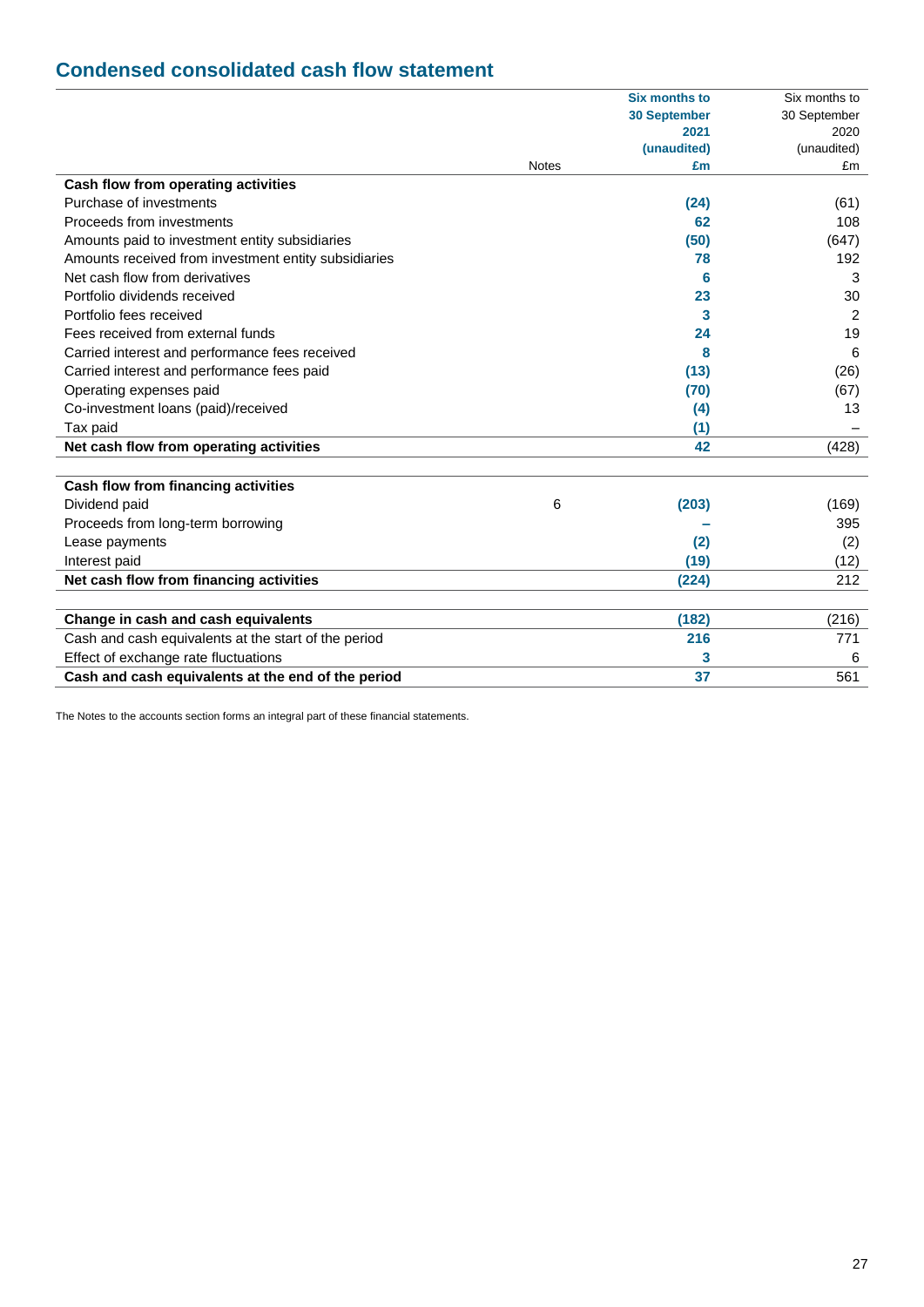## Condensed consolidated cash flow statement

| | Notes | Six months to 30 September 2021 (unaudited) £m | Six months to 30 September 2020 (unaudited) £m |
|---|---|---|---|
| **Cash flow from operating activities** | | | |
| Purchase of investments | | **(24)** | (61) |
| Proceeds from investments | | **62** | 108 |
| Amounts paid to investment entity subsidiaries | | **(50)** | (647) |
| Amounts received from investment entity subsidiaries | | **78** | 192 |
| Net cash flow from derivatives | | **6** | 3 |
| Portfolio dividends received | | **23** | 30 |
| Portfolio fees received | | **3** | 2 |
| Fees received from external funds | | **24** | 19 |
| Carried interest and performance fees received | | **8** | 6 |
| Carried interest and performance fees paid | | **(13)** | (26) |
| Operating expenses paid | | **(70)** | (67) |
| Co-investment loans (paid)/received | | **(4)** | 13 |
| Tax paid | | **(1)** | – |
| **Net cash flow from operating activities** | | **42** | (428) |
| **Cash flow from financing activities** | | | |
| Dividend paid | 6 | **(203)** | (169) |
| Proceeds from long-term borrowing | | **–** | 395 |
| Lease payments | | **(2)** | (2) |
| Interest paid | | **(19)** | (12) |
| **Net cash flow from financing activities** | | **(224)** | 212 |
| **Change in cash and cash equivalents** | | **(182)** | (216) |
| Cash and cash equivalents at the start of the period | | **216** | 771 |
| Effect of exchange rate fluctuations | | **3** | 6 |
| **Cash and cash equivalents at the end of the period** | | **37** | 561 |

The Notes to the accounts section forms an integral part of these financial statements.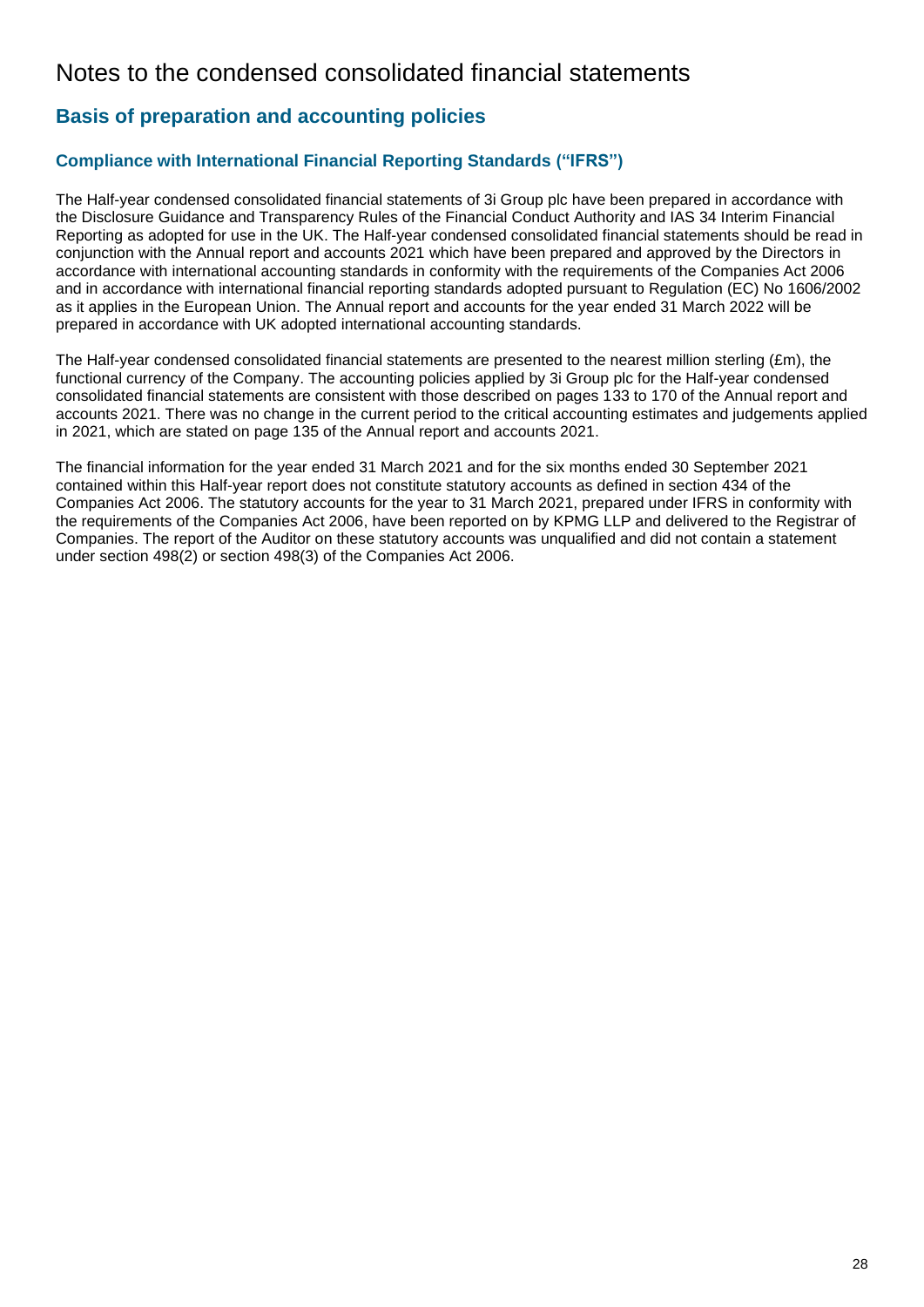# Notes to the condensed consolidated financial statements

## Basis of preparation and accounting policies

### Compliance with International Financial Reporting Standards ("IFRS")

The Half-year condensed consolidated financial statements of 3i Group plc have been prepared in accordance with the Disclosure Guidance and Transparency Rules of the Financial Conduct Authority and IAS 34 Interim Financial Reporting as adopted for use in the UK. The Half-year condensed consolidated financial statements should be read in conjunction with the Annual report and accounts 2021 which have been prepared and approved by the Directors in accordance with international accounting standards in conformity with the requirements of the Companies Act 2006 and in accordance with international financial reporting standards adopted pursuant to Regulation (EC) No 1606/2002 as it applies in the European Union. The Annual report and accounts for the year ended 31 March 2022 will be prepared in accordance with UK adopted international accounting standards.

The Half-year condensed consolidated financial statements are presented to the nearest million sterling (£m), the functional currency of the Company. The accounting policies applied by 3i Group plc for the Half-year condensed consolidated financial statements are consistent with those described on pages 133 to 170 of the Annual report and accounts 2021. There was no change in the current period to the critical accounting estimates and judgements applied in 2021, which are stated on page 135 of the Annual report and accounts 2021.

The financial information for the year ended 31 March 2021 and for the six months ended 30 September 2021 contained within this Half-year report does not constitute statutory accounts as defined in section 434 of the Companies Act 2006. The statutory accounts for the year to 31 March 2021, prepared under IFRS in conformity with the requirements of the Companies Act 2006, have been reported on by KPMG LLP and delivered to the Registrar of Companies. The report of the Auditor on these statutory accounts was unqualified and did not contain a statement under section 498(2) or section 498(3) of the Companies Act 2006.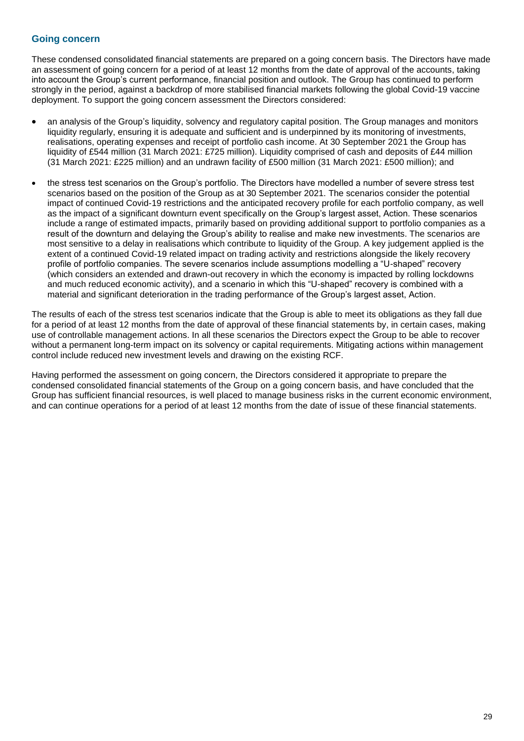## Going concern

These condensed consolidated financial statements are prepared on a going concern basis. The Directors have made an assessment of going concern for a period of at least 12 months from the date of approval of the accounts, taking into account the Group's current performance, financial position and outlook. The Group has continued to perform strongly in the period, against a backdrop of more stabilised financial markets following the global Covid-19 vaccine deployment. To support the going concern assessment the Directors considered:

- an analysis of the Group's liquidity, solvency and regulatory capital position. The Group manages and monitors liquidity regularly, ensuring it is adequate and sufficient and is underpinned by its monitoring of investments, realisations, operating expenses and receipt of portfolio cash income. At 30 September 2021 the Group has liquidity of £544 million (31 March 2021: £725 million). Liquidity comprised of cash and deposits of £44 million (31 March 2021: £225 million) and an undrawn facility of £500 million (31 March 2021: £500 million); and
- the stress test scenarios on the Group's portfolio. The Directors have modelled a number of severe stress test scenarios based on the position of the Group as at 30 September 2021. The scenarios consider the potential impact of continued Covid-19 restrictions and the anticipated recovery profile for each portfolio company, as well as the impact of a significant downturn event specifically on the Group's largest asset, Action. These scenarios include a range of estimated impacts, primarily based on providing additional support to portfolio companies as a result of the downturn and delaying the Group's ability to realise and make new investments. The scenarios are most sensitive to a delay in realisations which contribute to liquidity of the Group. A key judgement applied is the extent of a continued Covid-19 related impact on trading activity and restrictions alongside the likely recovery profile of portfolio companies. The severe scenarios include assumptions modelling a "U-shaped" recovery (which considers an extended and drawn-out recovery in which the economy is impacted by rolling lockdowns and much reduced economic activity), and a scenario in which this "U-shaped" recovery is combined with a material and significant deterioration in the trading performance of the Group's largest asset, Action.

The results of each of the stress test scenarios indicate that the Group is able to meet its obligations as they fall due for a period of at least 12 months from the date of approval of these financial statements by, in certain cases, making use of controllable management actions. In all these scenarios the Directors expect the Group to be able to recover without a permanent long-term impact on its solvency or capital requirements. Mitigating actions within management control include reduced new investment levels and drawing on the existing RCF.

Having performed the assessment on going concern, the Directors considered it appropriate to prepare the condensed consolidated financial statements of the Group on a going concern basis, and have concluded that the Group has sufficient financial resources, is well placed to manage business risks in the current economic environment, and can continue operations for a period of at least 12 months from the date of issue of these financial statements.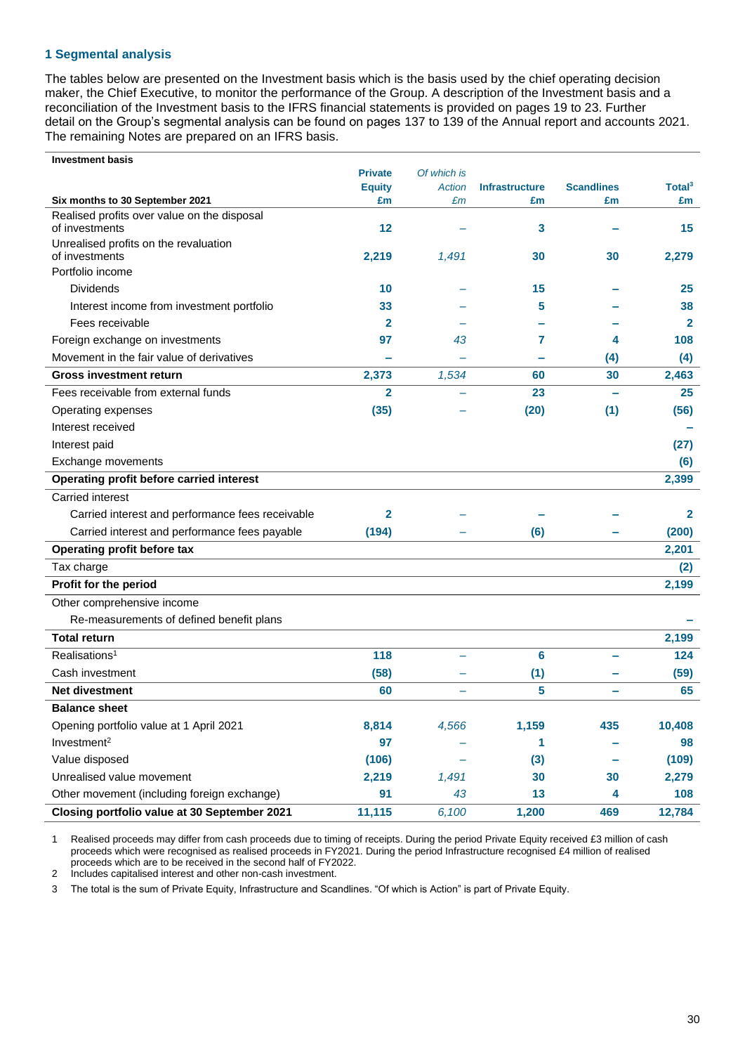### 1 Segmental analysis

The tables below are presented on the Investment basis which is the basis used by the chief operating decision maker, the Chief Executive, to monitor the performance of the Group. A description of the Investment basis and a reconciliation of the Investment basis to the IFRS financial statements is provided on pages 19 to 23. Further detail on the Group's segmental analysis can be found on pages 137 to 139 of the Annual report and accounts 2021. The remaining Notes are prepared on an IFRS basis.

| **Investment basis**<br>**Six months to 30 September 2021** | **Private Equity £m** | *Of which is Action £m* | **Infrastructure £m** | **Scandlines £m** | **Total[3] £m** |
|---|---|---|---|---|---|
| Realised profits over value on the disposal of investments | 12 | – | 3 | – | 15 |
| Unrealised profits on the revaluation of investments | 2,219 | *1,491* | 30 | 30 | 2,279 |
| Portfolio income | | | | | |
| Dividends | 10 | – | 15 | – | 25 |
| Interest income from investment portfolio | 33 | – | 5 | – | 38 |
| Fees receivable | 2 | – | – | – | 2 |
| Foreign exchange on investments | 97 | *43* | 7 | 4 | 108 |
| Movement in the fair value of derivatives | – | – | – | (4) | (4) |
| **Gross investment return** | **2,373** | *1,534* | **60** | **30** | **2,463** |
| Fees receivable from external funds | 2 | – | 23 | – | 25 |
| Operating expenses | (35) | – | (20) | (1) | (56) |
| Interest received | | | | | – |
| Interest paid | | | | | (27) |
| Exchange movements | | | | | (6) |
| **Operating profit before carried interest** | | | | | **2,399** |
| Carried interest | | | | | |
| Carried interest and performance fees receivable | 2 | – | – | – | 2 |
| Carried interest and performance fees payable | (194) | – | (6) | – | (200) |
| **Operating profit before tax** | | | | | **2,201** |
| Tax charge | | | | | (2) |
| **Profit for the period** | | | | | **2,199** |
| Other comprehensive income | | | | | |
| Re-measurements of defined benefit plans | | | | | – |
| **Total return** | | | | | **2,199** |
| Realisations[1] | 118 | – | 6 | – | 124 |
| Cash investment | (58) | – | (1) | – | (59) |
| **Net divestment** | **60** | – | **5** | – | **65** |
| **Balance sheet** | | | | | |
| Opening portfolio value at 1 April 2021 | 8,814 | *4,566* | 1,159 | 435 | 10,408 |
| Investment[2] | 97 | – | 1 | – | 98 |
| Value disposed | (106) | – | (3) | – | (109) |
| Unrealised value movement | 2,219 | *1,491* | 30 | 30 | 2,279 |
| Other movement (including foreign exchange) | 91 | *43* | 13 | 4 | 108 |
| **Closing portfolio value at 30 September 2021** | **11,115** | *6,100* | **1,200** | **469** | **12,784** |

1 Realised proceeds may differ from cash proceeds due to timing of receipts. During the period Private Equity received £3 million of cash proceeds which were recognised as realised proceeds in FY2021. During the period Infrastructure recognised £4 million of realised proceeds which are to be received in the second half of FY2022.

2 Includes capitalised interest and other non-cash investment.

3 The total is the sum of Private Equity, Infrastructure and Scandlines. "Of which is Action" is part of Private Equity.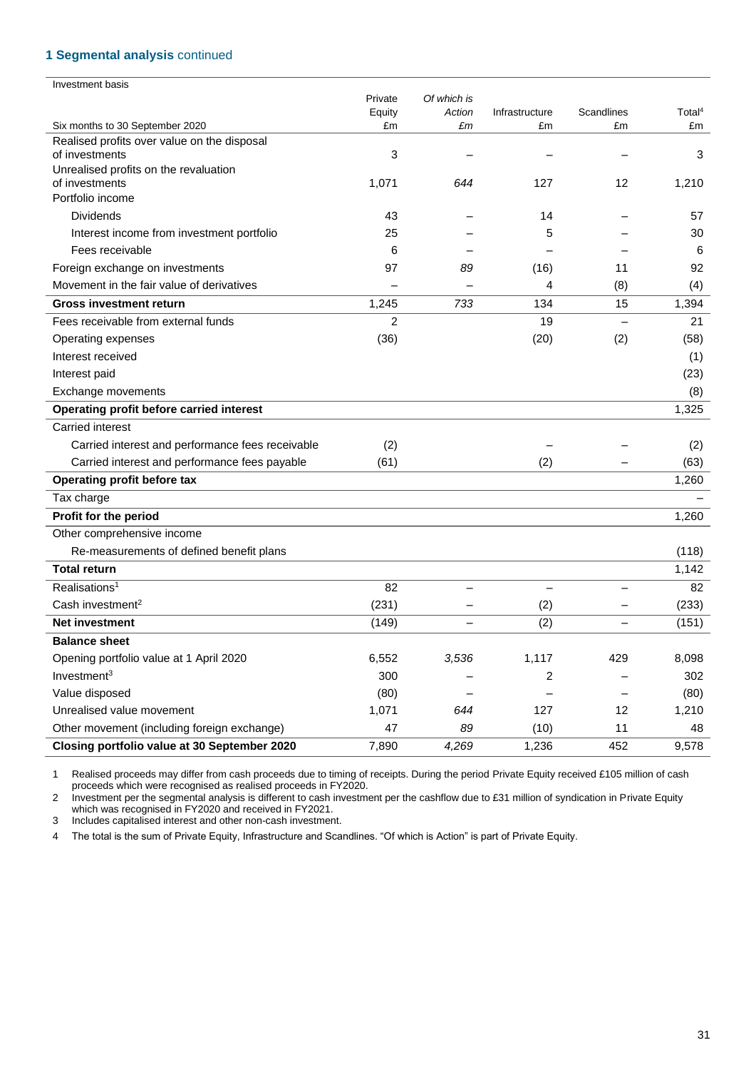### 1 Segmental analysis continued

| Investment basis<br>Six months to 30 September 2020 | Private Equity<br>£m | *Of which is Action*<br>*£m* | Infrastructure<br>£m | Scandlines<br>£m | Total[4]<br>£m |
|---|---|---|---|---|---|
| Realised profits over value on the disposal of investments | 3 | – | – | – | 3 |
| Unrealised profits on the revaluation of investments | 1,071 | *644* | 127 | 12 | 1,210 |
| Portfolio income | | | | | |
| Dividends | 43 | – | 14 | – | 57 |
| Interest income from investment portfolio | 25 | – | 5 | – | 30 |
| Fees receivable | 6 | – | – | – | 6 |
| Foreign exchange on investments | 97 | *89* | (16) | 11 | 92 |
| Movement in the fair value of derivatives | – | – | 4 | (8) | (4) |
| **Gross investment return** | 1,245 | *733* | 134 | 15 | 1,394 |
| Fees receivable from external funds | 2 | | 19 | – | 21 |
| Operating expenses | (36) | | (20) | (2) | (58) |
| Interest received | | | | | (1) |
| Interest paid | | | | | (23) |
| Exchange movements | | | | | (8) |
| **Operating profit before carried interest** | | | | | 1,325 |
| Carried interest | | | | | |
| Carried interest and performance fees receivable | (2) | | – | – | (2) |
| Carried interest and performance fees payable | (61) | | (2) | – | (63) |
| **Operating profit before tax** | | | | | 1,260 |
| Tax charge | | | | | – |
| **Profit for the period** | | | | | 1,260 |
| Other comprehensive income | | | | | |
| Re-measurements of defined benefit plans | | | | | (118) |
| **Total return** | | | | | 1,142 |
| Realisations[1] | 82 | – | – | – | 82 |
| Cash investment[2] | (231) | – | (2) | – | (233) |
| **Net investment** | (149) | – | (2) | – | (151) |
| **Balance sheet** | | | | | |
| Opening portfolio value at 1 April 2020 | 6,552 | *3,536* | 1,117 | 429 | 8,098 |
| Investment[3] | 300 | – | 2 | – | 302 |
| Value disposed | (80) | – | – | – | (80) |
| Unrealised value movement | 1,071 | *644* | 127 | 12 | 1,210 |
| Other movement (including foreign exchange) | 47 | *89* | (10) | 11 | 48 |
| **Closing portfolio value at 30 September 2020** | 7,890 | *4,269* | 1,236 | 452 | 9,578 |

1 Realised proceeds may differ from cash proceeds due to timing of receipts. During the period Private Equity received £105 million of cash proceeds which were recognised as realised proceeds in FY2020.

2 Investment per the segmental analysis is different to cash investment per the cashflow due to £31 million of syndication in Private Equity which was recognised in FY2020 and received in FY2021.

3 Includes capitalised interest and other non-cash investment.

4 The total is the sum of Private Equity, Infrastructure and Scandlines. "Of which is Action" is part of Private Equity.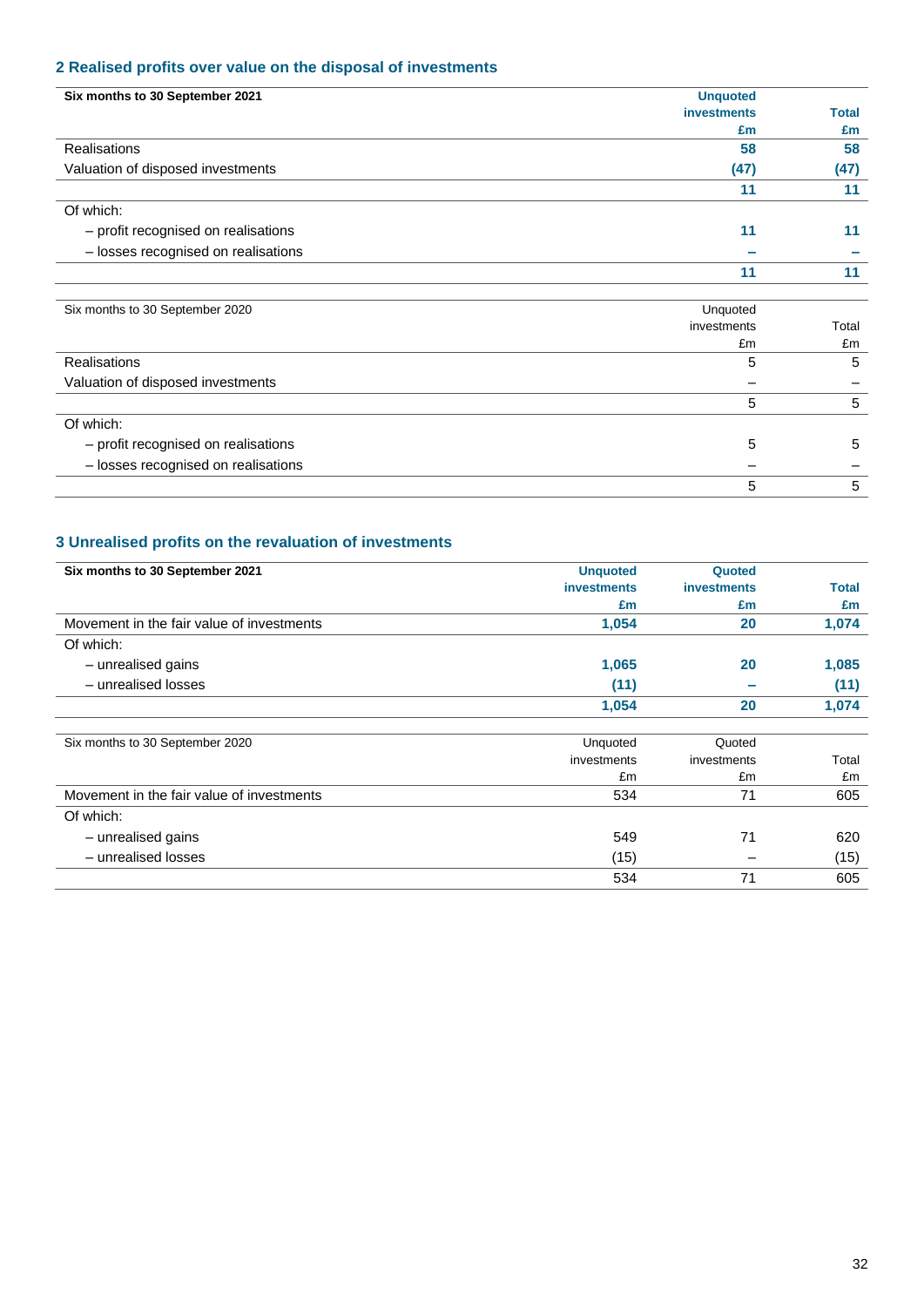## 2 Realised profits over value on the disposal of investments

| **Six months to 30 September 2021** | **Unquoted investments £m** | **Total £m** |
|---|---|---|
| Realisations | **58** | **58** |
| Valuation of disposed investments | **(47)** | **(47)** |
| | **11** | **11** |
| Of which: | | |
| – profit recognised on realisations | **11** | **11** |
| – losses recognised on realisations | **–** | **–** |
| | **11** | **11** |

| Six months to 30 September 2020 | Unquoted investments £m | Total £m |
|---|---|---|
| Realisations | 5 | 5 |
| Valuation of disposed investments | – | – |
| | 5 | 5 |
| Of which: | | |
| – profit recognised on realisations | 5 | 5 |
| – losses recognised on realisations | – | – |
| | 5 | 5 |

## 3 Unrealised profits on the revaluation of investments

| **Six months to 30 September 2021** | **Unquoted investments £m** | **Quoted investments £m** | **Total £m** |
|---|---|---|---|
| Movement in the fair value of investments | **1,054** | **20** | **1,074** |
| Of which: | | | |
| – unrealised gains | **1,065** | **20** | **1,085** |
| – unrealised losses | **(11)** | **–** | **(11)** |
| | **1,054** | **20** | **1,074** |

| Six months to 30 September 2020 | Unquoted investments £m | Quoted investments £m | Total £m |
|---|---|---|---|
| Movement in the fair value of investments | 534 | 71 | 605 |
| Of which: | | | |
| – unrealised gains | 549 | 71 | 620 |
| – unrealised losses | (15) | – | (15) |
| | 534 | 71 | 605 |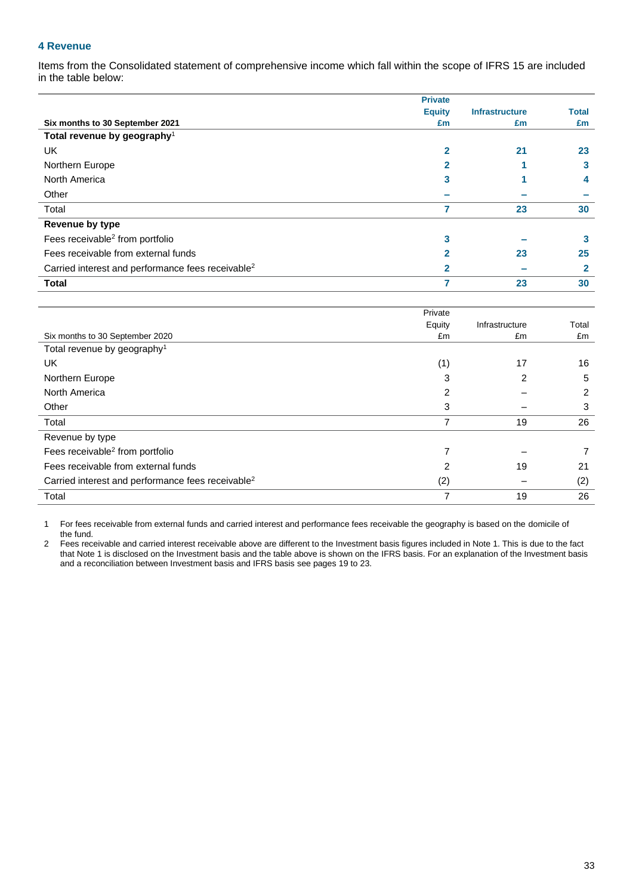## 4 Revenue

Items from the Consolidated statement of comprehensive income which fall within the scope of IFRS 15 are included in the table below:

| **Six months to 30 September 2021** | **Private Equity £m** | **Infrastructure £m** | **Total £m** |
|---|---|---|---|
| **Total revenue by geography**[1] | | | |
| UK | **2** | **21** | **23** |
| Northern Europe | **2** | **1** | **3** |
| North America | **3** | **1** | **4** |
| Other | **–** | **–** | **–** |
| Total | **7** | **23** | **30** |
| **Revenue by type** | | | |
| Fees receivable[2] from portfolio | **3** | **–** | **3** |
| Fees receivable from external funds | **2** | **23** | **25** |
| Carried interest and performance fees receivable[2] | **2** | **–** | **2** |
| **Total** | **7** | **23** | **30** |

| Six months to 30 September 2020 | Private Equity £m | Infrastructure £m | Total £m |
|---|---|---|---|
| Total revenue by geography[1] | | | |
| UK | (1) | 17 | 16 |
| Northern Europe | 3 | 2 | 5 |
| North America | 2 | – | 2 |
| Other | 3 | – | 3 |
| Total | 7 | 19 | 26 |
| Revenue by type | | | |
| Fees receivable[2] from portfolio | 7 | – | 7 |
| Fees receivable from external funds | 2 | 19 | 21 |
| Carried interest and performance fees receivable[2] | (2) | – | (2) |
| Total | 7 | 19 | 26 |

1 For fees receivable from external funds and carried interest and performance fees receivable the geography is based on the domicile of the fund.

2 Fees receivable and carried interest receivable above are different to the Investment basis figures included in Note 1. This is due to the fact that Note 1 is disclosed on the Investment basis and the table above is shown on the IFRS basis. For an explanation of the Investment basis and a reconciliation between Investment basis and IFRS basis see pages 19 to 23.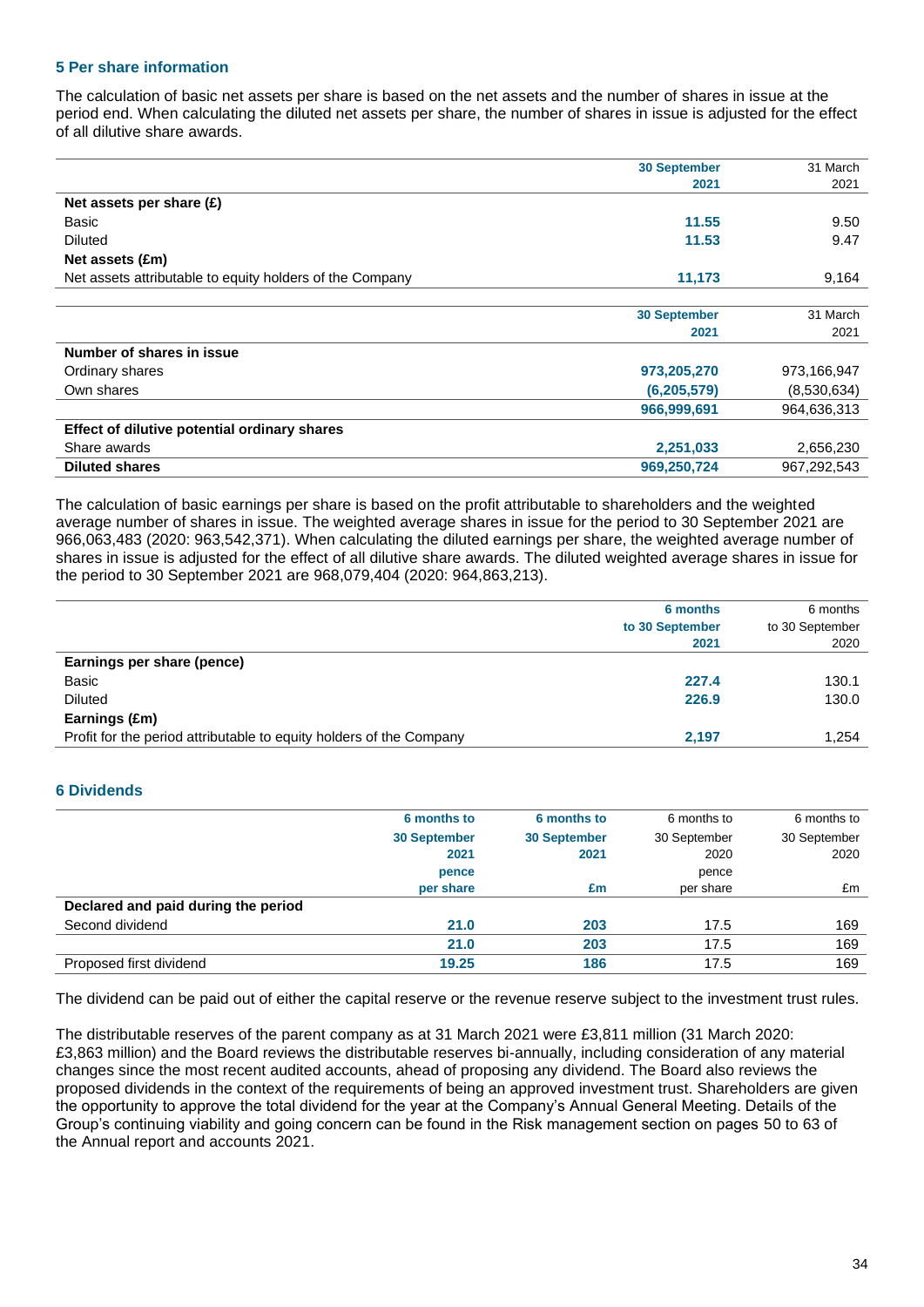### 5 Per share information

The calculation of basic net assets per share is based on the net assets and the number of shares in issue at the period end. When calculating the diluted net assets per share, the number of shares in issue is adjusted for the effect of all dilutive share awards.

| | 30 September 2021 | 31 March 2021 |
|---|---|---|
| **Net assets per share (£)** | | |
| Basic | 11.55 | 9.50 |
| Diluted | 11.53 | 9.47 |
| **Net assets (£m)** | | |
| Net assets attributable to equity holders of the Company | 11,173 | 9,164 |

| | 30 September 2021 | 31 March 2021 |
|---|---|---|
| **Number of shares in issue** | | |
| Ordinary shares | 973,205,270 | 973,166,947 |
| Own shares | (6,205,579) | (8,530,634) |
| | 966,999,691 | 964,636,313 |
| **Effect of dilutive potential ordinary shares** | | |
| Share awards | 2,251,033 | 2,656,230 |
| **Diluted shares** | 969,250,724 | 967,292,543 |

The calculation of basic earnings per share is based on the profit attributable to shareholders and the weighted average number of shares in issue. The weighted average shares in issue for the period to 30 September 2021 are 966,063,483 (2020: 963,542,371). When calculating the diluted earnings per share, the weighted average number of shares in issue is adjusted for the effect of all dilutive share awards. The diluted weighted average shares in issue for the period to 30 September 2021 are 968,079,404 (2020: 964,863,213).

| | 6 months to 30 September 2021 | 6 months to 30 September 2020 |
|---|---|---|
| **Earnings per share (pence)** | | |
| Basic | 227.4 | 130.1 |
| Diluted | 226.9 | 130.0 |
| **Earnings (£m)** | | |
| Profit for the period attributable to equity holders of the Company | 2,197 | 1,254 |

### 6 Dividends

| | 6 months to 30 September 2021 pence per share | 6 months to 30 September 2021 £m | 6 months to 30 September 2020 pence per share | 6 months to 30 September 2020 £m |
|---|---|---|---|---|
| **Declared and paid during the period** | | | | |
| Second dividend | 21.0 | 203 | 17.5 | 169 |
| | 21.0 | 203 | 17.5 | 169 |
| Proposed first dividend | 19.25 | 186 | 17.5 | 169 |

The dividend can be paid out of either the capital reserve or the revenue reserve subject to the investment trust rules.

The distributable reserves of the parent company as at 31 March 2021 were £3,811 million (31 March 2020: £3,863 million) and the Board reviews the distributable reserves bi-annually, including consideration of any material changes since the most recent audited accounts, ahead of proposing any dividend. The Board also reviews the proposed dividends in the context of the requirements of being an approved investment trust. Shareholders are given the opportunity to approve the total dividend for the year at the Company's Annual General Meeting. Details of the Group's continuing viability and going concern can be found in the Risk management section on pages 50 to 63 of the Annual report and accounts 2021.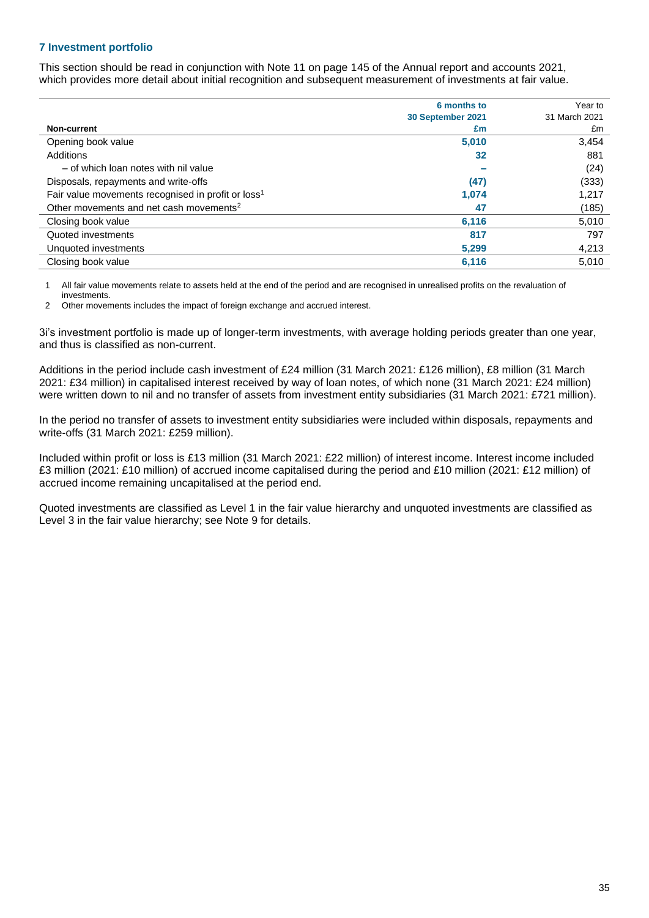### 7 Investment portfolio

This section should be read in conjunction with Note 11 on page 145 of the Annual report and accounts 2021, which provides more detail about initial recognition and subsequent measurement of investments at fair value.

| Non-current | 6 months to 30 September 2021 £m | Year to 31 March 2021 £m |
|---|---|---|
| Opening book value | **5,010** | 3,454 |
| Additions | **32** | 881 |
| – of which loan notes with nil value | **–** | (24) |
| Disposals, repayments and write-offs | **(47)** | (333) |
| Fair value movements recognised in profit or loss[1] | **1,074** | 1,217 |
| Other movements and net cash movements[2] | **47** | (185) |
| Closing book value | **6,116** | 5,010 |
| Quoted investments | **817** | 797 |
| Unquoted investments | **5,299** | 4,213 |
| Closing book value | **6,116** | 5,010 |

1 All fair value movements relate to assets held at the end of the period and are recognised in unrealised profits on the revaluation of investments.

2 Other movements includes the impact of foreign exchange and accrued interest.

3i's investment portfolio is made up of longer-term investments, with average holding periods greater than one year, and thus is classified as non-current.

Additions in the period include cash investment of £24 million (31 March 2021: £126 million), £8 million (31 March 2021: £34 million) in capitalised interest received by way of loan notes, of which none (31 March 2021: £24 million) were written down to nil and no transfer of assets from investment entity subsidiaries (31 March 2021: £721 million).

In the period no transfer of assets to investment entity subsidiaries were included within disposals, repayments and write-offs (31 March 2021: £259 million).

Included within profit or loss is £13 million (31 March 2021: £22 million) of interest income. Interest income included £3 million (2021: £10 million) of accrued income capitalised during the period and £10 million (2021: £12 million) of accrued income remaining uncapitalised at the period end.

Quoted investments are classified as Level 1 in the fair value hierarchy and unquoted investments are classified as Level 3 in the fair value hierarchy; see Note 9 for details.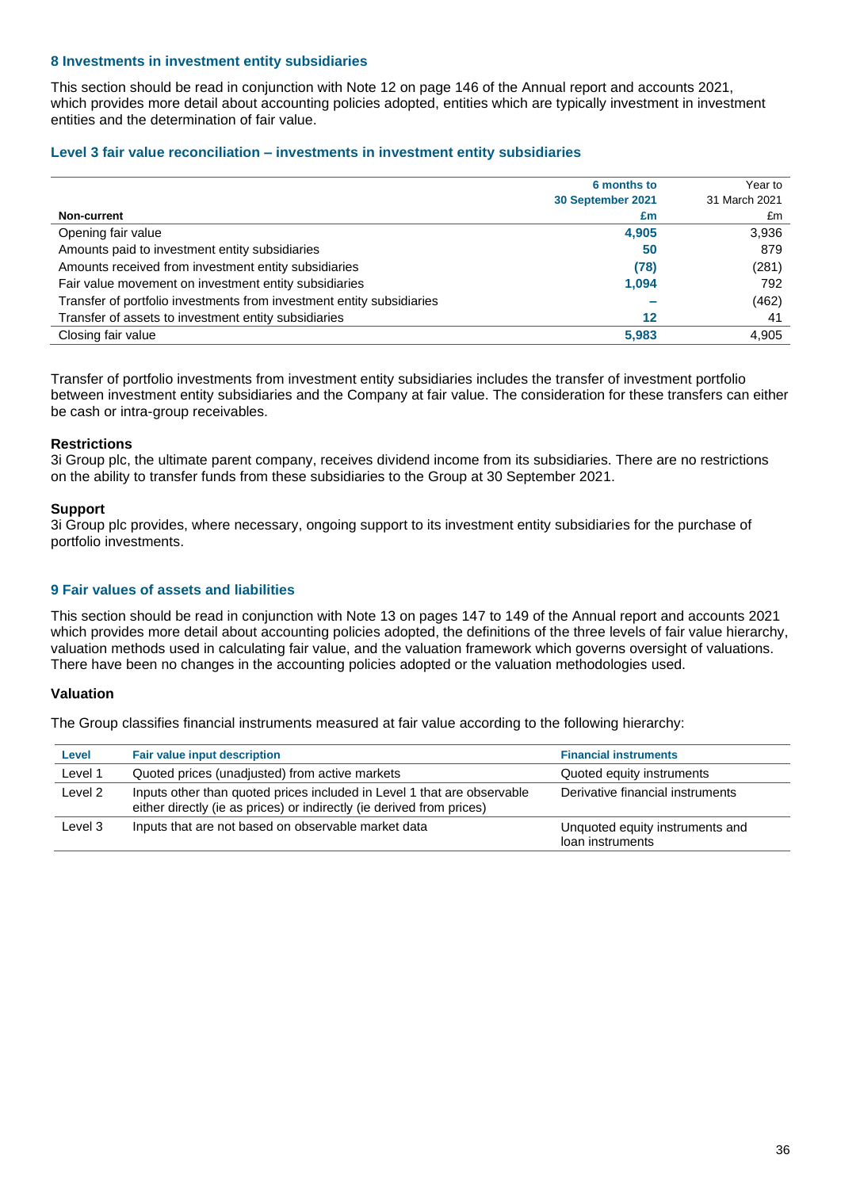## 8 Investments in investment entity subsidiaries

This section should be read in conjunction with Note 12 on page 146 of the Annual report and accounts 2021, which provides more detail about accounting policies adopted, entities which are typically investment in investment entities and the determination of fair value.

### Level 3 fair value reconciliation – investments in investment entity subsidiaries

| Non-current | 6 months to 30 September 2021 £m | Year to 31 March 2021 £m |
|---|---|---|
| Opening fair value | **4,905** | 3,936 |
| Amounts paid to investment entity subsidiaries | **50** | 879 |
| Amounts received from investment entity subsidiaries | **(78)** | (281) |
| Fair value movement on investment entity subsidiaries | **1,094** | 792 |
| Transfer of portfolio investments from investment entity subsidiaries | **–** | (462) |
| Transfer of assets to investment entity subsidiaries | **12** | 41 |
| Closing fair value | **5,983** | 4,905 |

Transfer of portfolio investments from investment entity subsidiaries includes the transfer of investment portfolio between investment entity subsidiaries and the Company at fair value. The consideration for these transfers can either be cash or intra-group receivables.

**Restrictions**
3i Group plc, the ultimate parent company, receives dividend income from its subsidiaries. There are no restrictions on the ability to transfer funds from these subsidiaries to the Group at 30 September 2021.

**Support**
3i Group plc provides, where necessary, ongoing support to its investment entity subsidiaries for the purchase of portfolio investments.

## 9 Fair values of assets and liabilities

This section should be read in conjunction with Note 13 on pages 147 to 149 of the Annual report and accounts 2021 which provides more detail about accounting policies adopted, the definitions of the three levels of fair value hierarchy, valuation methods used in calculating fair value, and the valuation framework which governs oversight of valuations. There have been no changes in the accounting policies adopted or the valuation methodologies used.

### Valuation

The Group classifies financial instruments measured at fair value according to the following hierarchy:

| Level | Fair value input description | Financial instruments |
|---|---|---|
| Level 1 | Quoted prices (unadjusted) from active markets | Quoted equity instruments |
| Level 2 | Inputs other than quoted prices included in Level 1 that are observable either directly (ie as prices) or indirectly (ie derived from prices) | Derivative financial instruments |
| Level 3 | Inputs that are not based on observable market data | Unquoted equity instruments and loan instruments |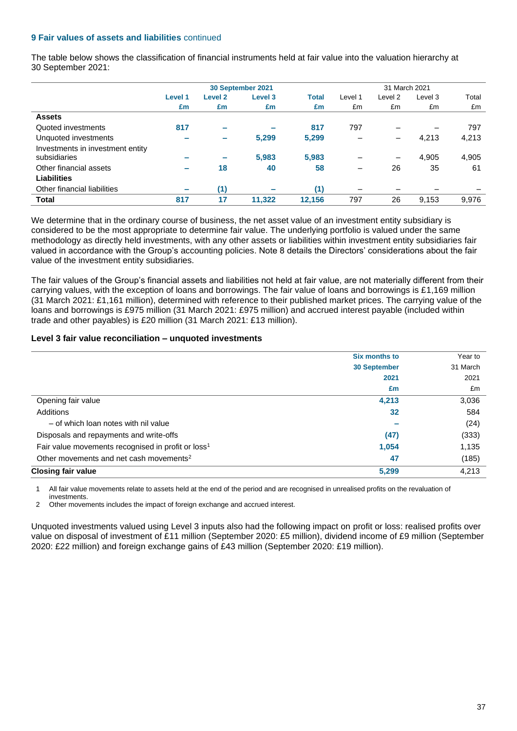### 9 Fair values of assets and liabilities continued

The table below shows the classification of financial instruments held at fair value into the valuation hierarchy at 30 September 2021:

| | 30 September 2021 | | | | 31 March 2021 | | | |
|---|---|---|---|---|---|---|---|---|
| | Level 1 | Level 2 | Level 3 | Total | Level 1 | Level 2 | Level 3 | Total |
| | £m | £m | £m | £m | £m | £m | £m | £m |
| **Assets** | | | | | | | | |
| Quoted investments | 817 | – | – | 817 | 797 | – | – | 797 |
| Unquoted investments | – | – | 5,299 | 5,299 | – | – | 4,213 | 4,213 |
| Investments in investment entity subsidiaries | – | – | 5,983 | 5,983 | – | – | 4,905 | 4,905 |
| Other financial assets | – | 18 | 40 | 58 | – | 26 | 35 | 61 |
| **Liabilities** | | | | | | | | |
| Other financial liabilities | – | (1) | – | (1) | – | – | – | – |
| **Total** | **817** | **17** | **11,322** | **12,156** | **797** | **26** | **9,153** | **9,976** |

We determine that in the ordinary course of business, the net asset value of an investment entity subsidiary is considered to be the most appropriate to determine fair value. The underlying portfolio is valued under the same methodology as directly held investments, with any other assets or liabilities within investment entity subsidiaries fair valued in accordance with the Group's accounting policies. Note 8 details the Directors' considerations about the fair value of the investment entity subsidiaries.

The fair values of the Group's financial assets and liabilities not held at fair value, are not materially different from their carrying values, with the exception of loans and borrowings. The fair value of loans and borrowings is £1,169 million (31 March 2021: £1,161 million), determined with reference to their published market prices. The carrying value of the loans and borrowings is £975 million (31 March 2021: £975 million) and accrued interest payable (included within trade and other payables) is £20 million (31 March 2021: £13 million).

#### Level 3 fair value reconciliation – unquoted investments

| | Six months to 30 September 2021 £m | Year to 31 March 2021 £m |
|---|---|---|
| Opening fair value | 4,213 | 3,036 |
| Additions | 32 | 584 |
| – of which loan notes with nil value | – | (24) |
| Disposals and repayments and write-offs | (47) | (333) |
| Fair value movements recognised in profit or loss[1] | 1,054 | 1,135 |
| Other movements and net cash movements[2] | 47 | (185) |
| **Closing fair value** | **5,299** | **4,213** |

1 All fair value movements relate to assets held at the end of the period and are recognised in unrealised profits on the revaluation of investments.

2 Other movements includes the impact of foreign exchange and accrued interest.

Unquoted investments valued using Level 3 inputs also had the following impact on profit or loss: realised profits over value on disposal of investment of £11 million (September 2020: £5 million), dividend income of £9 million (September 2020: £22 million) and foreign exchange gains of £43 million (September 2020: £19 million).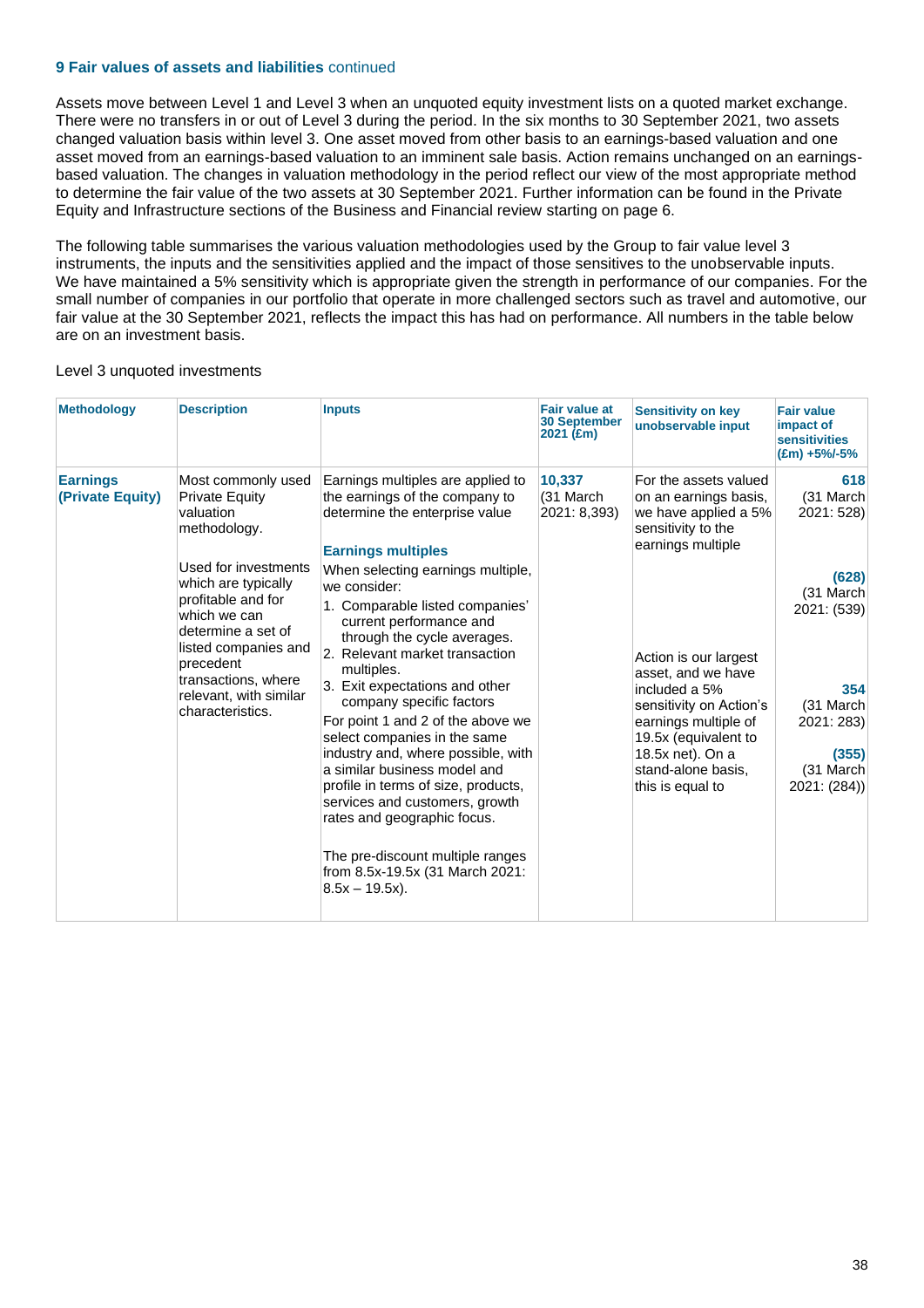### 9 Fair values of assets and liabilities continued

Assets move between Level 1 and Level 3 when an unquoted equity investment lists on a quoted market exchange. There were no transfers in or out of Level 3 during the period. In the six months to 30 September 2021, two assets changed valuation basis within level 3. One asset moved from other basis to an earnings-based valuation and one asset moved from an earnings-based valuation to an imminent sale basis. Action remains unchanged on an earnings-based valuation. The changes in valuation methodology in the period reflect our view of the most appropriate method to determine the fair value of the two assets at 30 September 2021. Further information can be found in the Private Equity and Infrastructure sections of the Business and Financial review starting on page 6.

The following table summarises the various valuation methodologies used by the Group to fair value level 3 instruments, the inputs and the sensitivities applied and the impact of those sensitives to the unobservable inputs. We have maintained a 5% sensitivity which is appropriate given the strength in performance of our companies. For the small number of companies in our portfolio that operate in more challenged sectors such as travel and automotive, our fair value at the 30 September 2021, reflects the impact this has had on performance. All numbers in the table below are on an investment basis.

Level 3 unquoted investments

| Methodology | Description | Inputs | Fair value at 30 September 2021 (£m) | Sensitivity on key unobservable input | Fair value impact of sensitivities (£m) +5%/-5% |
|---|---|---|---|---|---|
| **Earnings (Private Equity)** | Most commonly used Private Equity valuation methodology.<br><br>Used for investments which are typically profitable and for which we can determine a set of listed companies and precedent transactions, where relevant, with similar characteristics. | Earnings multiples are applied to the earnings of the company to determine the enterprise value<br><br>**Earnings multiples**<br>When selecting earnings multiple, we consider:<br>1. Comparable listed companies' current performance and through the cycle averages.<br>2. Relevant market transaction multiples.<br>3. Exit expectations and other company specific factors<br>For point 1 and 2 of the above we select companies in the same industry and, where possible, with a similar business model and profile in terms of size, products, services and customers, growth rates and geographic focus.<br><br>The pre-discount multiple ranges from 8.5x-19.5x (31 March 2021: 8.5x – 19.5x). | **10,337**<br>(31 March 2021: 8,393) | For the assets valued on an earnings basis, we have applied a 5% sensitivity to the earnings multiple<br><br>Action is our largest asset, and we have included a 5% sensitivity on Action's earnings multiple of 19.5x (equivalent to 18.5x net). On a stand-alone basis, this is equal to | **618**<br>(31 March 2021: 528)<br><br>**(628)**<br>(31 March 2021: (539)<br><br>**354**<br>(31 March 2021: 283)<br><br>**(355)**<br>(31 March 2021: (284)) |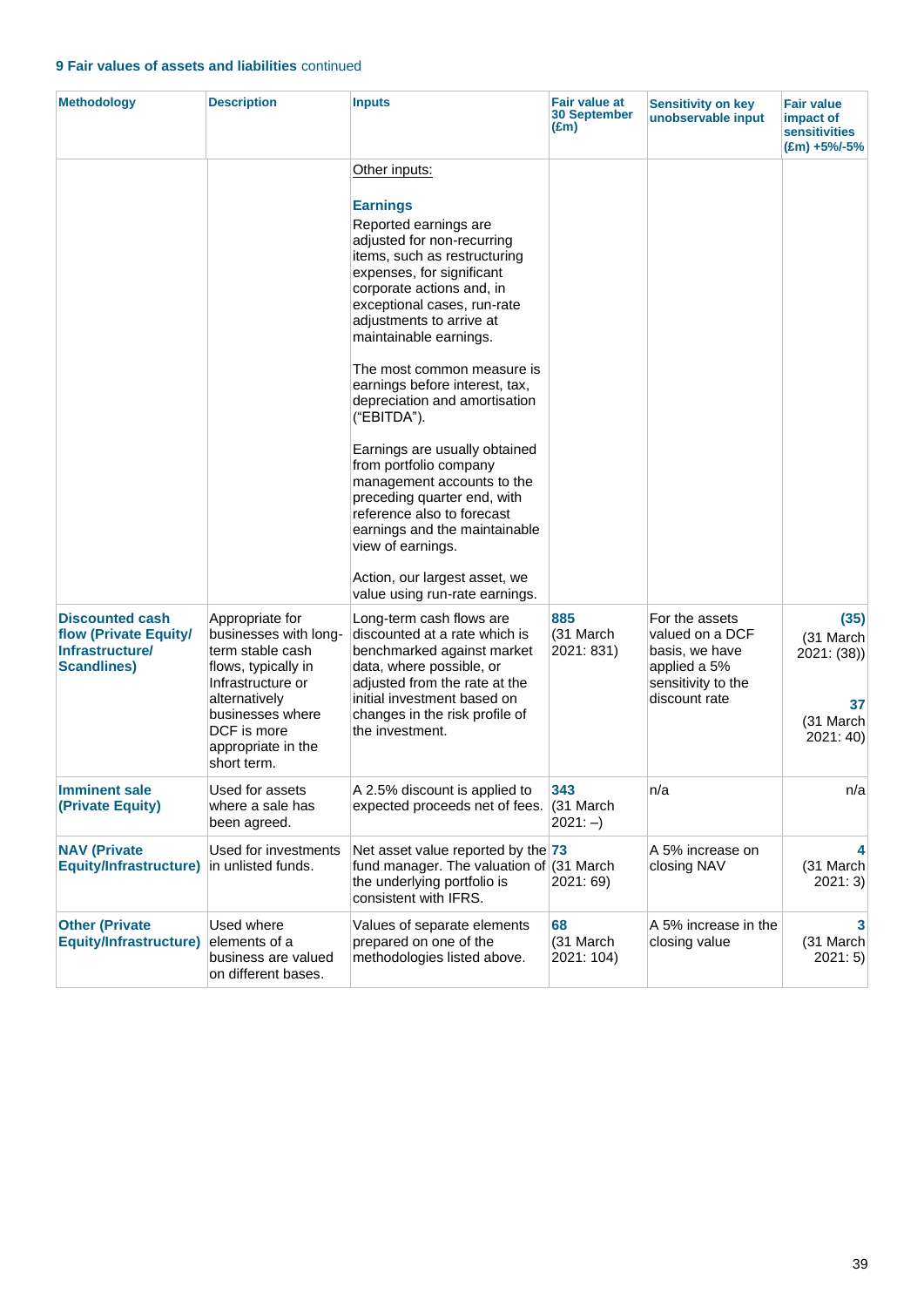**9 Fair values of assets and liabilities** continued

| Methodology | Description | Inputs | Fair value at 30 September (£m) | Sensitivity on key unobservable input | Fair value impact of sensitivities (£m) +5%/-5% |
|---|---|---|---|---|---|
| | | Other inputs:<br><br>**Earnings**<br>Reported earnings are adjusted for non-recurring items, such as restructuring expenses, for significant corporate actions and, in exceptional cases, run-rate adjustments to arrive at maintainable earnings.<br><br>The most common measure is earnings before interest, tax, depreciation and amortisation ("EBITDA").<br><br>Earnings are usually obtained from portfolio company management accounts to the preceding quarter end, with reference also to forecast earnings and the maintainable view of earnings.<br><br>Action, our largest asset, we value using run-rate earnings. | | | |
| **Discounted cash flow (Private Equity/ Infrastructure/ Scandlines)** | Appropriate for businesses with long-term stable cash flows, typically in Infrastructure or alternatively businesses where DCF is more appropriate in the short term. | Long-term cash flows are discounted at a rate which is benchmarked against market data, where possible, or adjusted from the rate at the initial investment based on changes in the risk profile of the investment. | **885**<br>(31 March 2021: 831) | For the assets valued on a DCF basis, we have applied a 5% sensitivity to the discount rate | **(35)**<br>(31 March 2021: (38))<br><br>**37**<br>(31 March 2021: 40) |
| **Imminent sale (Private Equity)** | Used for assets where a sale has been agreed. | A 2.5% discount is applied to expected proceeds net of fees. | **343**<br>(31 March 2021: –) | n/a | n/a |
| **NAV (Private Equity/Infrastructure)** | Used for investments in unlisted funds. | Net asset value reported by the fund manager. The valuation of the underlying portfolio is consistent with IFRS. | **73**<br>(31 March 2021: 69) | A 5% increase on closing NAV | **4**<br>(31 March 2021: 3) |
| **Other (Private Equity/Infrastructure)** | Used where elements of a business are valued on different bases. | Values of separate elements prepared on one of the methodologies listed above. | **68**<br>(31 March 2021: 104) | A 5% increase in the closing value | **3**<br>(31 March 2021: 5) |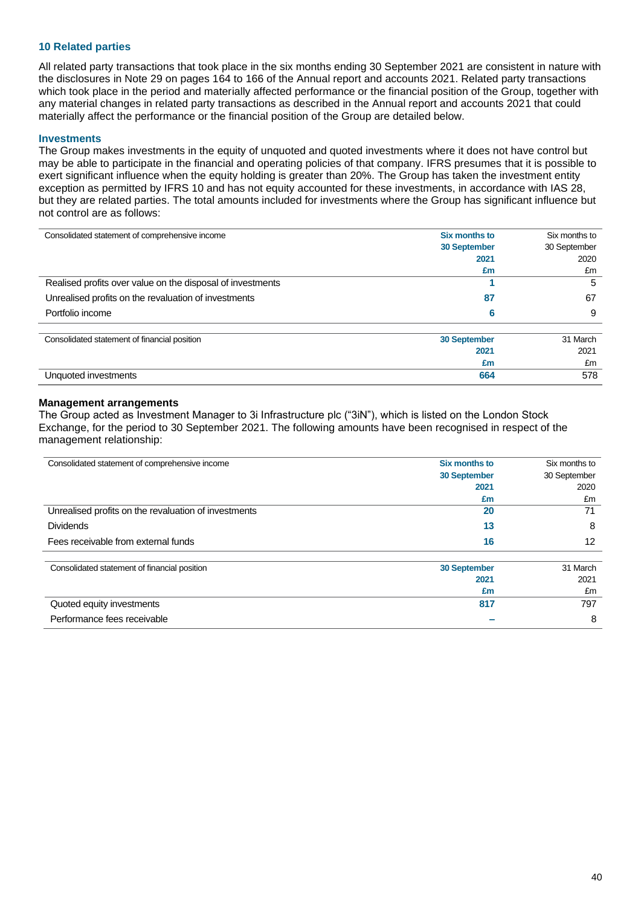## 10 Related parties

All related party transactions that took place in the six months ending 30 September 2021 are consistent in nature with the disclosures in Note 29 on pages 164 to 166 of the Annual report and accounts 2021. Related party transactions which took place in the period and materially affected performance or the financial position of the Group, together with any material changes in related party transactions as described in the Annual report and accounts 2021 that could materially affect the performance or the financial position of the Group are detailed below.

### Investments

The Group makes investments in the equity of unquoted and quoted investments where it does not have control but may be able to participate in the financial and operating policies of that company. IFRS presumes that it is possible to exert significant influence when the equity holding is greater than 20%. The Group has taken the investment entity exception as permitted by IFRS 10 and has not equity accounted for these investments, in accordance with IAS 28, but they are related parties. The total amounts included for investments where the Group has significant influence but not control are as follows:

| Consolidated statement of comprehensive income | **Six months to 30 September 2021 £m** | Six months to 30 September 2020 £m |
|---|---|---|
| Realised profits over value on the disposal of investments | **1** | 5 |
| Unrealised profits on the revaluation of investments | **87** | 67 |
| Portfolio income | **6** | 9 |

| Consolidated statement of financial position | **30 September 2021 £m** | 31 March 2021 £m |
|---|---|---|
| Unquoted investments | **664** | 578 |

### Management arrangements

The Group acted as Investment Manager to 3i Infrastructure plc ("3iN"), which is listed on the London Stock Exchange, for the period to 30 September 2021. The following amounts have been recognised in respect of the management relationship:

| Consolidated statement of comprehensive income | **Six months to 30 September 2021 £m** | Six months to 30 September 2020 £m |
|---|---|---|
| Unrealised profits on the revaluation of investments | **20** | 71 |
| Dividends | **13** | 8 |
| Fees receivable from external funds | **16** | 12 |

| Consolidated statement of financial position | **30 September 2021 £m** | 31 March 2021 £m |
|---|---|---|
| Quoted equity investments | **817** | 797 |
| Performance fees receivable | **–** | 8 |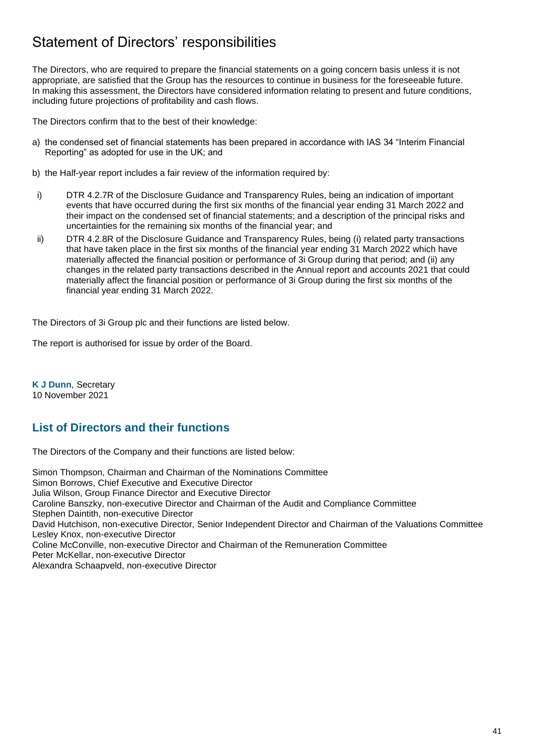# Statement of Directors' responsibilities

The Directors, who are required to prepare the financial statements on a going concern basis unless it is not appropriate, are satisfied that the Group has the resources to continue in business for the foreseeable future. In making this assessment, the Directors have considered information relating to present and future conditions, including future projections of profitability and cash flows.

The Directors confirm that to the best of their knowledge:

a) the condensed set of financial statements has been prepared in accordance with IAS 34 "Interim Financial Reporting" as adopted for use in the UK; and

b) the Half-year report includes a fair review of the information required by:

  i) DTR 4.2.7R of the Disclosure Guidance and Transparency Rules, being an indication of important events that have occurred during the first six months of the financial year ending 31 March 2022 and their impact on the condensed set of financial statements; and a description of the principal risks and uncertainties for the remaining six months of the financial year; and

  ii) DTR 4.2.8R of the Disclosure Guidance and Transparency Rules, being (i) related party transactions that have taken place in the first six months of the financial year ending 31 March 2022 which have materially affected the financial position or performance of 3i Group during that period; and (ii) any changes in the related party transactions described in the Annual report and accounts 2021 that could materially affect the financial position or performance of 3i Group during the first six months of the financial year ending 31 March 2022.

The Directors of 3i Group plc and their functions are listed below.

The report is authorised for issue by order of the Board.

**K J Dunn**, Secretary
10 November 2021

## List of Directors and their functions

The Directors of the Company and their functions are listed below:

Simon Thompson, Chairman and Chairman of the Nominations Committee
Simon Borrows, Chief Executive and Executive Director
Julia Wilson, Group Finance Director and Executive Director
Caroline Banszky, non-executive Director and Chairman of the Audit and Compliance Committee
Stephen Daintith, non-executive Director
David Hutchison, non-executive Director, Senior Independent Director and Chairman of the Valuations Committee
Lesley Knox, non-executive Director
Coline McConville, non-executive Director and Chairman of the Remuneration Committee
Peter McKellar, non-executive Director
Alexandra Schaapveld, non-executive Director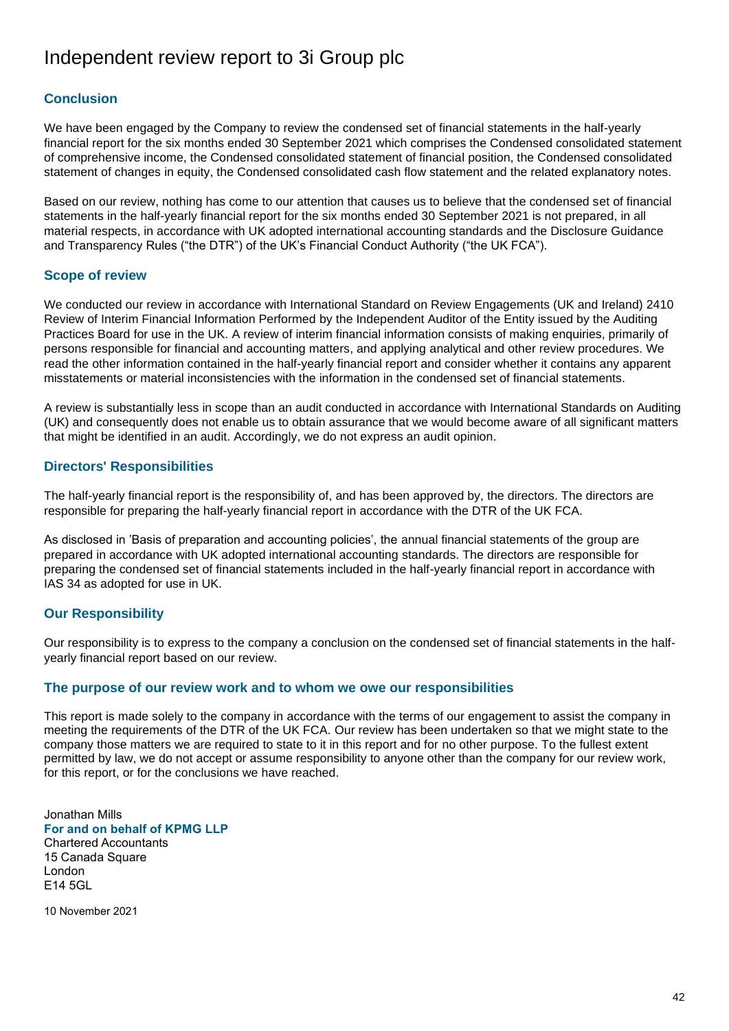# Independent review report to 3i Group plc

## Conclusion

We have been engaged by the Company to review the condensed set of financial statements in the half-yearly financial report for the six months ended 30 September 2021 which comprises the Condensed consolidated statement of comprehensive income, the Condensed consolidated statement of financial position, the Condensed consolidated statement of changes in equity, the Condensed consolidated cash flow statement and the related explanatory notes.

Based on our review, nothing has come to our attention that causes us to believe that the condensed set of financial statements in the half-yearly financial report for the six months ended 30 September 2021 is not prepared, in all material respects, in accordance with UK adopted international accounting standards and the Disclosure Guidance and Transparency Rules ("the DTR") of the UK's Financial Conduct Authority ("the UK FCA").

## Scope of review

We conducted our review in accordance with International Standard on Review Engagements (UK and Ireland) 2410 Review of Interim Financial Information Performed by the Independent Auditor of the Entity issued by the Auditing Practices Board for use in the UK. A review of interim financial information consists of making enquiries, primarily of persons responsible for financial and accounting matters, and applying analytical and other review procedures. We read the other information contained in the half-yearly financial report and consider whether it contains any apparent misstatements or material inconsistencies with the information in the condensed set of financial statements.

A review is substantially less in scope than an audit conducted in accordance with International Standards on Auditing (UK) and consequently does not enable us to obtain assurance that we would become aware of all significant matters that might be identified in an audit. Accordingly, we do not express an audit opinion.

## Directors' Responsibilities

The half-yearly financial report is the responsibility of, and has been approved by, the directors. The directors are responsible for preparing the half-yearly financial report in accordance with the DTR of the UK FCA.

As disclosed in 'Basis of preparation and accounting policies', the annual financial statements of the group are prepared in accordance with UK adopted international accounting standards. The directors are responsible for preparing the condensed set of financial statements included in the half-yearly financial report in accordance with IAS 34 as adopted for use in UK.

## Our Responsibility

Our responsibility is to express to the company a conclusion on the condensed set of financial statements in the half-yearly financial report based on our review.

## The purpose of our review work and to whom we owe our responsibilities

This report is made solely to the company in accordance with the terms of our engagement to assist the company in meeting the requirements of the DTR of the UK FCA. Our review has been undertaken so that we might state to the company those matters we are required to state to it in this report and for no other purpose. To the fullest extent permitted by law, we do not accept or assume responsibility to anyone other than the company for our review work, for this report, or for the conclusions we have reached.

Jonathan Mills
**For and on behalf of KPMG LLP**
Chartered Accountants
15 Canada Square
London
E14 5GL

10 November 2021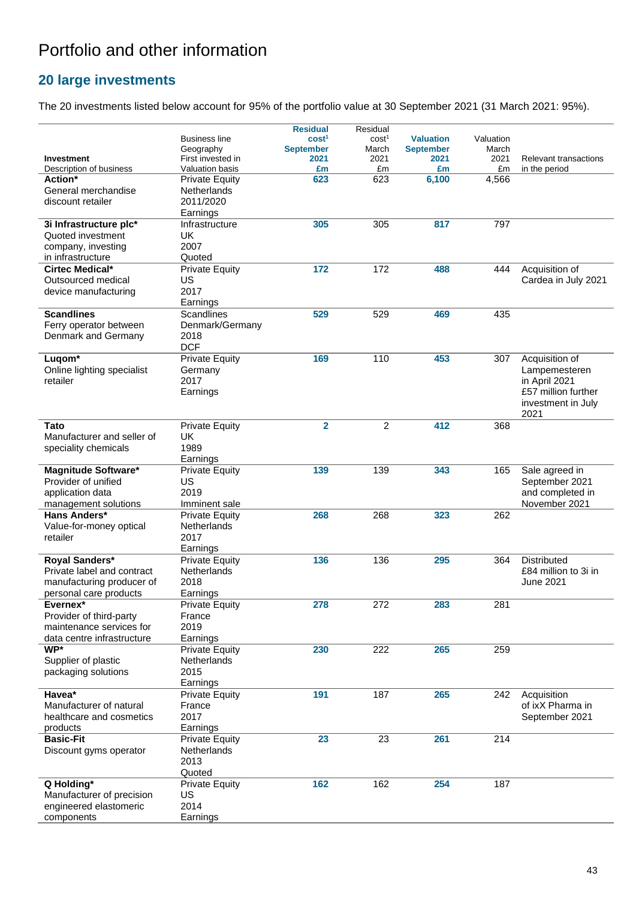# Portfolio and other information

## 20 large investments

The 20 investments listed below account for 95% of the portfolio value at 30 September 2021 (31 March 2021: 95%).

| Investment<br>Description of business | Business line<br>Geography<br>First invested in<br>Valuation basis | Residual cost[1] September 2021 £m | Residual cost[1] March 2021 £m | Valuation September 2021 £m | Valuation March 2021 £m | Relevant transactions in the period |
|---|---|---|---|---|---|---|
| **Action***<br>General merchandise discount retailer | Private Equity<br>Netherlands<br>2011/2020<br>Earnings | **623** | 623 | **6,100** | 4,566 | |
| **3i Infrastructure plc***<br>Quoted investment company, investing in infrastructure | Infrastructure<br>UK<br>2007<br>Quoted | **305** | 305 | **817** | 797 | |
| **Cirtec Medical***<br>Outsourced medical device manufacturing | Private Equity<br>US<br>2017<br>Earnings | **172** | 172 | **488** | 444 | Acquisition of Cardea in July 2021 |
| **Scandlines**<br>Ferry operator between Denmark and Germany | Scandlines<br>Denmark/Germany<br>2018<br>DCF | **529** | 529 | **469** | 435 | |
| **Luqom***<br>Online lighting specialist retailer | Private Equity<br>Germany<br>2017<br>Earnings | **169** | 110 | **453** | 307 | Acquisition of Lampemesteren in April 2021<br>£57 million further investment in July 2021 |
| **Tato**<br>Manufacturer and seller of speciality chemicals | Private Equity<br>UK<br>1989<br>Earnings | **2** | 2 | **412** | 368 | |
| **Magnitude Software***<br>Provider of unified application data management solutions | Private Equity<br>US<br>2019<br>Imminent sale | **139** | 139 | **343** | 165 | Sale agreed in September 2021 and completed in November 2021 |
| **Hans Anders***<br>Value-for-money optical retailer | Private Equity<br>Netherlands<br>2017<br>Earnings | **268** | 268 | **323** | 262 | |
| **Royal Sanders***<br>Private label and contract manufacturing producer of personal care products | Private Equity<br>Netherlands<br>2018<br>Earnings | **136** | 136 | **295** | 364 | Distributed £84 million to 3i in June 2021 |
| **Evernex***<br>Provider of third-party maintenance services for data centre infrastructure | Private Equity<br>France<br>2019<br>Earnings | **278** | 272 | **283** | 281 | |
| **WP***<br>Supplier of plastic packaging solutions | Private Equity<br>Netherlands<br>2015<br>Earnings | **230** | 222 | **265** | 259 | |
| **Havea***<br>Manufacturer of natural healthcare and cosmetics products | Private Equity<br>France<br>2017<br>Earnings | **191** | 187 | **265** | 242 | Acquisition of ixX Pharma in September 2021 |
| **Basic-Fit**<br>Discount gyms operator | Private Equity<br>Netherlands<br>2013<br>Quoted | **23** | 23 | **261** | 214 | |
| **Q Holding***<br>Manufacturer of precision engineered elastomeric components | Private Equity<br>US<br>2014<br>Earnings | **162** | 162 | **254** | 187 | |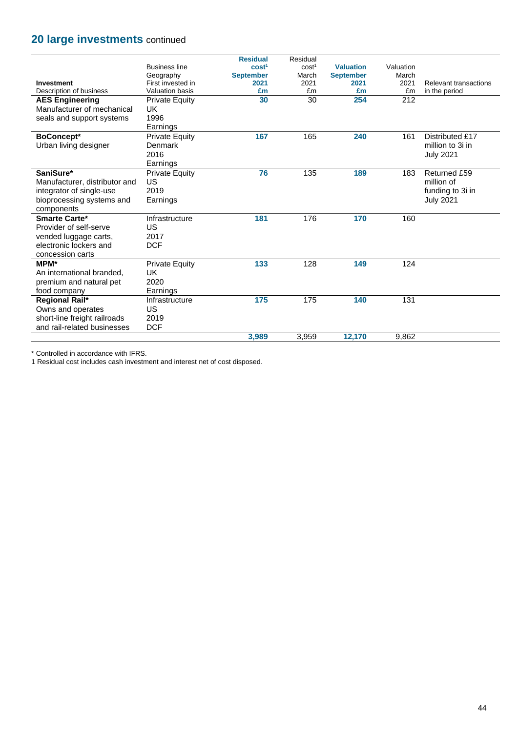## 20 large investments continued

| Investment<br>Description of business | Business line<br>Geography<br>First invested in<br>Valuation basis | Residual cost[1]<br>September<br>2021<br>£m | Residual cost[1]<br>March<br>2021<br>£m | Valuation<br>September<br>2021<br>£m | Valuation<br>March<br>2021<br>£m | Relevant transactions<br>in the period |
|---|---|---|---|---|---|---|
| **AES Engineering**<br>Manufacturer of mechanical seals and support systems | Private Equity<br>UK<br>1996<br>Earnings | **30** | 30 | **254** | 212 | |
| **BoConcept***<br>Urban living designer | Private Equity<br>Denmark<br>2016<br>Earnings | **167** | 165 | **240** | 161 | Distributed £17 million to 3i in July 2021 |
| **SaniSure***<br>Manufacturer, distributor and integrator of single-use bioprocessing systems and components | Private Equity<br>US<br>2019<br>Earnings | **76** | 135 | **189** | 183 | Returned £59 million of funding to 3i in July 2021 |
| **Smarte Carte***<br>Provider of self-serve vended luggage carts, electronic lockers and concession carts | Infrastructure<br>US<br>2017<br>DCF | **181** | 176 | **170** | 160 | |
| **MPM***<br>An international branded, premium and natural pet food company | Private Equity<br>UK<br>2020<br>Earnings | **133** | 128 | **149** | 124 | |
| **Regional Rail***<br>Owns and operates short-line freight railroads and rail-related businesses | Infrastructure<br>US<br>2019<br>DCF | **175** | 175 | **140** | 131 | |
| | | **3,989** | 3,959 | **12,170** | 9,862 | |

* Controlled in accordance with IFRS.

1 Residual cost includes cash investment and interest net of cost disposed.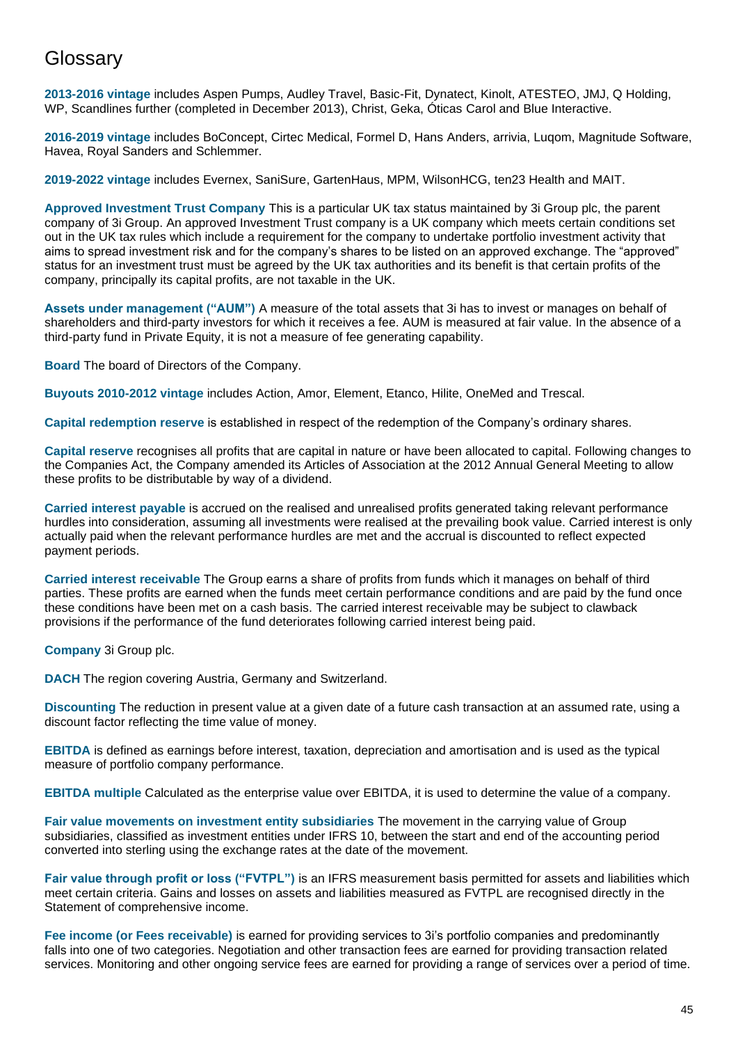# Glossary

**2013-2016 vintage** includes Aspen Pumps, Audley Travel, Basic-Fit, Dynatect, Kinolt, ATESTEO, JMJ, Q Holding, WP, Scandlines further (completed in December 2013), Christ, Geka, Óticas Carol and Blue Interactive.

**2016-2019 vintage** includes BoConcept, Cirtec Medical, Formel D, Hans Anders, arrivia, Luqom, Magnitude Software, Havea, Royal Sanders and Schlemmer.

**2019-2022 vintage** includes Evernex, SaniSure, GartenHaus, MPM, WilsonHCG, ten23 Health and MAIT.

**Approved Investment Trust Company** This is a particular UK tax status maintained by 3i Group plc, the parent company of 3i Group. An approved Investment Trust company is a UK company which meets certain conditions set out in the UK tax rules which include a requirement for the company to undertake portfolio investment activity that aims to spread investment risk and for the company's shares to be listed on an approved exchange. The "approved" status for an investment trust must be agreed by the UK tax authorities and its benefit is that certain profits of the company, principally its capital profits, are not taxable in the UK.

**Assets under management ("AUM")** A measure of the total assets that 3i has to invest or manages on behalf of shareholders and third-party investors for which it receives a fee. AUM is measured at fair value. In the absence of a third-party fund in Private Equity, it is not a measure of fee generating capability.

**Board** The board of Directors of the Company.

**Buyouts 2010-2012 vintage** includes Action, Amor, Element, Etanco, Hilite, OneMed and Trescal.

**Capital redemption reserve** is established in respect of the redemption of the Company's ordinary shares.

**Capital reserve** recognises all profits that are capital in nature or have been allocated to capital. Following changes to the Companies Act, the Company amended its Articles of Association at the 2012 Annual General Meeting to allow these profits to be distributable by way of a dividend.

**Carried interest payable** is accrued on the realised and unrealised profits generated taking relevant performance hurdles into consideration, assuming all investments were realised at the prevailing book value. Carried interest is only actually paid when the relevant performance hurdles are met and the accrual is discounted to reflect expected payment periods.

**Carried interest receivable** The Group earns a share of profits from funds which it manages on behalf of third parties. These profits are earned when the funds meet certain performance conditions and are paid by the fund once these conditions have been met on a cash basis. The carried interest receivable may be subject to clawback provisions if the performance of the fund deteriorates following carried interest being paid.

**Company** 3i Group plc.

**DACH** The region covering Austria, Germany and Switzerland.

**Discounting** The reduction in present value at a given date of a future cash transaction at an assumed rate, using a discount factor reflecting the time value of money.

**EBITDA** is defined as earnings before interest, taxation, depreciation and amortisation and is used as the typical measure of portfolio company performance.

**EBITDA multiple** Calculated as the enterprise value over EBITDA, it is used to determine the value of a company.

**Fair value movements on investment entity subsidiaries** The movement in the carrying value of Group subsidiaries, classified as investment entities under IFRS 10, between the start and end of the accounting period converted into sterling using the exchange rates at the date of the movement.

**Fair value through profit or loss ("FVTPL")** is an IFRS measurement basis permitted for assets and liabilities which meet certain criteria. Gains and losses on assets and liabilities measured as FVTPL are recognised directly in the Statement of comprehensive income.

**Fee income (or Fees receivable)** is earned for providing services to 3i's portfolio companies and predominantly falls into one of two categories. Negotiation and other transaction fees are earned for providing transaction related services. Monitoring and other ongoing service fees are earned for providing a range of services over a period of time.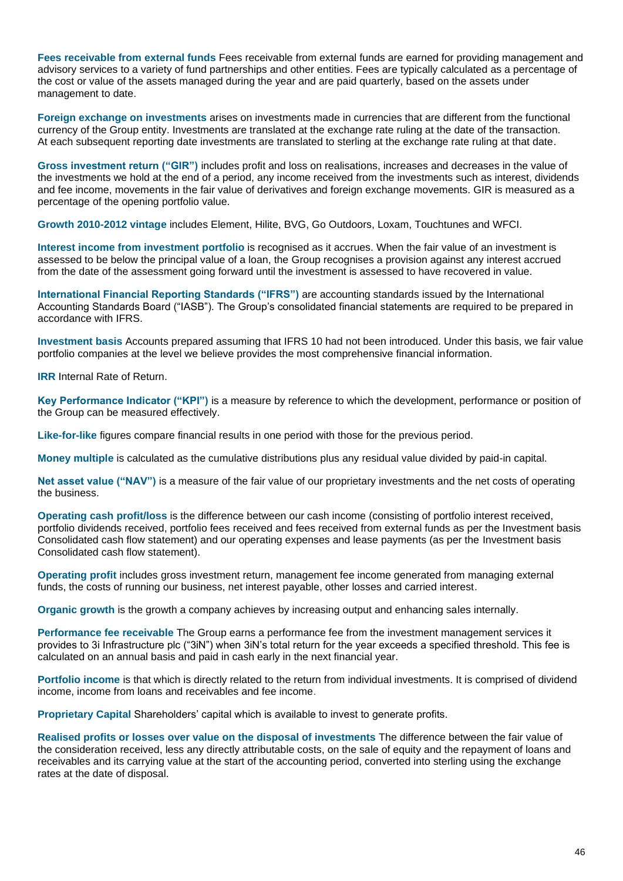**Fees receivable from external funds** Fees receivable from external funds are earned for providing management and advisory services to a variety of fund partnerships and other entities. Fees are typically calculated as a percentage of the cost or value of the assets managed during the year and are paid quarterly, based on the assets under management to date.

**Foreign exchange on investments** arises on investments made in currencies that are different from the functional currency of the Group entity. Investments are translated at the exchange rate ruling at the date of the transaction. At each subsequent reporting date investments are translated to sterling at the exchange rate ruling at that date.

**Gross investment return ("GIR")** includes profit and loss on realisations, increases and decreases in the value of the investments we hold at the end of a period, any income received from the investments such as interest, dividends and fee income, movements in the fair value of derivatives and foreign exchange movements. GIR is measured as a percentage of the opening portfolio value.

**Growth 2010-2012 vintage** includes Element, Hilite, BVG, Go Outdoors, Loxam, Touchtunes and WFCI.

**Interest income from investment portfolio** is recognised as it accrues. When the fair value of an investment is assessed to be below the principal value of a loan, the Group recognises a provision against any interest accrued from the date of the assessment going forward until the investment is assessed to have recovered in value.

**International Financial Reporting Standards ("IFRS")** are accounting standards issued by the International Accounting Standards Board ("IASB"). The Group's consolidated financial statements are required to be prepared in accordance with IFRS.

**Investment basis** Accounts prepared assuming that IFRS 10 had not been introduced. Under this basis, we fair value portfolio companies at the level we believe provides the most comprehensive financial information.

**IRR** Internal Rate of Return.

**Key Performance Indicator ("KPI")** is a measure by reference to which the development, performance or position of the Group can be measured effectively.

**Like-for-like** figures compare financial results in one period with those for the previous period.

**Money multiple** is calculated as the cumulative distributions plus any residual value divided by paid-in capital.

**Net asset value ("NAV")** is a measure of the fair value of our proprietary investments and the net costs of operating the business.

**Operating cash profit/loss** is the difference between our cash income (consisting of portfolio interest received, portfolio dividends received, portfolio fees received and fees received from external funds as per the Investment basis Consolidated cash flow statement) and our operating expenses and lease payments (as per the Investment basis Consolidated cash flow statement).

**Operating profit** includes gross investment return, management fee income generated from managing external funds, the costs of running our business, net interest payable, other losses and carried interest.

**Organic growth** is the growth a company achieves by increasing output and enhancing sales internally.

**Performance fee receivable** The Group earns a performance fee from the investment management services it provides to 3i Infrastructure plc ("3iN") when 3iN's total return for the year exceeds a specified threshold. This fee is calculated on an annual basis and paid in cash early in the next financial year.

**Portfolio income** is that which is directly related to the return from individual investments. It is comprised of dividend income, income from loans and receivables and fee income.

**Proprietary Capital** Shareholders' capital which is available to invest to generate profits.

**Realised profits or losses over value on the disposal of investments** The difference between the fair value of the consideration received, less any directly attributable costs, on the sale of equity and the repayment of loans and receivables and its carrying value at the start of the accounting period, converted into sterling using the exchange rates at the date of disposal.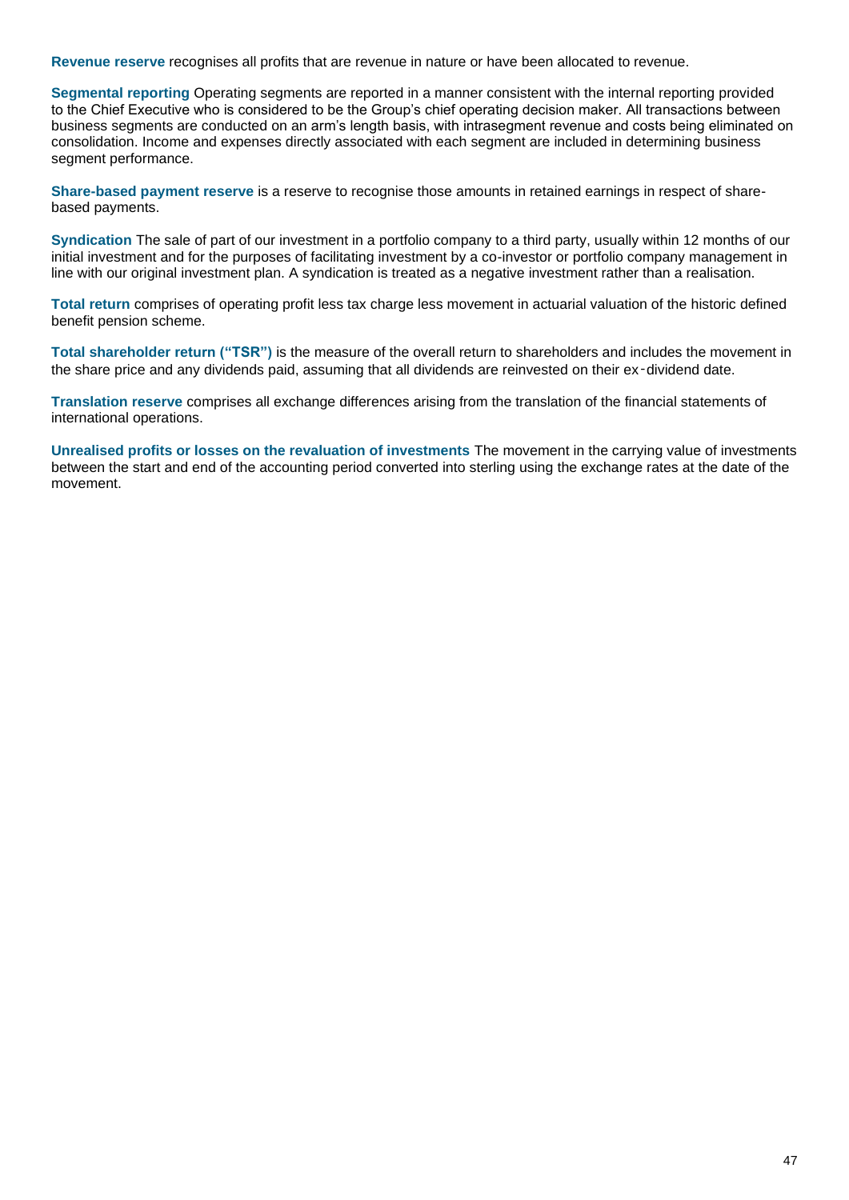**Revenue reserve** recognises all profits that are revenue in nature or have been allocated to revenue.

**Segmental reporting** Operating segments are reported in a manner consistent with the internal reporting provided to the Chief Executive who is considered to be the Group's chief operating decision maker. All transactions between business segments are conducted on an arm's length basis, with intrasegment revenue and costs being eliminated on consolidation. Income and expenses directly associated with each segment are included in determining business segment performance.

**Share-based payment reserve** is a reserve to recognise those amounts in retained earnings in respect of share-based payments.

**Syndication** The sale of part of our investment in a portfolio company to a third party, usually within 12 months of our initial investment and for the purposes of facilitating investment by a co-investor or portfolio company management in line with our original investment plan. A syndication is treated as a negative investment rather than a realisation.

**Total return** comprises of operating profit less tax charge less movement in actuarial valuation of the historic defined benefit pension scheme.

**Total shareholder return ("TSR")** is the measure of the overall return to shareholders and includes the movement in the share price and any dividends paid, assuming that all dividends are reinvested on their ex-dividend date.

**Translation reserve** comprises all exchange differences arising from the translation of the financial statements of international operations.

**Unrealised profits or losses on the revaluation of investments** The movement in the carrying value of investments between the start and end of the accounting period converted into sterling using the exchange rates at the date of the movement.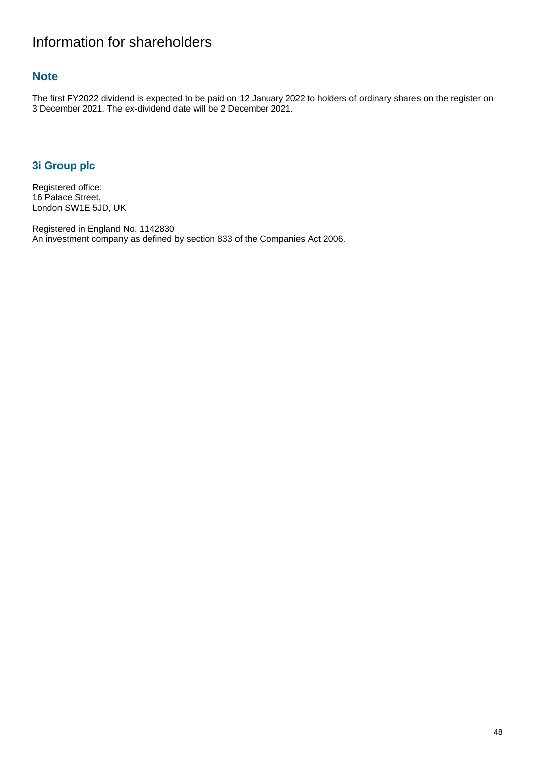# Information for shareholders

## Note

The first FY2022 dividend is expected to be paid on 12 January 2022 to holders of ordinary shares on the register on 3 December 2021. The ex-dividend date will be 2 December 2021.

## 3i Group plc

Registered office:  
16 Palace Street,  
London SW1E 5JD, UK

Registered in England No. 1142830  
An investment company as defined by section 833 of the Companies Act 2006.